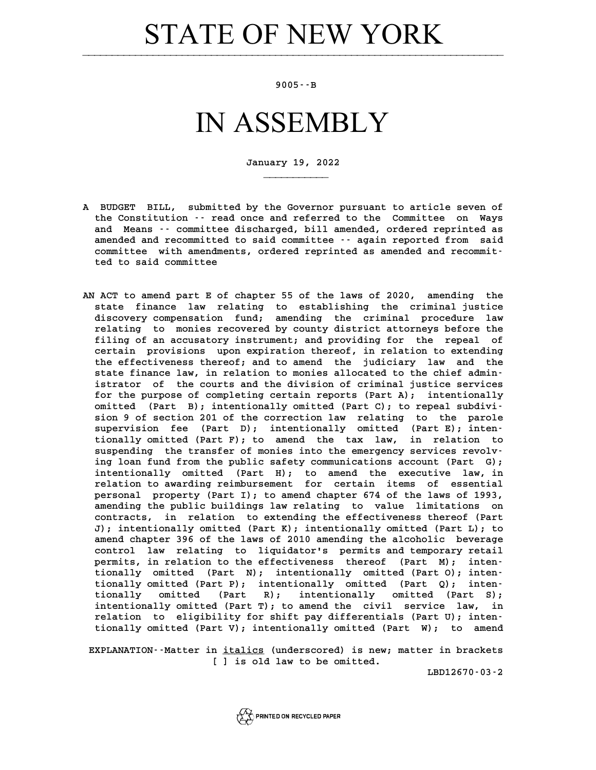# STATE OF NEW YORK

9005--B

# IN ASSEMBLY

January 19, 2022

A BUDGET BILL, submitted by the Governor pursuant to article seven of the Constitution -- read once and referred to the Committee on Ways and Means -- committee discharged, bill amended, ordered reprinted as amended and recommitted to said committee -- again reported from said committee with amendments, ordered reprinted as amended and recommitted to said committee

AN ACT to amend part E of chapter 55 of the laws of 2020, amending the state finance law relating to establishing the criminal justice discovery compensation fund; amending the criminal procedure law relating to monies recovered by county district attorneys before the filing of an accusatory instrument; and providing for the repeal of certain provisions upon expiration thereof, in relation to extending the effectiveness thereof; and to amend the judiciary law and the state finance law, in relation to monies allocated to the chief administrator of the courts and the division of criminal justice services for the purpose of completing certain reports (Part A); intentionally omitted (Part B); intentionally omitted (Part C); to repeal subdivision 9 of section 201 of the correction law relating to the parole supervision fee (Part D); intentionally omitted (Part E); intentionally omitted (Part F); to amend the tax law, in relation to suspending the transfer of monies into the emergency services revolving loan fund from the public safety communications account (Part G); intentionally omitted (Part H); to amend the executive law, in relation to awarding reimbursement for certain items of essential personal property (Part I); to amend chapter 674 of the laws of 1993, amending the public buildings law relating to value limitations on contracts, in relation to extending the effectiveness thereof (Part J); intentionally omitted (Part K); intentionally omitted (Part L); to amend chapter 396 of the laws of 2010 amending the alcoholic beverage control law relating to liquidator's permits and temporary retail permits, in relation to the effectiveness thereof (Part M); intentionally omitted (Part N); intentionally omitted (Part O); intentionally omitted (Part P); intentionally omitted (Part Q); intentionally omitted (Part R); intentionally omitted (Part S); intentionally omitted (Part T); to amend the civil service law, in relation to eligibility for shift pay differentials (Part U); intentionally omitted (Part V); intentionally omitted (Part W); to amend

EXPLANATION--Matter in *italics* (underscored) is new; matter in brackets [ ] is old law to be omitted.

LBD12670-03-2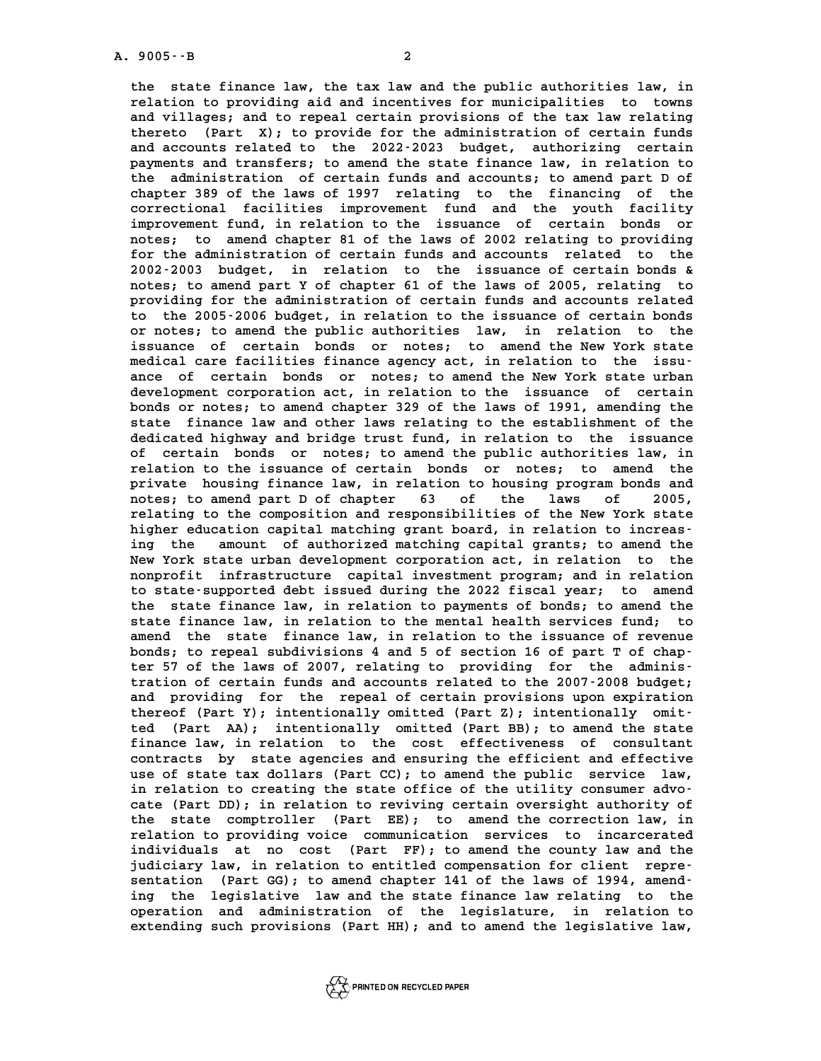the state finance law, the tax law and the public authorities law, in relation to providing aid and incentives for municipalities to towns and villages; and to repeal certain provisions of the tax law relating thereto (Part X); to provide for the administration of certain funds and accounts related to the 2022-2023 budget, authorizing certain payments and transfers; to amend the state finance law, in relation to the administration of certain funds and accounts; to amend part D of chapter 389 of the laws of 1997 relating to the financing of the correctional facilities improvement fund and the youth facility improvement fund, in relation to the issuance of certain bonds or notes; to amend chapter 81 of the laws of 2002 relating to providing for the administration of certain funds and accounts related to the 2002-2003 budget, in relation to the issuance of certain bonds & notes; to amend part Y of chapter 61 of the laws of 2005, relating to providing for the administration of certain funds and accounts related to the 2005-2006 budget, in relation to the issuance of certain bonds or notes; to amend the public authorities law, in relation to the issuance of certain bonds or notes; to amend the New York state medical care facilities finance agency act, in relation to the issuance of certain bonds or notes; to amend the New York state urban development corporation act, in relation to the issuance of certain bonds or notes; to amend chapter 329 of the laws of 1991, amending the state finance law and other laws relating to the establishment of the dedicated highway and bridge trust fund, in relation to the issuance of certain bonds or notes; to amend the public authorities law, in relation to the issuance of certain bonds or notes; to amend the private housing finance law, in relation to housing program bonds and notes; to amend part D of chapter 63 of the laws of 2005, relating to the composition and responsibilities of the New York state higher education capital matching grant board, in relation to increasing the amount of authorized matching capital grants; to amend the New York state urban development corporation act, in relation to the nonprofit infrastructure capital investment program; and in relation to state-supported debt issued during the 2022 fiscal year; to amend the state finance law, in relation to payments of bonds; to amend the state finance law, in relation to the mental health services fund; to amend the state finance law, in relation to the issuance of revenue bonds; to repeal subdivisions 4 and 5 of section 16 of part T of chapter 57 of the laws of 2007, relating to providing for the administration of certain funds and accounts related to the 2007-2008 budget; and providing for the repeal of certain provisions upon expiration thereof (Part Y); intentionally omitted (Part Z); intentionally omitted (Part AA); intentionally omitted (Part BB); to amend the state finance law, in relation to the cost effectiveness of consultant contracts by state agencies and ensuring the efficient and effective use of state tax dollars (Part CC); to amend the public service law, in relation to creating the state office of the utility consumer advocate (Part DD); in relation to reviving certain oversight authority of the state comptroller (Part EE); to amend the correction law, in relation to providing voice communication services to incarcerated individuals at no cost (Part FF); to amend the county law and the judiciary law, in relation to entitled compensation for client representation (Part GG); to amend chapter 141 of the laws of 1994, amending the legislative law and the state finance law relating to the operation and administration of the legislature, in relation to extending such provisions (Part HH); and to amend the legislative law,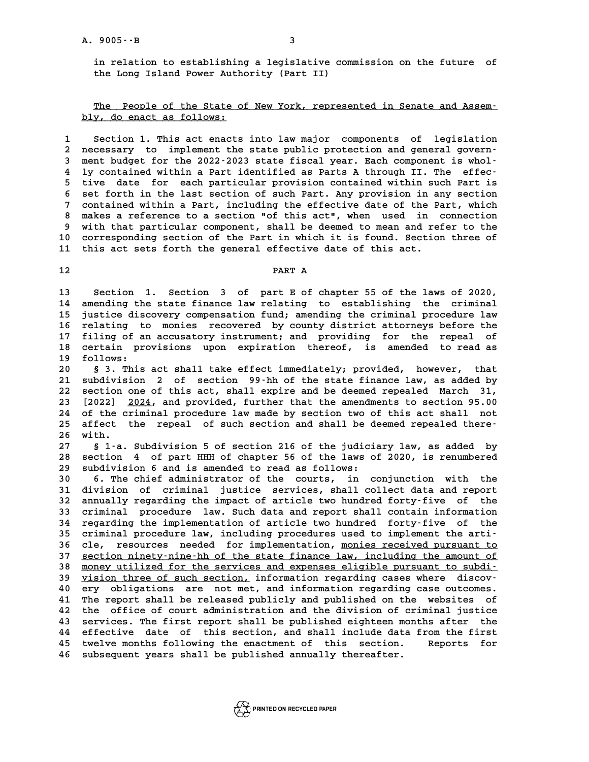in relation to establishing a legislative commission on the future of the Long Island Power Authority (Part II)

The People of the State of New York, represented in Senate and Assembly, do enact as follows:

1 Section 1. This act enacts into law major components of legislation
2 necessary to implement the state public protection and general govern-
3 ment budget for the 2022-2023 state fiscal year. Each component is whol-
4 ly contained within a Part identified as Parts A through II. The effec-
5 tive date for each particular provision contained within such Part is
6 set forth in the last section of such Part. Any provision in any section
7 contained within a Part, including the effective date of the Part, which
8 makes a reference to a section "of this act", when used in connection
9 with that particular component, shall be deemed to mean and refer to the
10 corresponding section of the Part in which it is found. Section three of
11 this act sets forth the general effective date of this act.

12 PART A

13 Section 1. Section 3 of part E of chapter 55 of the laws of 2020,
14 amending the state finance law relating to establishing the criminal
15 justice discovery compensation fund; amending the criminal procedure law
16 relating to monies recovered by county district attorneys before the
17 filing of an accusatory instrument; and providing for the repeal of
18 certain provisions upon expiration thereof, is amended to read as
19 follows:
20 § 3. This act shall take effect immediately; provided, however, that
21 subdivision 2 of section 99-hh of the state finance law, as added by
22 section one of this act, shall expire and be deemed repealed March 31,
23 [2022] <u>2024</u>, and provided, further that the amendments to section 95.00
24 of the criminal procedure law made by section two of this act shall not
25 affect the repeal of such section and shall be deemed repealed there-
26 with.
27 § 1-a. Subdivision 5 of section 216 of the judiciary law, as added by
28 section 4 of part HHH of chapter 56 of the laws of 2020, is renumbered
29 subdivision 6 and is amended to read as follows:
30 6. The chief administrator of the courts, in conjunction with the
31 division of criminal justice services, shall collect data and report
32 annually regarding the impact of article two hundred forty-five of the
33 criminal procedure law. Such data and report shall contain information
34 regarding the implementation of article two hundred forty-five of the
35 criminal procedure law, including procedures used to implement the arti-
36 cle, resources needed for implementation, <u>monies received pursuant to</u>
37 <u>section ninety-nine-hh of the state finance law, including the amount of</u>
38 <u>money utilized for the services and expenses eligible pursuant to subdi-</u>
39 <u>vision three of such section,</u> information regarding cases where discov-
40 ery obligations are not met, and information regarding case outcomes.
41 The report shall be released publicly and published on the websites of
42 the office of court administration and the division of criminal justice
43 services. The first report shall be published eighteen months after the
44 effective date of this section, and shall include data from the first
45 twelve months following the enactment of this section. Reports for
46 subsequent years shall be published annually thereafter.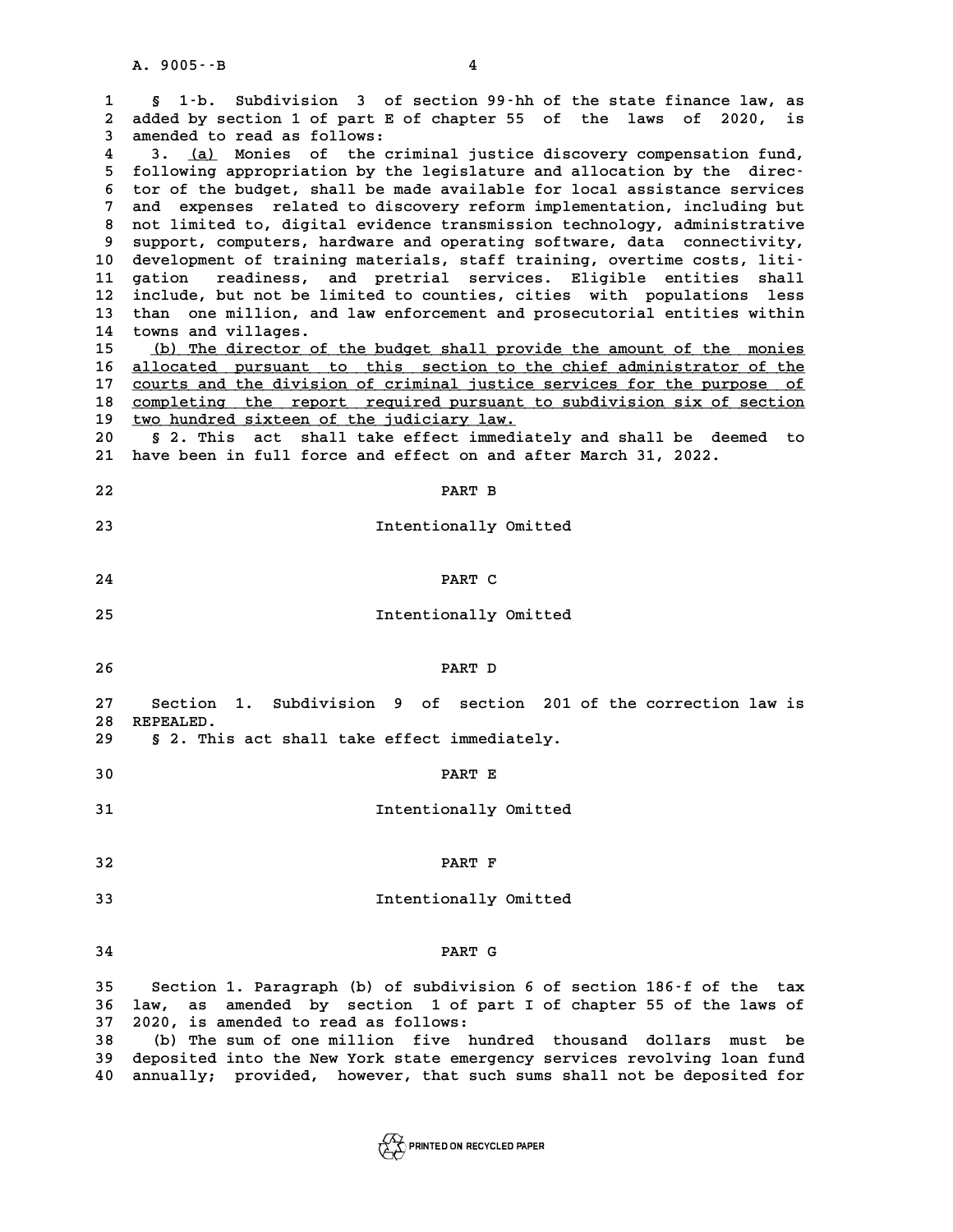§ 1-b. Subdivision 3 of section 99-hh of the state finance law, as added by section 1 of part E of chapter 55 of the laws of 2020, is amended to read as follows:

3. (a) Monies of the criminal justice discovery compensation fund, following appropriation by the legislature and allocation by the director of the budget, shall be made available for local assistance services and expenses related to discovery reform implementation, including but not limited to, digital evidence transmission technology, administrative support, computers, hardware and operating software, data connectivity, development of training materials, staff training, overtime costs, litigation readiness, and pretrial services. Eligible entities shall include, but not be limited to counties, cities with populations less than one million, and law enforcement and prosecutorial entities within towns and villages.

(b) The director of the budget shall provide the amount of the monies allocated pursuant to this section to the chief administrator of the courts and the division of criminal justice services for the purpose of completing the report required pursuant to subdivision six of section two hundred sixteen of the judiciary law.

§ 2. This act shall take effect immediately and shall be deemed to have been in full force and effect on and after March 31, 2022.

PART B

Intentionally Omitted

PART C

Intentionally Omitted

PART D

Section 1. Subdivision 9 of section 201 of the correction law is REPEALED.

§ 2. This act shall take effect immediately.

PART E

Intentionally Omitted

PART F

Intentionally Omitted

PART G

Section 1. Paragraph (b) of subdivision 6 of section 186-f of the tax law, as amended by section 1 of part I of chapter 55 of the laws of 2020, is amended to read as follows:

(b) The sum of one million five hundred thousand dollars must be deposited into the New York state emergency services revolving loan fund annually; provided, however, that such sums shall not be deposited for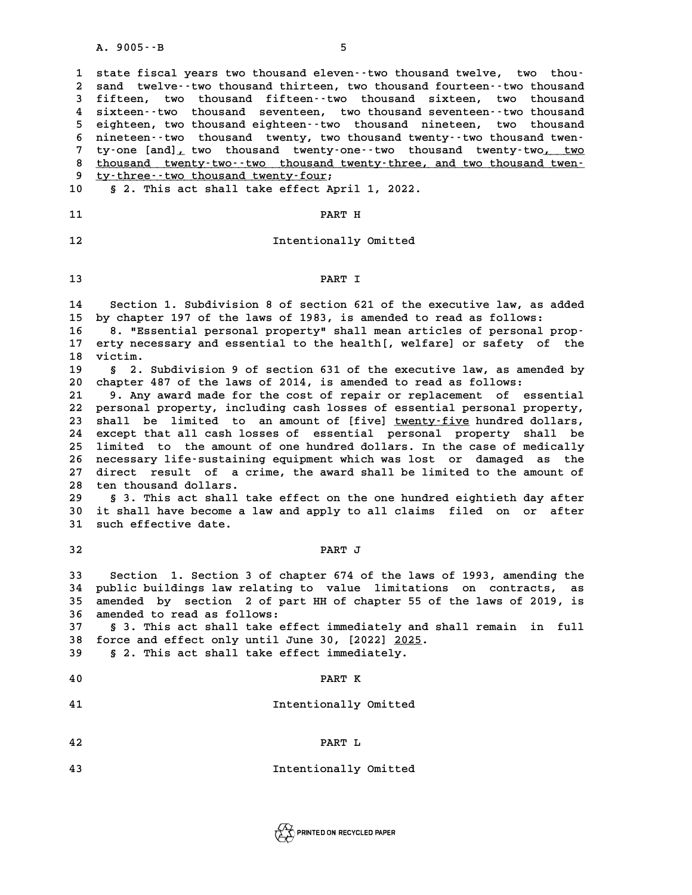state fiscal years two thousand eleven--two thousand twelve, two thousand twelve--two thousand thirteen, two thousand fourteen--two thousand fifteen, two thousand fifteen--two thousand sixteen, two thousand sixteen--two thousand seventeen, two thousand seventeen--two thousand eighteen, two thousand eighteen--two thousand nineteen, two thousand nineteen--two thousand twenty, two thousand twenty--two thousand twenty-one [and], two thousand twenty-one--two thousand twenty-two, two thousand twenty-two--two thousand twenty-three, and two thousand twenty-three--two thousand twenty-four;

§ 2. This act shall take effect April 1, 2022.

## PART H

Intentionally Omitted

## PART I

Section 1. Subdivision 8 of section 621 of the executive law, as added by chapter 197 of the laws of 1983, is amended to read as follows:

8. "Essential personal property" shall mean articles of personal property necessary and essential to the health[, welfare] or safety of the victim.

§ 2. Subdivision 9 of section 631 of the executive law, as amended by chapter 487 of the laws of 2014, is amended to read as follows:

9. Any award made for the cost of repair or replacement of essential personal property, including cash losses of essential personal property, shall be limited to an amount of [five] twenty-five hundred dollars, except that all cash losses of essential personal property shall be limited to the amount of one hundred dollars. In the case of medically necessary life-sustaining equipment which was lost or damaged as the direct result of a crime, the award shall be limited to the amount of ten thousand dollars.

§ 3. This act shall take effect on the one hundred eightieth day after it shall have become a law and apply to all claims filed on or after such effective date.

## PART J

Section 1. Section 3 of chapter 674 of the laws of 1993, amending the public buildings law relating to value limitations on contracts, as amended by section 2 of part HH of chapter 55 of the laws of 2019, is amended to read as follows:

§ 3. This act shall take effect immediately and shall remain in full force and effect only until June 30, [2022] 2025.

§ 2. This act shall take effect immediately.

## PART K

Intentionally Omitted

## PART L

Intentionally Omitted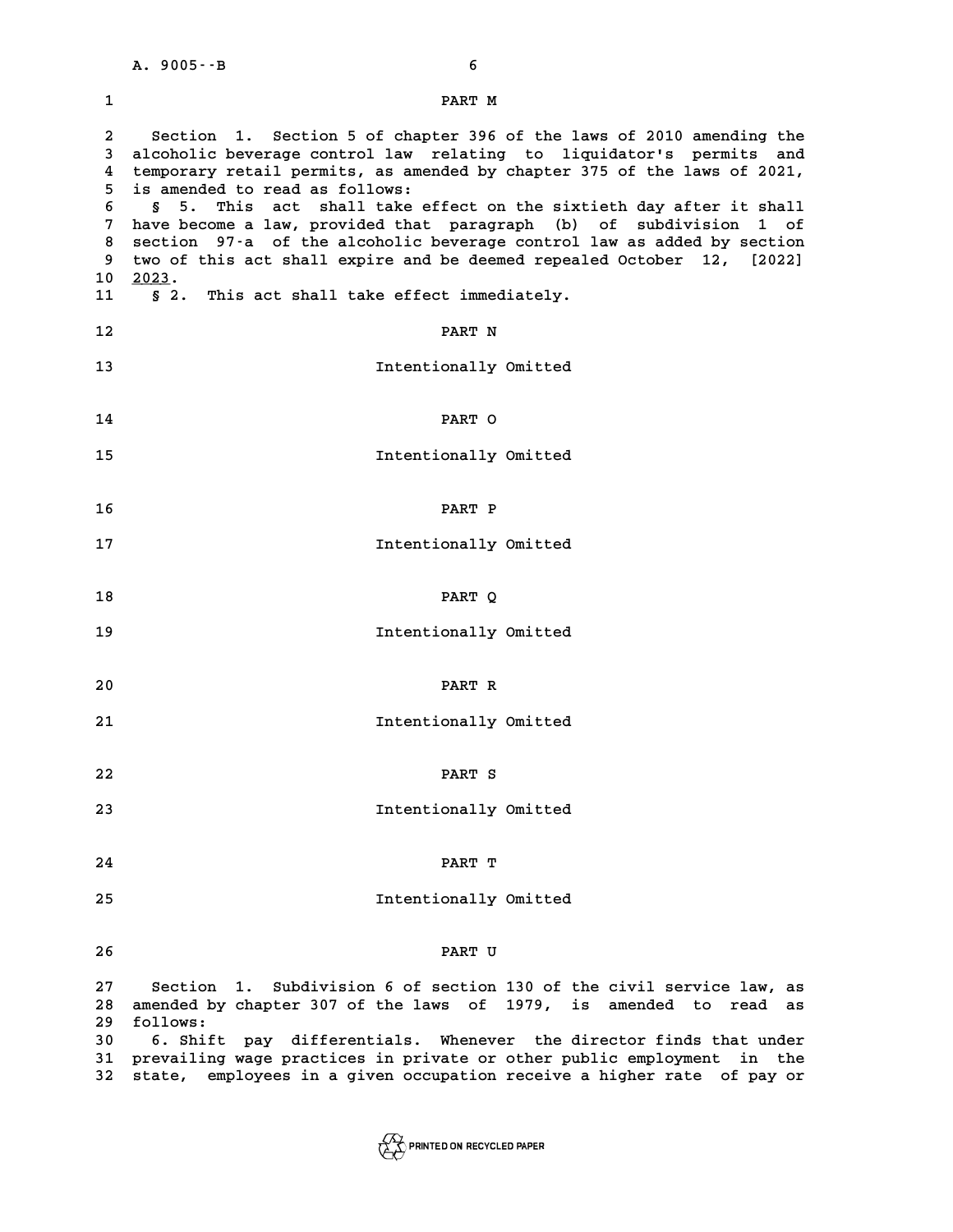PART M

Section 1. Section 5 of chapter 396 of the laws of 2010 amending the alcoholic beverage control law relating to liquidator's permits and temporary retail permits, as amended by chapter 375 of the laws of 2021, is amended to read as follows:

§ 5. This act shall take effect on the sixtieth day after it shall have become a law, provided that paragraph (b) of subdivision 1 of section 97-a of the alcoholic beverage control law as added by section two of this act shall expire and be deemed repealed October 12, [2022] 2023.

§ 2. This act shall take effect immediately.

PART N

Intentionally Omitted

PART O

Intentionally Omitted

PART P

Intentionally Omitted

PART Q

Intentionally Omitted

PART R

Intentionally Omitted

PART S

Intentionally Omitted

PART T

Intentionally Omitted

PART U

Section 1. Subdivision 6 of section 130 of the civil service law, as amended by chapter 307 of the laws of 1979, is amended to read as follows:

6. Shift pay differentials. Whenever the director finds that under prevailing wage practices in private or other public employment in the state, employees in a given occupation receive a higher rate of pay or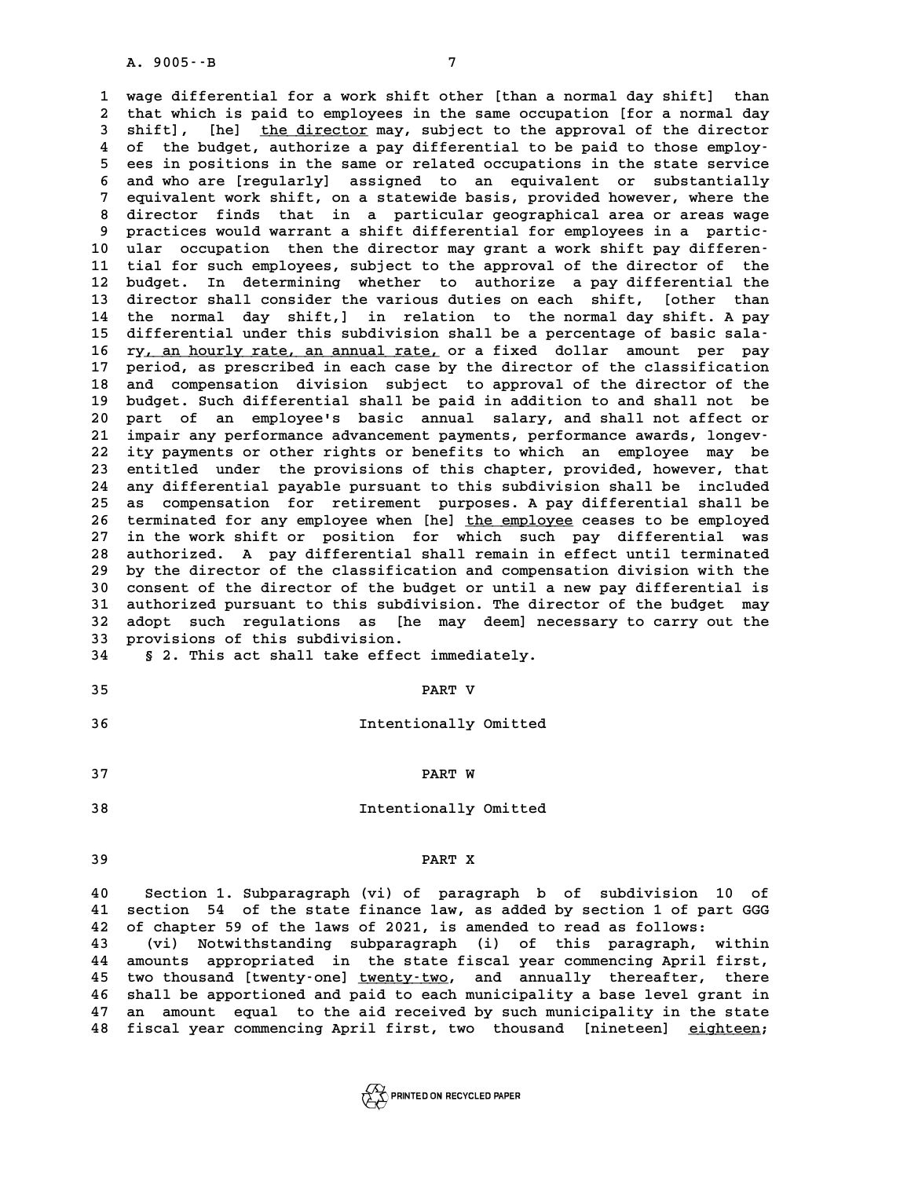wage differential for a work shift other [than a normal day shift] than that which is paid to employees in the same occupation [for a normal day shift], [he] the director may, subject to the approval of the director of the budget, authorize a pay differential to be paid to those employees in positions in the same or related occupations in the state service and who are [regularly] assigned to an equivalent or substantially equivalent work shift, on a statewide basis, provided however, where the director finds that in a particular geographical area or areas wage practices would warrant a shift differential for employees in a particular occupation then the director may grant a work shift pay differential for such employees, subject to the approval of the director of the budget. In determining whether to authorize a pay differential the director shall consider the various duties on each shift, [other than the normal day shift,] in relation to the normal day shift. A pay differential under this subdivision shall be a percentage of basic salary, an hourly rate, an annual rate, or a fixed dollar amount per pay period, as prescribed in each case by the director of the classification and compensation division subject to approval of the director of the budget. Such differential shall be paid in addition to and shall not be part of an employee's basic annual salary, and shall not affect or impair any performance advancement payments, performance awards, longevity payments or other rights or benefits to which an employee may be entitled under the provisions of this chapter, provided, however, that any differential payable pursuant to this subdivision shall be included as compensation for retirement purposes. A pay differential shall be terminated for any employee when [he] the employee ceases to be employed in the work shift or position for which such pay differential was authorized. A pay differential shall remain in effect until terminated by the director of the classification and compensation division with the consent of the director of the budget or until a new pay differential is authorized pursuant to this subdivision. The director of the budget may adopt such regulations as [he may deem] necessary to carry out the provisions of this subdivision.

§ 2. This act shall take effect immediately.

PART V

Intentionally Omitted

PART W

Intentionally Omitted

PART X

Section 1. Subparagraph (vi) of paragraph b of subdivision 10 of section 54 of the state finance law, as added by section 1 of part GGG of chapter 59 of the laws of 2021, is amended to read as follows:

(vi) Notwithstanding subparagraph (i) of this paragraph, within amounts appropriated in the state fiscal year commencing April first, two thousand [twenty-one] twenty-two, and annually thereafter, there shall be apportioned and paid to each municipality a base level grant in an amount equal to the aid received by such municipality in the state fiscal year commencing April first, two thousand [nineteen] eighteen;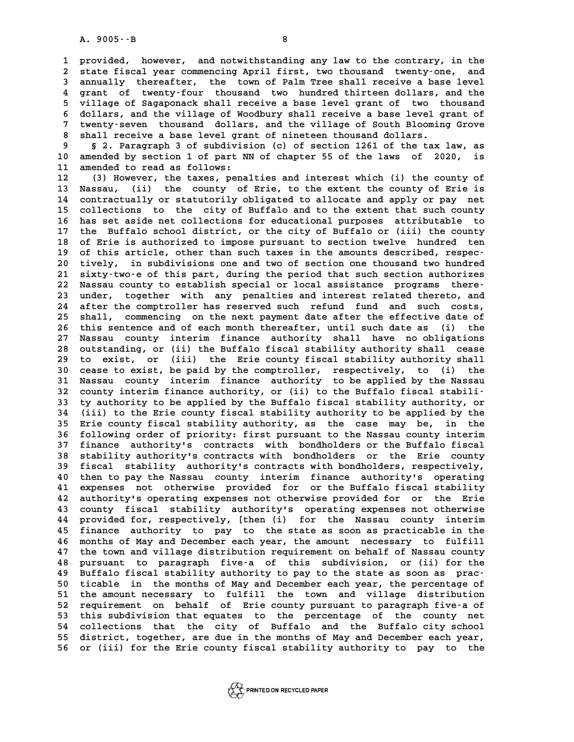provided, however, and notwithstanding any law to the contrary, in the state fiscal year commencing April first, two thousand twenty-one, and annually thereafter, the town of Palm Tree shall receive a base level grant of twenty-four thousand two hundred thirteen dollars, and the village of Sagaponack shall receive a base level grant of two thousand dollars, and the village of Woodbury shall receive a base level grant of twenty-seven thousand dollars, and the village of South Blooming Grove shall receive a base level grant of nineteen thousand dollars.

§ 2. Paragraph 3 of subdivision (c) of section 1261 of the tax law, as amended by section 1 of part NN of chapter 55 of the laws of 2020, is amended to read as follows:

(3) However, the taxes, penalties and interest which (i) the county of Nassau, (ii) the county of Erie, to the extent the county of Erie is contractually or statutorily obligated to allocate and apply or pay net collections to the city of Buffalo and to the extent that such county has set aside net collections for educational purposes attributable to the Buffalo school district, or the city of Buffalo or (iii) the county of Erie is authorized to impose pursuant to section twelve hundred ten of this article, other than such taxes in the amounts described, respectively, in subdivisions one and two of section one thousand two hundred sixty-two-e of this part, during the period that such section authorizes Nassau county to establish special or local assistance programs thereunder, together with any penalties and interest related thereto, and after the comptroller has reserved such refund fund and such costs, shall, commencing on the next payment date after the effective date of this sentence and of each month thereafter, until such date as (i) the Nassau county interim finance authority shall have no obligations outstanding, or (ii) the Buffalo fiscal stability authority shall cease to exist, or (iii) the Erie county fiscal stability authority shall cease to exist, be paid by the comptroller, respectively, to (i) the Nassau county interim finance authority to be applied by the Nassau county interim finance authority, or (ii) to the Buffalo fiscal stability authority to be applied by the Buffalo fiscal stability authority, or (iii) to the Erie county fiscal stability authority to be applied by the Erie county fiscal stability authority, as the case may be, in the following order of priority: first pursuant to the Nassau county interim finance authority's contracts with bondholders or the Buffalo fiscal stability authority's contracts with bondholders or the Erie county fiscal stability authority's contracts with bondholders, respectively, then to pay the Nassau county interim finance authority's operating expenses not otherwise provided for or the Buffalo fiscal stability authority's operating expenses not otherwise provided for or the Erie county fiscal stability authority's operating expenses not otherwise provided for, respectively, [then (i) for the Nassau county interim finance authority to pay to the state as soon as practicable in the months of May and December each year, the amount necessary to fulfill the town and village distribution requirement on behalf of Nassau county pursuant to paragraph five-a of this subdivision, or (ii) for the Buffalo fiscal stability authority to pay to the state as soon as practicable in the months of May and December each year, the percentage of the amount necessary to fulfill the town and village distribution requirement on behalf of Erie county pursuant to paragraph five-a of this subdivision that equates to the percentage of the county net collections that the city of Buffalo and the Buffalo city school district, together, are due in the months of May and December each year, or (iii) for the Erie county fiscal stability authority to pay to the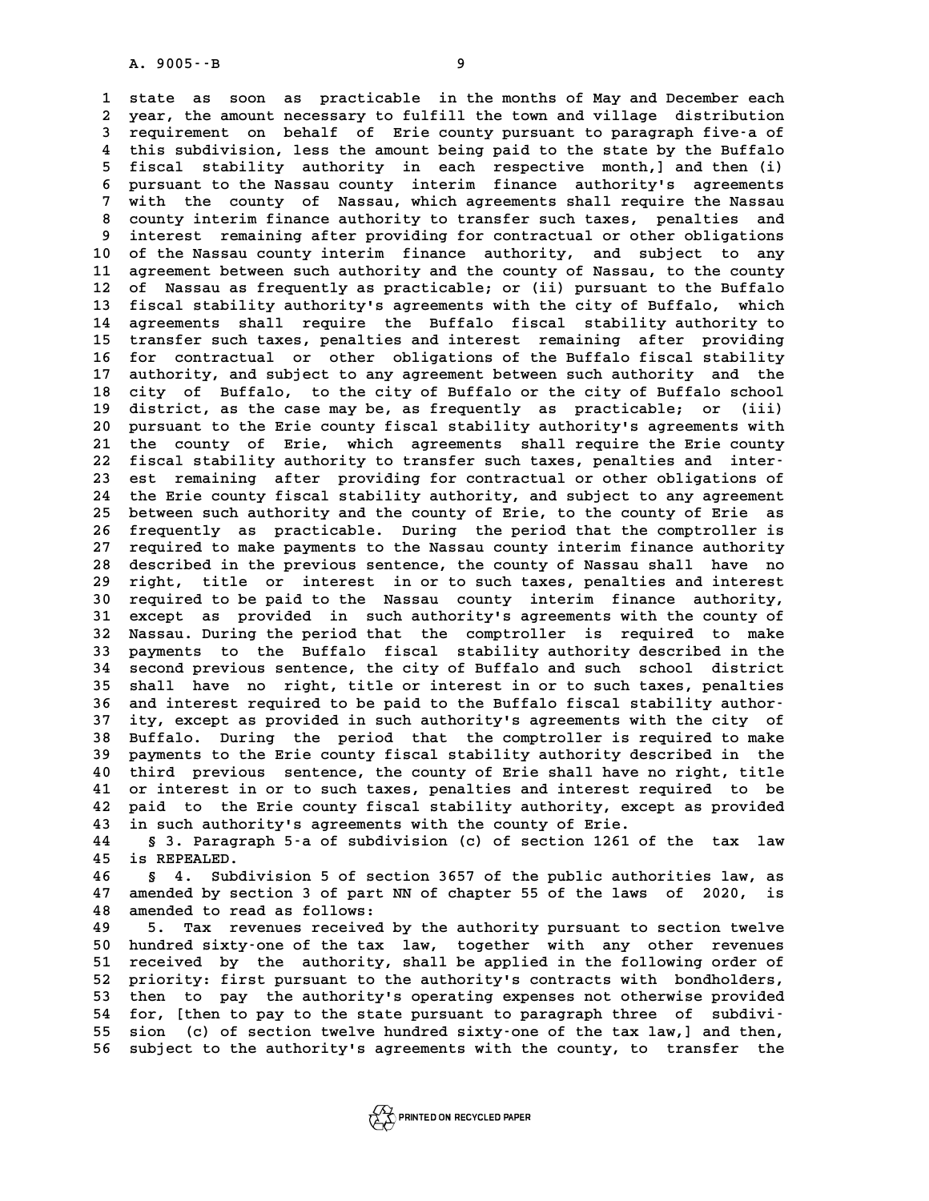state as soon as practicable in the months of May and December each year, the amount necessary to fulfill the town and village distribution requirement on behalf of Erie county pursuant to paragraph five-a of this subdivision, less the amount being paid to the state by the Buffalo fiscal stability authority in each respective month,] and then (i) pursuant to the Nassau county interim finance authority's agreements with the county of Nassau, which agreements shall require the Nassau county interim finance authority to transfer such taxes, penalties and interest remaining after providing for contractual or other obligations of the Nassau county interim finance authority, and subject to any agreement between such authority and the county of Nassau, to the county of Nassau as frequently as practicable; or (ii) pursuant to the Buffalo fiscal stability authority's agreements with the city of Buffalo, which agreements shall require the Buffalo fiscal stability authority to transfer such taxes, penalties and interest remaining after providing for contractual or other obligations of the Buffalo fiscal stability authority, and subject to any agreement between such authority and the city of Buffalo, to the city of Buffalo or the city of Buffalo school district, as the case may be, as frequently as practicable; or (iii) pursuant to the Erie county fiscal stability authority's agreements with the county of Erie, which agreements shall require the Erie county fiscal stability authority to transfer such taxes, penalties and interest remaining after providing for contractual or other obligations of the Erie county fiscal stability authority, and subject to any agreement between such authority and the county of Erie, to the county of Erie as frequently as practicable. During the period that the comptroller is required to make payments to the Nassau county interim finance authority described in the previous sentence, the county of Nassau shall have no right, title or interest in or to such taxes, penalties and interest required to be paid to the Nassau county interim finance authority, except as provided in such authority's agreements with the county of Nassau. During the period that the comptroller is required to make payments to the Buffalo fiscal stability authority described in the second previous sentence, the city of Buffalo and such school district shall have no right, title or interest in or to such taxes, penalties and interest required to be paid to the Buffalo fiscal stability authority, except as provided in such authority's agreements with the city of Buffalo. During the period that the comptroller is required to make payments to the Erie county fiscal stability authority described in the third previous sentence, the county of Erie shall have no right, title or interest in or to such taxes, penalties and interest required to be paid to the Erie county fiscal stability authority, except as provided in such authority's agreements with the county of Erie.

§ 3. Paragraph 5-a of subdivision (c) of section 1261 of the tax law is REPEALED.

§ 4. Subdivision 5 of section 3657 of the public authorities law, as amended by section 3 of part NN of chapter 55 of the laws of 2020, is amended to read as follows:

5. Tax revenues received by the authority pursuant to section twelve hundred sixty-one of the tax law, together with any other revenues received by the authority, shall be applied in the following order of priority: first pursuant to the authority's contracts with bondholders, then to pay the authority's operating expenses not otherwise provided for, [then to pay to the state pursuant to paragraph three of subdivision (c) of section twelve hundred sixty-one of the tax law,] and then, subject to the authority's agreements with the county, to transfer the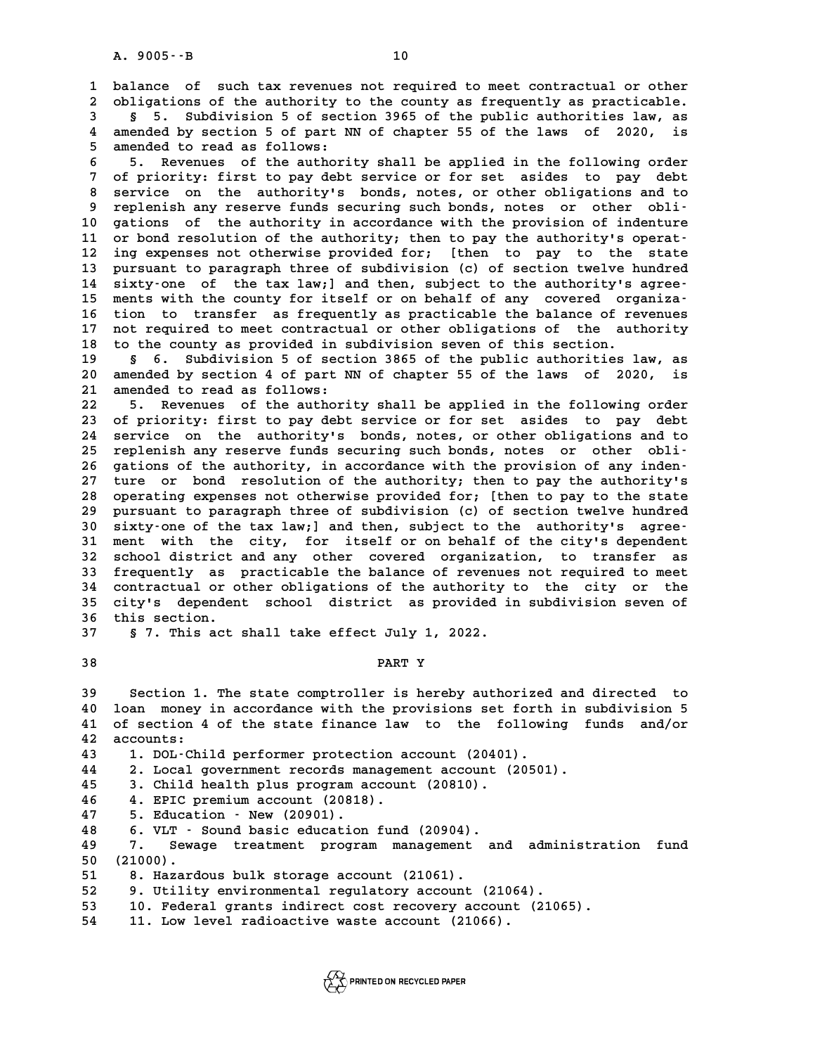balance of such tax revenues not required to meet contractual or other obligations of the authority to the county as frequently as practicable.

§ 5. Subdivision 5 of section 3965 of the public authorities law, as amended by section 5 of part NN of chapter 55 of the laws of 2020, is amended to read as follows:

5. Revenues of the authority shall be applied in the following order of priority: first to pay debt service or for set asides to pay debt service on the authority's bonds, notes, or other obligations and to replenish any reserve funds securing such bonds, notes or other obligations of the authority in accordance with the provision of indenture or bond resolution of the authority; then to pay the authority's operating expenses not otherwise provided for; [then to pay to the state pursuant to paragraph three of subdivision (c) of section twelve hundred sixty-one of the tax law;] and then, subject to the authority's agreements with the county for itself or on behalf of any covered organization to transfer as frequently as practicable the balance of revenues not required to meet contractual or other obligations of the authority to the county as provided in subdivision seven of this section.

§ 6. Subdivision 5 of section 3865 of the public authorities law, as amended by section 4 of part NN of chapter 55 of the laws of 2020, is amended to read as follows:

5. Revenues of the authority shall be applied in the following order of priority: first to pay debt service or for set asides to pay debt service on the authority's bonds, notes, or other obligations and to replenish any reserve funds securing such bonds, notes or other obligations of the authority, in accordance with the provision of any indenture or bond resolution of the authority; then to pay the authority's operating expenses not otherwise provided for; [then to pay to the state pursuant to paragraph three of subdivision (c) of section twelve hundred sixty-one of the tax law;] and then, subject to the authority's agreement with the city, for itself or on behalf of the city's dependent school district and any other covered organization, to transfer as frequently as practicable the balance of revenues not required to meet contractual or other obligations of the authority to the city or the city's dependent school district as provided in subdivision seven of this section.

§ 7. This act shall take effect July 1, 2022.

PART Y

Section 1. The state comptroller is hereby authorized and directed to loan money in accordance with the provisions set forth in subdivision 5 of section 4 of the state finance law to the following funds and/or accounts:

1. DOL-Child performer protection account (20401).
2. Local government records management account (20501).
3. Child health plus program account (20810).
4. EPIC premium account (20818).
5. Education - New (20901).
6. VLT - Sound basic education fund (20904).
7. Sewage treatment program management and administration fund (21000).
8. Hazardous bulk storage account (21061).
9. Utility environmental regulatory account (21064).
10. Federal grants indirect cost recovery account (21065).
11. Low level radioactive waste account (21066).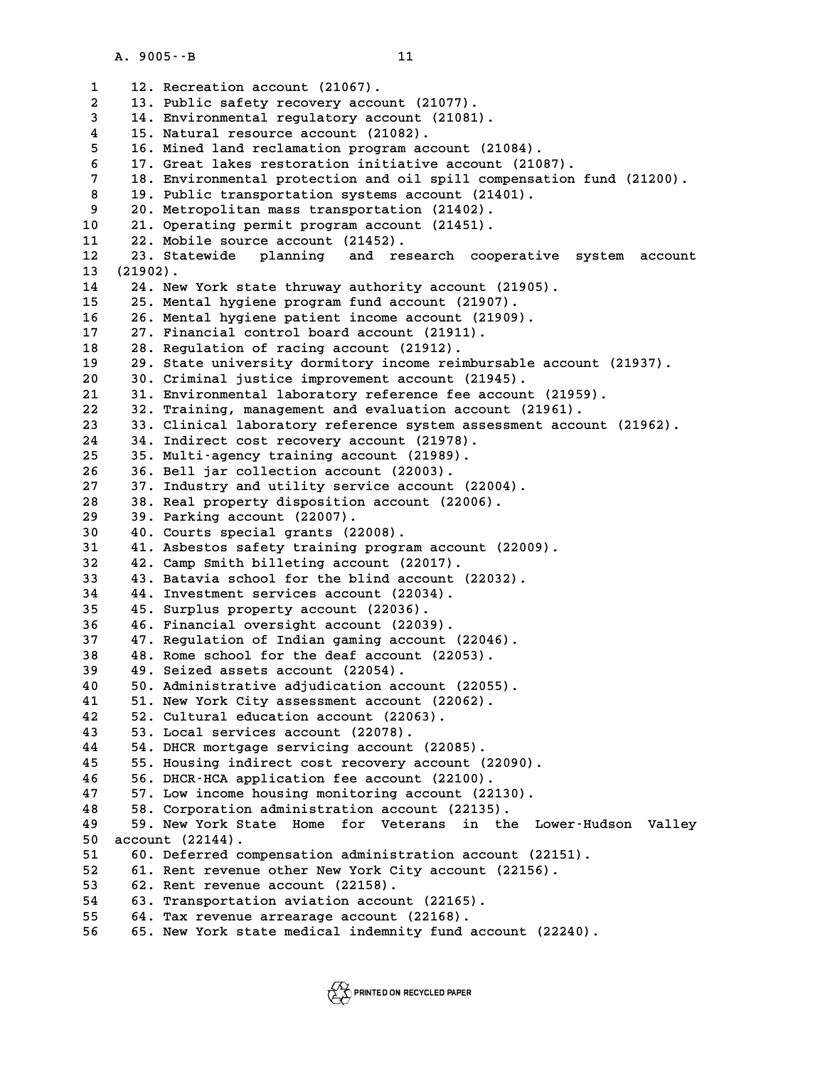12. Recreation account (21067).
13. Public safety recovery account (21077).
14. Environmental regulatory account (21081).
15. Natural resource account (21082).
16. Mined land reclamation program account (21084).
17. Great lakes restoration initiative account (21087).
18. Environmental protection and oil spill compensation fund (21200).
19. Public transportation systems account (21401).
20. Metropolitan mass transportation (21402).
21. Operating permit program account (21451).
22. Mobile source account (21452).
23. Statewide planning and research cooperative system account (21902).
24. New York state thruway authority account (21905).
25. Mental hygiene program fund account (21907).
26. Mental hygiene patient income account (21909).
27. Financial control board account (21911).
28. Regulation of racing account (21912).
29. State university dormitory income reimbursable account (21937).
30. Criminal justice improvement account (21945).
31. Environmental laboratory reference fee account (21959).
32. Training, management and evaluation account (21961).
33. Clinical laboratory reference system assessment account (21962).
34. Indirect cost recovery account (21978).
35. Multi-agency training account (21989).
36. Bell jar collection account (22003).
37. Industry and utility service account (22004).
38. Real property disposition account (22006).
39. Parking account (22007).
40. Courts special grants (22008).
41. Asbestos safety training program account (22009).
42. Camp Smith billeting account (22017).
43. Batavia school for the blind account (22032).
44. Investment services account (22034).
45. Surplus property account (22036).
46. Financial oversight account (22039).
47. Regulation of Indian gaming account (22046).
48. Rome school for the deaf account (22053).
49. Seized assets account (22054).
50. Administrative adjudication account (22055).
51. New York City assessment account (22062).
52. Cultural education account (22063).
53. Local services account (22078).
54. DHCR mortgage servicing account (22085).
55. Housing indirect cost recovery account (22090).
56. DHCR-HCA application fee account (22100).
57. Low income housing monitoring account (22130).
58. Corporation administration account (22135).
59. New York State Home for Veterans in the Lower-Hudson Valley account (22144).
60. Deferred compensation administration account (22151).
61. Rent revenue other New York City account (22156).
62. Rent revenue account (22158).
63. Transportation aviation account (22165).
64. Tax revenue arrearage account (22168).
65. New York state medical indemnity fund account (22240).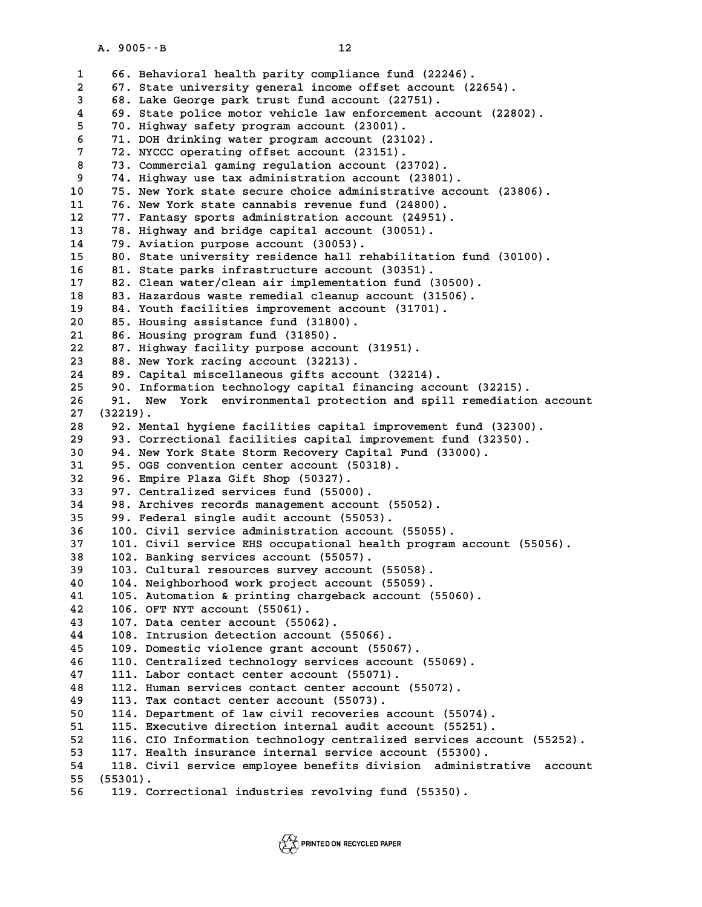66. Behavioral health parity compliance fund (22246).
67. State university general income offset account (22654).
68. Lake George park trust fund account (22751).
69. State police motor vehicle law enforcement account (22802).
70. Highway safety program account (23001).
71. DOH drinking water program account (23102).
72. NYCCC operating offset account (23151).
73. Commercial gaming regulation account (23702).
74. Highway use tax administration account (23801).
75. New York state secure choice administrative account (23806).
76. New York state cannabis revenue fund (24800).
77. Fantasy sports administration account (24951).
78. Highway and bridge capital account (30051).
79. Aviation purpose account (30053).
80. State university residence hall rehabilitation fund (30100).
81. State parks infrastructure account (30351).
82. Clean water/clean air implementation fund (30500).
83. Hazardous waste remedial cleanup account (31506).
84. Youth facilities improvement account (31701).
85. Housing assistance fund (31800).
86. Housing program fund (31850).
87. Highway facility purpose account (31951).
88. New York racing account (32213).
89. Capital miscellaneous gifts account (32214).
90. Information technology capital financing account (32215).
91. New York environmental protection and spill remediation account (32219).
92. Mental hygiene facilities capital improvement fund (32300).
93. Correctional facilities capital improvement fund (32350).
94. New York State Storm Recovery Capital Fund (33000).
95. OGS convention center account (50318).
96. Empire Plaza Gift Shop (50327).
97. Centralized services fund (55000).
98. Archives records management account (55052).
99. Federal single audit account (55053).
100. Civil service administration account (55055).
101. Civil service EHS occupational health program account (55056).
102. Banking services account (55057).
103. Cultural resources survey account (55058).
104. Neighborhood work project account (55059).
105. Automation & printing chargeback account (55060).
106. OFT NYT account (55061).
107. Data center account (55062).
108. Intrusion detection account (55066).
109. Domestic violence grant account (55067).
110. Centralized technology services account (55069).
111. Labor contact center account (55071).
112. Human services contact center account (55072).
113. Tax contact center account (55073).
114. Department of law civil recoveries account (55074).
115. Executive direction internal audit account (55251).
116. CIO Information technology centralized services account (55252).
117. Health insurance internal service account (55300).
118. Civil service employee benefits division administrative account (55301).
119. Correctional industries revolving fund (55350).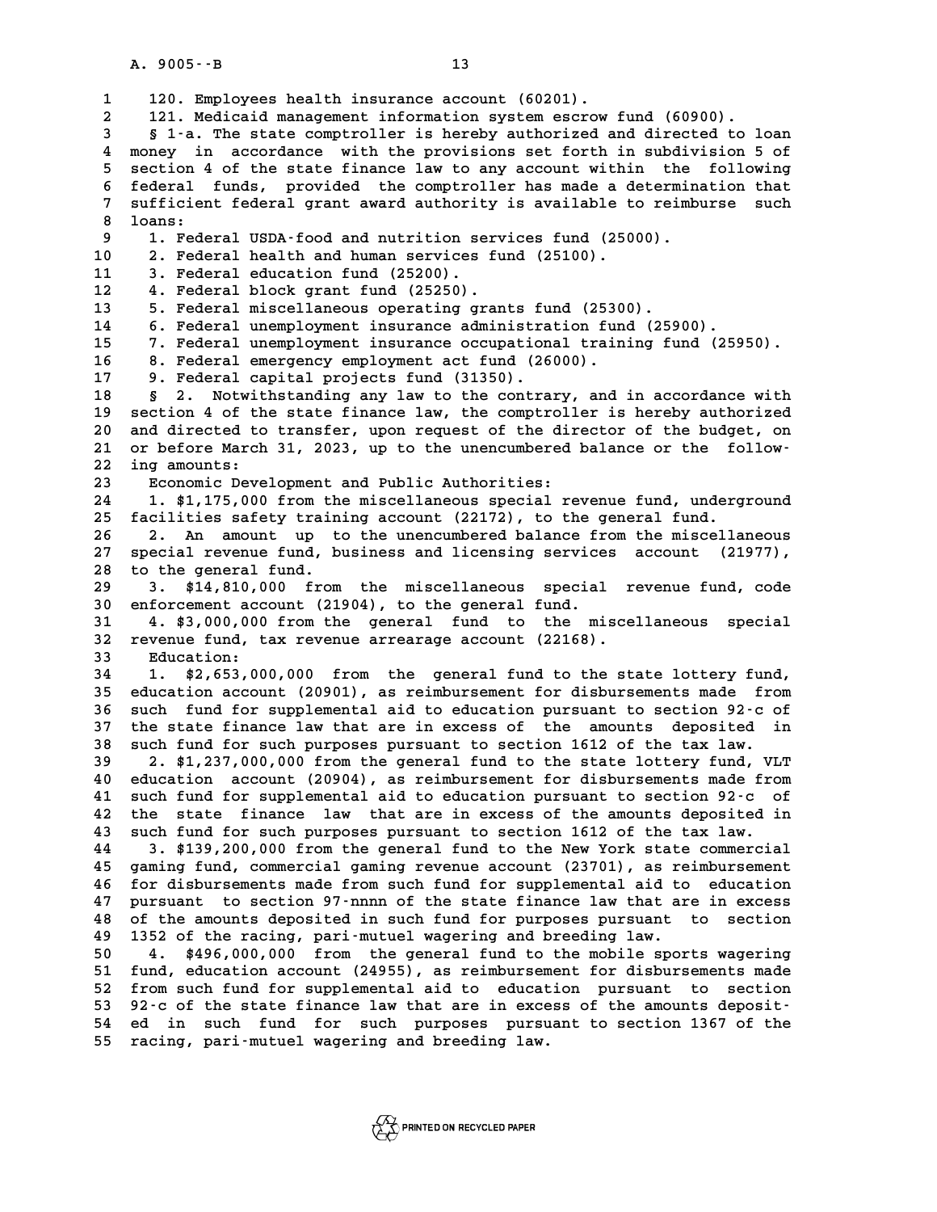120. Employees health insurance account (60201).

121. Medicaid management information system escrow fund (60900).

§ 1-a. The state comptroller is hereby authorized and directed to loan money in accordance with the provisions set forth in subdivision 5 of section 4 of the state finance law to any account within the following federal funds, provided the comptroller has made a determination that sufficient federal grant award authority is available to reimburse such loans:

1. Federal USDA-food and nutrition services fund (25000).
2. Federal health and human services fund (25100).
3. Federal education fund (25200).
4. Federal block grant fund (25250).
5. Federal miscellaneous operating grants fund (25300).
6. Federal unemployment insurance administration fund (25900).
7. Federal unemployment insurance occupational training fund (25950).
8. Federal emergency employment act fund (26000).
9. Federal capital projects fund (31350).

§ 2. Notwithstanding any law to the contrary, and in accordance with section 4 of the state finance law, the comptroller is hereby authorized and directed to transfer, upon request of the director of the budget, on or before March 31, 2023, up to the unencumbered balance or the following amounts:

Economic Development and Public Authorities:

1. $1,175,000 from the miscellaneous special revenue fund, underground facilities safety training account (22172), to the general fund.

2. An amount up to the unencumbered balance from the miscellaneous special revenue fund, business and licensing services account (21977), to the general fund.

3. $14,810,000 from the miscellaneous special revenue fund, code enforcement account (21904), to the general fund.

4. $3,000,000 from the general fund to the miscellaneous special revenue fund, tax revenue arrearage account (22168).

Education:

1. $2,653,000,000 from the general fund to the state lottery fund, education account (20901), as reimbursement for disbursements made from such fund for supplemental aid to education pursuant to section 92-c of the state finance law that are in excess of the amounts deposited in such fund for such purposes pursuant to section 1612 of the tax law.

2. $1,237,000,000 from the general fund to the state lottery fund, VLT education account (20904), as reimbursement for disbursements made from such fund for supplemental aid to education pursuant to section 92-c of the state finance law that are in excess of the amounts deposited in such fund for such purposes pursuant to section 1612 of the tax law.

3. $139,200,000 from the general fund to the New York state commercial gaming fund, commercial gaming revenue account (23701), as reimbursement for disbursements made from such fund for supplemental aid to education pursuant to section 97-nnnn of the state finance law that are in excess of the amounts deposited in such fund for purposes pursuant to section 1352 of the racing, pari-mutuel wagering and breeding law.

4. $496,000,000 from the general fund to the mobile sports wagering fund, education account (24955), as reimbursement for disbursements made from such fund for supplemental aid to education pursuant to section 92-c of the state finance law that are in excess of the amounts deposited in such fund for such purposes pursuant to section 1367 of the racing, pari-mutuel wagering and breeding law.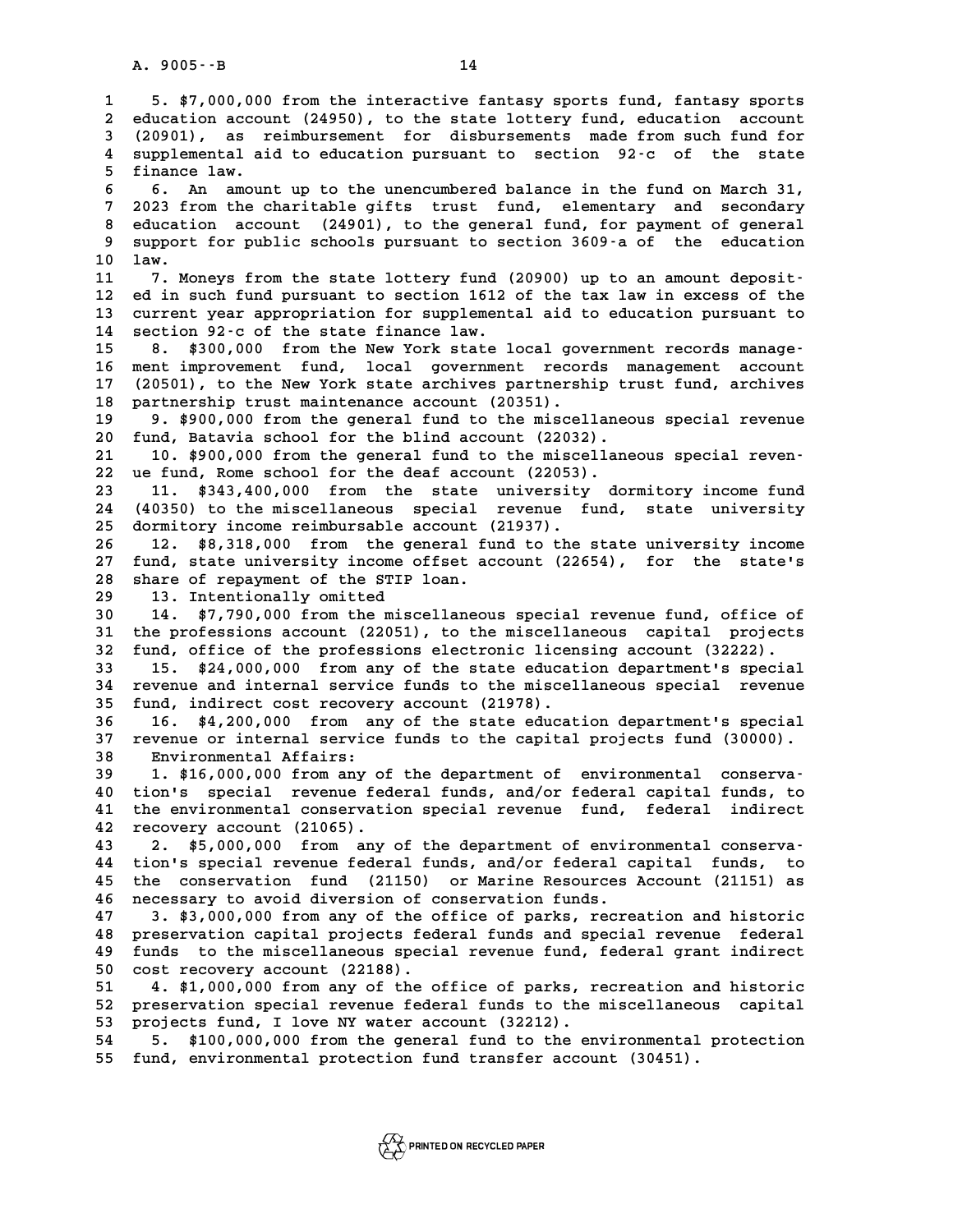5. $7,000,000 from the interactive fantasy sports fund, fantasy sports education account (24950), to the state lottery fund, education account (20901), as reimbursement for disbursements made from such fund for supplemental aid to education pursuant to section 92-c of the state finance law.

6. An amount up to the unencumbered balance in the fund on March 31, 2023 from the charitable gifts trust fund, elementary and secondary education account (24901), to the general fund, for payment of general support for public schools pursuant to section 3609-a of the education law.

7. Moneys from the state lottery fund (20900) up to an amount deposited in such fund pursuant to section 1612 of the tax law in excess of the current year appropriation for supplemental aid to education pursuant to section 92-c of the state finance law.

8. $300,000 from the New York state local government records management improvement fund, local government records management account (20501), to the New York state archives partnership trust fund, archives partnership trust maintenance account (20351).

9. $900,000 from the general fund to the miscellaneous special revenue fund, Batavia school for the blind account (22032).

10. $900,000 from the general fund to the miscellaneous special revenue fund, Rome school for the deaf account (22053).

11. $343,400,000 from the state university dormitory income fund (40350) to the miscellaneous special revenue fund, state university dormitory income reimbursable account (21937).

12. $8,318,000 from the general fund to the state university income fund, state university income offset account (22654), for the state's share of repayment of the STIP loan.

13. Intentionally omitted

14. $7,790,000 from the miscellaneous special revenue fund, office of the professions account (22051), to the miscellaneous capital projects fund, office of the professions electronic licensing account (32222).

15. $24,000,000 from any of the state education department's special revenue and internal service funds to the miscellaneous special revenue fund, indirect cost recovery account (21978).

16. $4,200,000 from any of the state education department's special revenue or internal service funds to the capital projects fund (30000).

Environmental Affairs:

1. $16,000,000 from any of the department of environmental conservation's special revenue federal funds, and/or federal capital funds, to the environmental conservation special revenue fund, federal indirect recovery account (21065).

2. $5,000,000 from any of the department of environmental conservation's special revenue federal funds, and/or federal capital funds, to the conservation fund (21150) or Marine Resources Account (21151) as necessary to avoid diversion of conservation funds.

3. $3,000,000 from any of the office of parks, recreation and historic preservation capital projects federal funds and special revenue federal funds to the miscellaneous special revenue fund, federal grant indirect cost recovery account (22188).

4. $1,000,000 from any of the office of parks, recreation and historic preservation special revenue federal funds to the miscellaneous capital projects fund, I love NY water account (32212).

5. $100,000,000 from the general fund to the environmental protection fund, environmental protection fund transfer account (30451).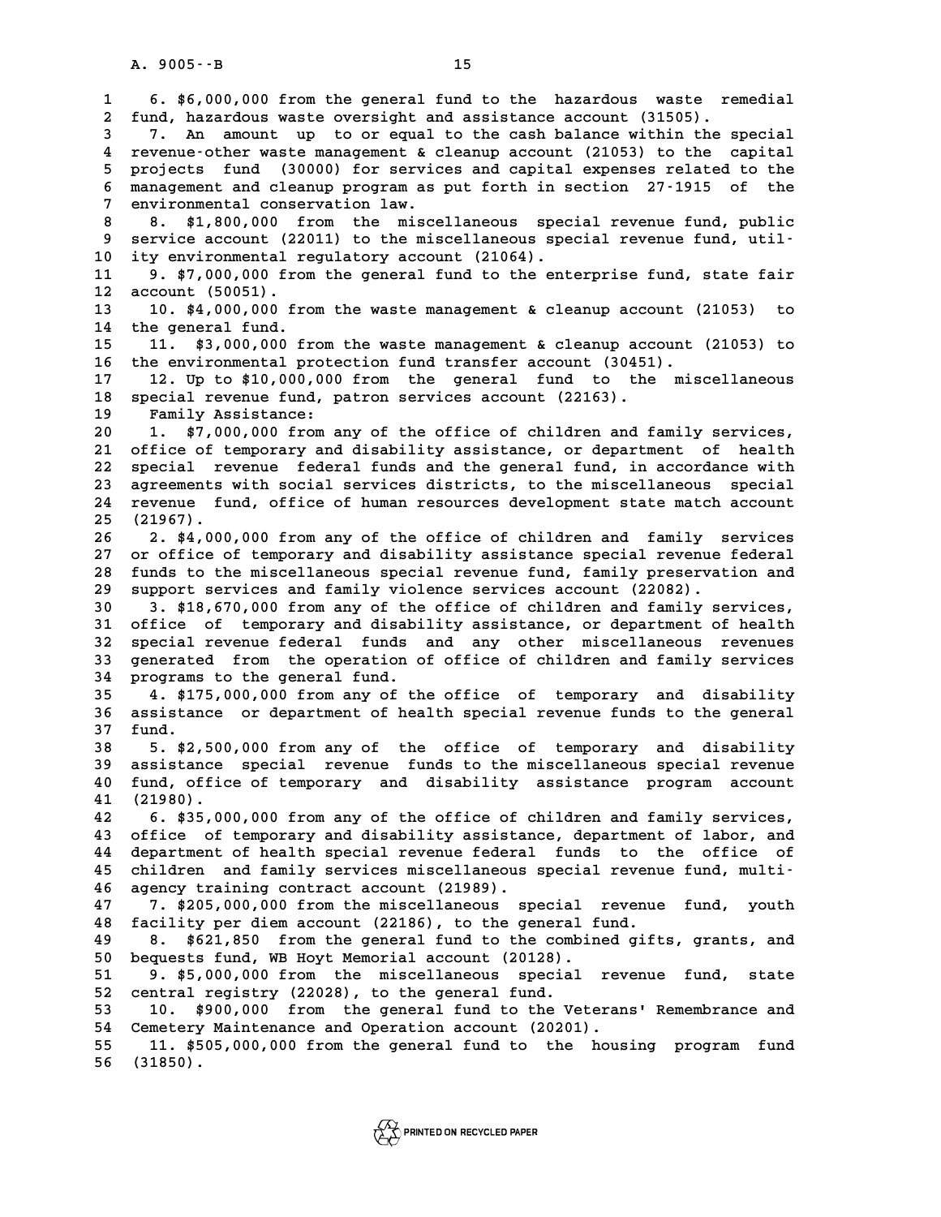6. $6,000,000 from the general fund to the hazardous waste remedial fund, hazardous waste oversight and assistance account (31505).

7. An amount up to or equal to the cash balance within the special revenue-other waste management & cleanup account (21053) to the capital projects fund (30000) for services and capital expenses related to the management and cleanup program as put forth in section 27-1915 of the environmental conservation law.

8. $1,800,000 from the miscellaneous special revenue fund, public service account (22011) to the miscellaneous special revenue fund, utility environmental regulatory account (21064).

9. $7,000,000 from the general fund to the enterprise fund, state fair account (50051).

10. $4,000,000 from the waste management & cleanup account (21053) to the general fund.

11. $3,000,000 from the waste management & cleanup account (21053) to the environmental protection fund transfer account (30451).

12. Up to $10,000,000 from the general fund to the miscellaneous special revenue fund, patron services account (22163).

Family Assistance:

1. $7,000,000 from any of the office of children and family services, office of temporary and disability assistance, or department of health special revenue federal funds and the general fund, in accordance with agreements with social services districts, to the miscellaneous special revenue fund, office of human resources development state match account (21967).

2. $4,000,000 from any of the office of children and family services or office of temporary and disability assistance special revenue federal funds to the miscellaneous special revenue fund, family preservation and support services and family violence services account (22082).

3. $18,670,000 from any of the office of children and family services, office of temporary and disability assistance, or department of health special revenue federal funds and any other miscellaneous revenues generated from the operation of office of children and family services programs to the general fund.

4. $175,000,000 from any of the office of temporary and disability assistance or department of health special revenue funds to the general fund.

5. $2,500,000 from any of the office of temporary and disability assistance special revenue funds to the miscellaneous special revenue fund, office of temporary and disability assistance program account (21980).

6. $35,000,000 from any of the office of children and family services, office of temporary and disability assistance, department of labor, and department of health special revenue federal funds to the office of children and family services miscellaneous special revenue fund, multi-agency training contract account (21989).

7. $205,000,000 from the miscellaneous special revenue fund, youth facility per diem account (22186), to the general fund.

8. $621,850 from the general fund to the combined gifts, grants, and bequests fund, WB Hoyt Memorial account (20128).

9. $5,000,000 from the miscellaneous special revenue fund, state central registry (22028), to the general fund.

10. $900,000 from the general fund to the Veterans' Remembrance and Cemetery Maintenance and Operation account (20201).

11. $505,000,000 from the general fund to the housing program fund (31850).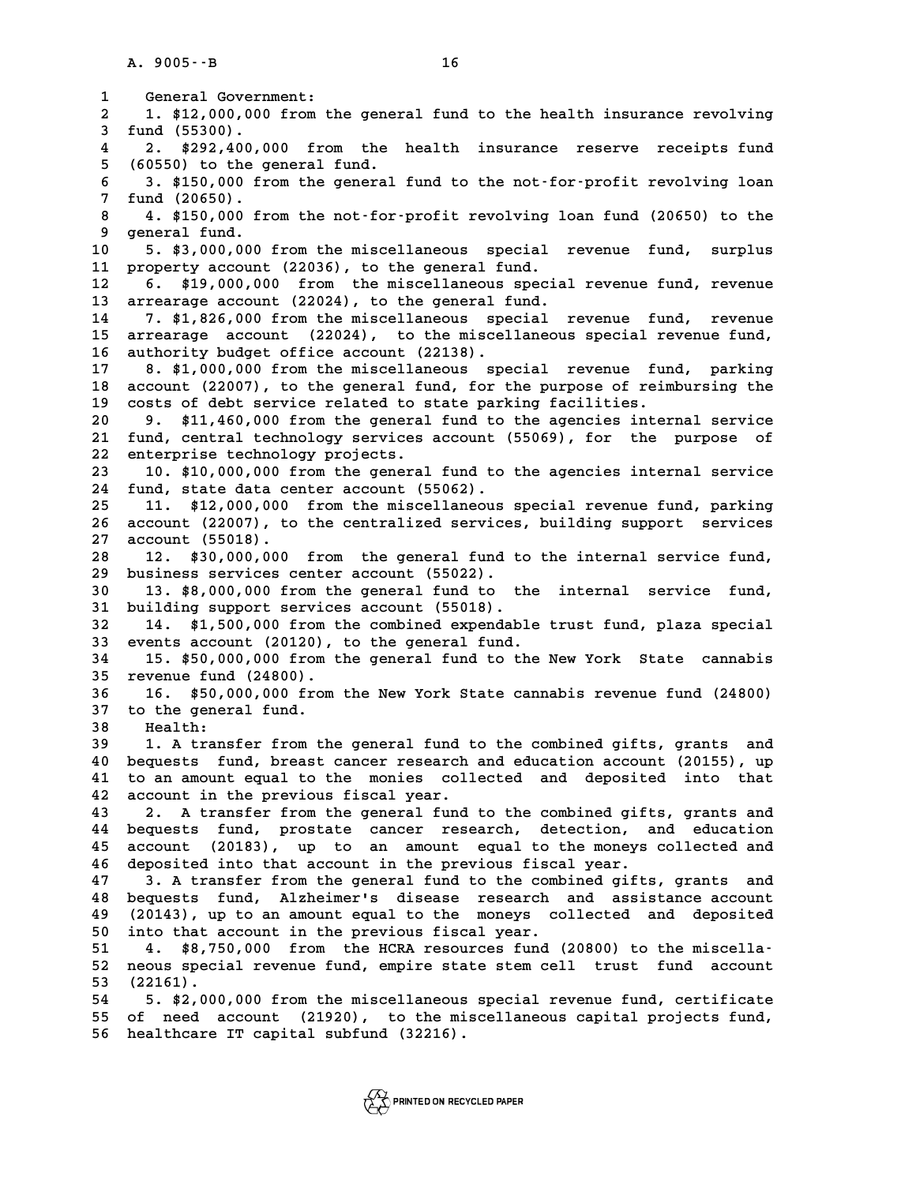General Government:

1. $12,000,000 from the general fund to the health insurance revolving fund (55300).

2. $292,400,000 from the health insurance reserve receipts fund (60550) to the general fund.

3. $150,000 from the general fund to the not-for-profit revolving loan fund (20650).

4. $150,000 from the not-for-profit revolving loan fund (20650) to the general fund.

5. $3,000,000 from the miscellaneous special revenue fund, surplus property account (22036), to the general fund.

6. $19,000,000 from the miscellaneous special revenue fund, revenue arrearage account (22024), to the general fund.

7. $1,826,000 from the miscellaneous special revenue fund, revenue arrearage account (22024), to the miscellaneous special revenue fund, authority budget office account (22138).

8. $1,000,000 from the miscellaneous special revenue fund, parking account (22007), to the general fund, for the purpose of reimbursing the costs of debt service related to state parking facilities.

9. $11,460,000 from the general fund to the agencies internal service fund, central technology services account (55069), for the purpose of enterprise technology projects.

10. $10,000,000 from the general fund to the agencies internal service fund, state data center account (55062).

11. $12,000,000 from the miscellaneous special revenue fund, parking account (22007), to the centralized services, building support services account (55018).

12. $30,000,000 from the general fund to the internal service fund, business services center account (55022).

13. $8,000,000 from the general fund to the internal service fund, building support services account (55018).

14. $1,500,000 from the combined expendable trust fund, plaza special events account (20120), to the general fund.

15. $50,000,000 from the general fund to the New York State cannabis revenue fund (24800).

16. $50,000,000 from the New York State cannabis revenue fund (24800) to the general fund.

Health:

1. A transfer from the general fund to the combined gifts, grants and bequests fund, breast cancer research and education account (20155), up to an amount equal to the monies collected and deposited into that account in the previous fiscal year.

2. A transfer from the general fund to the combined gifts, grants and bequests fund, prostate cancer research, detection, and education account (20183), up to an amount equal to the moneys collected and deposited into that account in the previous fiscal year.

3. A transfer from the general fund to the combined gifts, grants and bequests fund, Alzheimer's disease research and assistance account (20143), up to an amount equal to the moneys collected and deposited into that account in the previous fiscal year.

4. $8,750,000 from the HCRA resources fund (20800) to the miscellaneous special revenue fund, empire state stem cell trust fund account (22161).

5. $2,000,000 from the miscellaneous special revenue fund, certificate of need account (21920), to the miscellaneous capital projects fund, healthcare IT capital subfund (32216).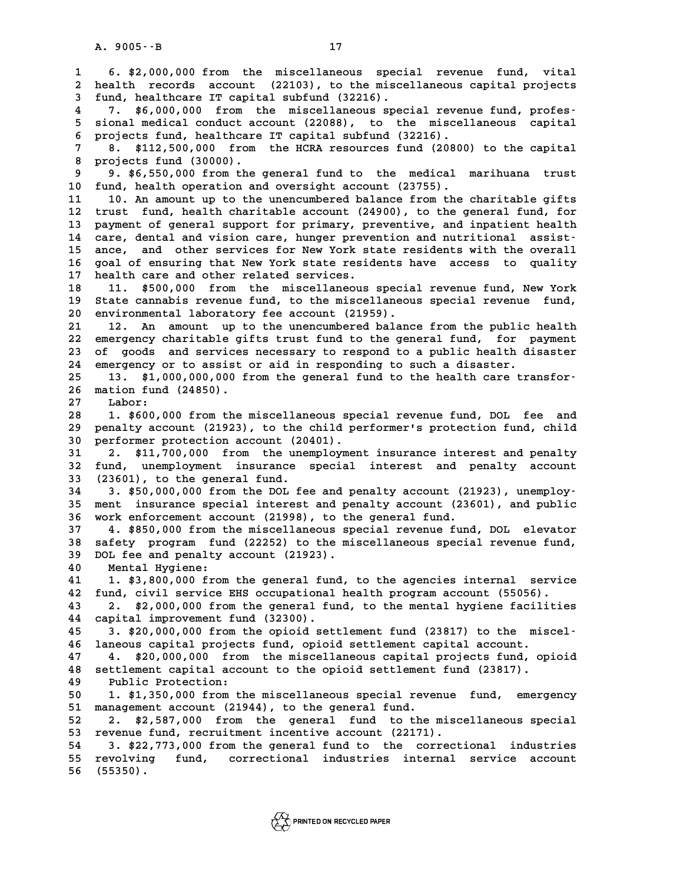6. $2,000,000 from the miscellaneous special revenue fund, vital health records account (22103), to the miscellaneous capital projects fund, healthcare IT capital subfund (32216).

7. $6,000,000 from the miscellaneous special revenue fund, professional medical conduct account (22088), to the miscellaneous capital projects fund, healthcare IT capital subfund (32216).

8. $112,500,000 from the HCRA resources fund (20800) to the capital projects fund (30000).

9. $6,550,000 from the general fund to the medical marihuana trust fund, health operation and oversight account (23755).

10. An amount up to the unencumbered balance from the charitable gifts trust fund, health charitable account (24900), to the general fund, for payment of general support for primary, preventive, and inpatient health care, dental and vision care, hunger prevention and nutritional assistance, and other services for New York state residents with the overall goal of ensuring that New York state residents have access to quality health care and other related services.

11. $500,000 from the miscellaneous special revenue fund, New York State cannabis revenue fund, to the miscellaneous special revenue fund, environmental laboratory fee account (21959).

12. An amount up to the unencumbered balance from the public health emergency charitable gifts trust fund to the general fund, for payment of goods and services necessary to respond to a public health disaster emergency or to assist or aid in responding to such a disaster.

13. $1,000,000,000 from the general fund to the health care transformation fund (24850).

Labor:

1. $600,000 from the miscellaneous special revenue fund, DOL fee and penalty account (21923), to the child performer's protection fund, child performer protection account (20401).

2. $11,700,000 from the unemployment insurance interest and penalty fund, unemployment insurance special interest and penalty account (23601), to the general fund.

3. $50,000,000 from the DOL fee and penalty account (21923), unemployment insurance special interest and penalty account (23601), and public work enforcement account (21998), to the general fund.

4. $850,000 from the miscellaneous special revenue fund, DOL elevator safety program fund (22252) to the miscellaneous special revenue fund, DOL fee and penalty account (21923).

Mental Hygiene:

1. $3,800,000 from the general fund, to the agencies internal service fund, civil service EHS occupational health program account (55056).

2. $2,000,000 from the general fund, to the mental hygiene facilities capital improvement fund (32300).

3. $20,000,000 from the opioid settlement fund (23817) to the miscellaneous capital projects fund, opioid settlement capital account.

4. $20,000,000 from the miscellaneous capital projects fund, opioid settlement capital account to the opioid settlement fund (23817).

Public Protection:

1. $1,350,000 from the miscellaneous special revenue fund, emergency management account (21944), to the general fund.

2. $2,587,000 from the general fund to the miscellaneous special revenue fund, recruitment incentive account (22171).

3. $22,773,000 from the general fund to the correctional industries revolving fund, correctional industries internal service account (55350).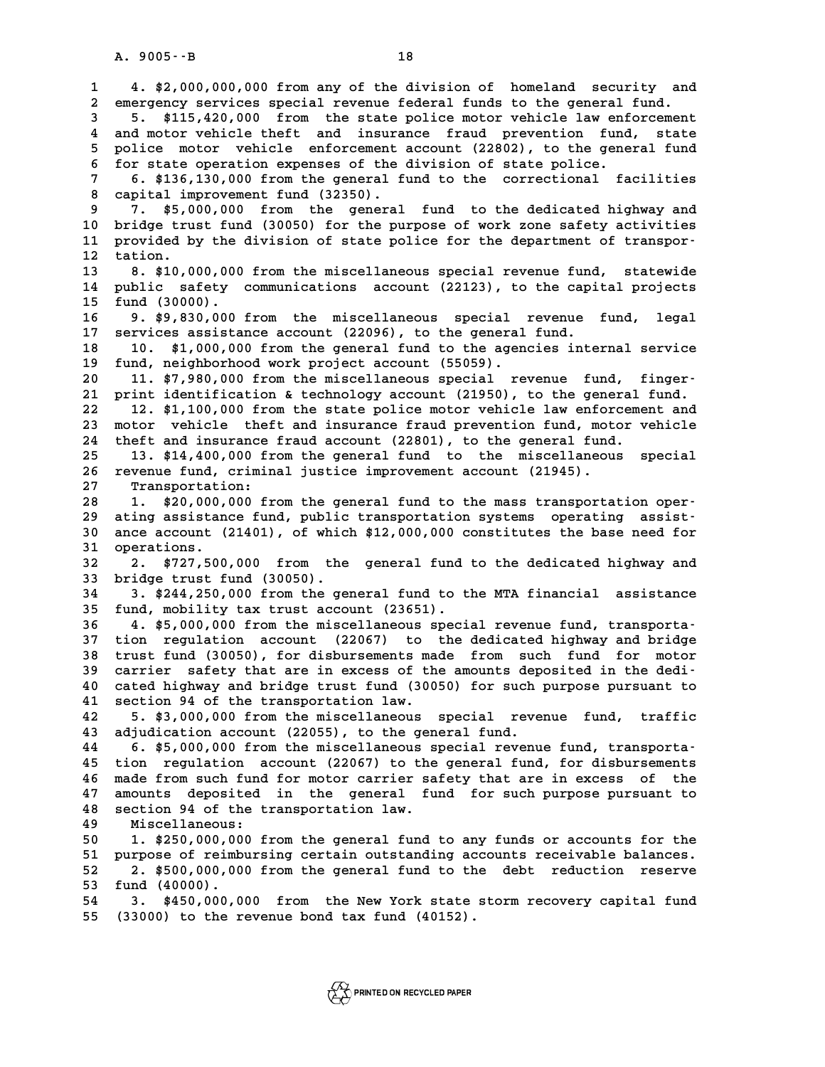4. $2,000,000,000 from any of the division of homeland security and emergency services special revenue federal funds to the general fund.

5. $115,420,000 from the state police motor vehicle law enforcement and motor vehicle theft and insurance fraud prevention fund, state police motor vehicle enforcement account (22802), to the general fund for state operation expenses of the division of state police.

6. $136,130,000 from the general fund to the correctional facilities capital improvement fund (32350).

7. $5,000,000 from the general fund to the dedicated highway and bridge trust fund (30050) for the purpose of work zone safety activities provided by the division of state police for the department of transportation.

8. $10,000,000 from the miscellaneous special revenue fund, statewide public safety communications account (22123), to the capital projects fund (30000).

9. $9,830,000 from the miscellaneous special revenue fund, legal services assistance account (22096), to the general fund.

10. $1,000,000 from the general fund to the agencies internal service fund, neighborhood work project account (55059).

11. $7,980,000 from the miscellaneous special revenue fund, fingerprint identification & technology account (21950), to the general fund.

12. $1,100,000 from the state police motor vehicle law enforcement and motor vehicle theft and insurance fraud prevention fund, motor vehicle theft and insurance fraud account (22801), to the general fund.

13. $14,400,000 from the general fund to the miscellaneous special revenue fund, criminal justice improvement account (21945).

Transportation:

1. $20,000,000 from the general fund to the mass transportation operating assistance fund, public transportation systems operating assistance account (21401), of which $12,000,000 constitutes the base need for operations.

2. $727,500,000 from the general fund to the dedicated highway and bridge trust fund (30050).

3. $244,250,000 from the general fund to the MTA financial assistance fund, mobility tax trust account (23651).

4. $5,000,000 from the miscellaneous special revenue fund, transportation regulation account (22067) to the dedicated highway and bridge trust fund (30050), for disbursements made from such fund for motor carrier safety that are in excess of the amounts deposited in the dedicated highway and bridge trust fund (30050) for such purpose pursuant to section 94 of the transportation law.

5. $3,000,000 from the miscellaneous special revenue fund, traffic adjudication account (22055), to the general fund.

6. $5,000,000 from the miscellaneous special revenue fund, transportation regulation account (22067) to the general fund, for disbursements made from such fund for motor carrier safety that are in excess of the amounts deposited in the general fund for such purpose pursuant to section 94 of the transportation law.

Miscellaneous:

1. $250,000,000 from the general fund to any funds or accounts for the purpose of reimbursing certain outstanding accounts receivable balances.

2. $500,000,000 from the general fund to the debt reduction reserve fund (40000).

3. $450,000,000 from the New York state storm recovery capital fund (33000) to the revenue bond tax fund (40152).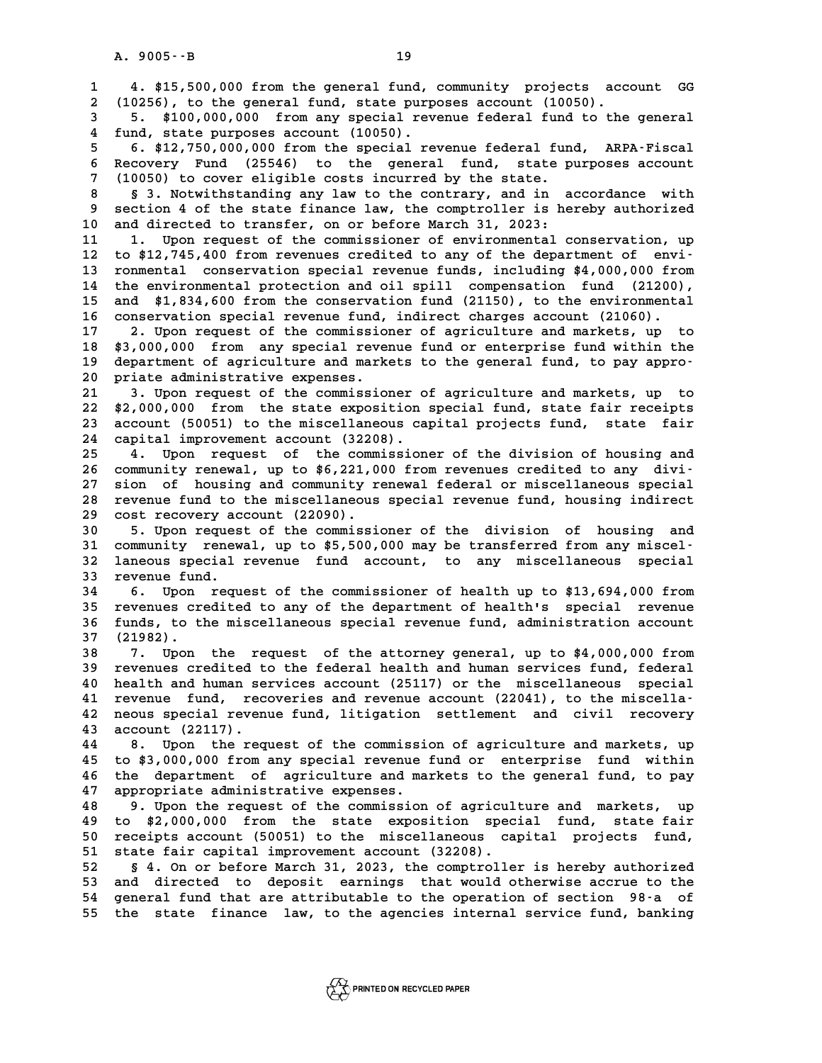4. $15,500,000 from the general fund, community projects account GG (10256), to the general fund, state purposes account (10050).

5. $100,000,000 from any special revenue federal fund to the general fund, state purposes account (10050).

6. $12,750,000,000 from the special revenue federal fund, ARPA-Fiscal Recovery Fund (25546) to the general fund, state purposes account (10050) to cover eligible costs incurred by the state.

§ 3. Notwithstanding any law to the contrary, and in accordance with section 4 of the state finance law, the comptroller is hereby authorized and directed to transfer, on or before March 31, 2023:

1. Upon request of the commissioner of environmental conservation, up to $12,745,400 from revenues credited to any of the department of environmental conservation special revenue funds, including $4,000,000 from the environmental protection and oil spill compensation fund (21200), and $1,834,600 from the conservation fund (21150), to the environmental conservation special revenue fund, indirect charges account (21060).

2. Upon request of the commissioner of agriculture and markets, up to $3,000,000 from any special revenue fund or enterprise fund within the department of agriculture and markets to the general fund, to pay appropriate administrative expenses.

3. Upon request of the commissioner of agriculture and markets, up to $2,000,000 from the state exposition special fund, state fair receipts account (50051) to the miscellaneous capital projects fund, state fair capital improvement account (32208).

4. Upon request of the commissioner of the division of housing and community renewal, up to $6,221,000 from revenues credited to any division of housing and community renewal federal or miscellaneous special revenue fund to the miscellaneous special revenue fund, housing indirect cost recovery account (22090).

5. Upon request of the commissioner of the division of housing and community renewal, up to $5,500,000 may be transferred from any miscellaneous special revenue fund account, to any miscellaneous special revenue fund.

6. Upon request of the commissioner of health up to $13,694,000 from revenues credited to any of the department of health's special revenue funds, to the miscellaneous special revenue fund, administration account (21982).

7. Upon the request of the attorney general, up to $4,000,000 from revenues credited to the federal health and human services fund, federal health and human services account (25117) or the miscellaneous special revenue fund, recoveries and revenue account (22041), to the miscellaneous special revenue fund, litigation settlement and civil recovery account (22117).

8. Upon the request of the commission of agriculture and markets, up to $3,000,000 from any special revenue fund or enterprise fund within the department of agriculture and markets to the general fund, to pay appropriate administrative expenses.

9. Upon the request of the commission of agriculture and markets, up to $2,000,000 from the state exposition special fund, state fair receipts account (50051) to the miscellaneous capital projects fund, state fair capital improvement account (32208).

§ 4. On or before March 31, 2023, the comptroller is hereby authorized and directed to deposit earnings that would otherwise accrue to the general fund that are attributable to the operation of section 98-a of the state finance law, to the agencies internal service fund, banking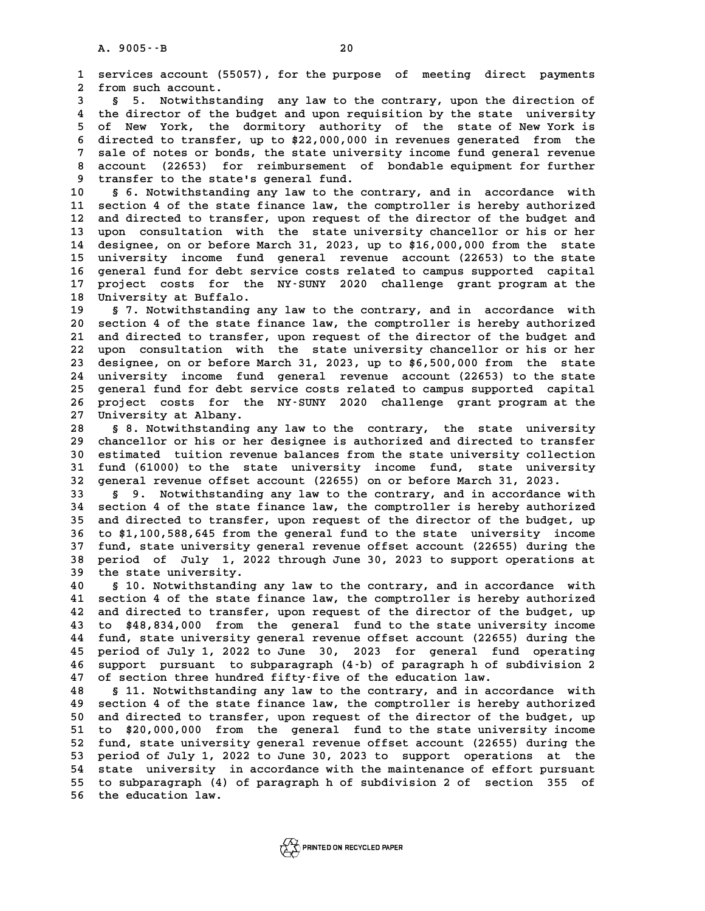services account (55057), for the purpose of meeting direct payments from such account.

§ 5. Notwithstanding any law to the contrary, upon the direction of the director of the budget and upon requisition by the state university of New York, the dormitory authority of the state of New York is directed to transfer, up to $22,000,000 in revenues generated from the sale of notes or bonds, the state university income fund general revenue account (22653) for reimbursement of bondable equipment for further transfer to the state's general fund.

§ 6. Notwithstanding any law to the contrary, and in accordance with section 4 of the state finance law, the comptroller is hereby authorized and directed to transfer, upon request of the director of the budget and upon consultation with the state university chancellor or his or her designee, on or before March 31, 2023, up to $16,000,000 from the state university income fund general revenue account (22653) to the state general fund for debt service costs related to campus supported capital project costs for the NY-SUNY 2020 challenge grant program at the University at Buffalo.

§ 7. Notwithstanding any law to the contrary, and in accordance with section 4 of the state finance law, the comptroller is hereby authorized and directed to transfer, upon request of the director of the budget and upon consultation with the state university chancellor or his or her designee, on or before March 31, 2023, up to $6,500,000 from the state university income fund general revenue account (22653) to the state general fund for debt service costs related to campus supported capital project costs for the NY-SUNY 2020 challenge grant program at the University at Albany.

§ 8. Notwithstanding any law to the contrary, the state university chancellor or his or her designee is authorized and directed to transfer estimated tuition revenue balances from the state university collection fund (61000) to the state university income fund, state university general revenue offset account (22655) on or before March 31, 2023.

§ 9. Notwithstanding any law to the contrary, and in accordance with section 4 of the state finance law, the comptroller is hereby authorized and directed to transfer, upon request of the director of the budget, up to $1,100,588,645 from the general fund to the state university income fund, state university general revenue offset account (22655) during the period of July 1, 2022 through June 30, 2023 to support operations at the state university.

§ 10. Notwithstanding any law to the contrary, and in accordance with section 4 of the state finance law, the comptroller is hereby authorized and directed to transfer, upon request of the director of the budget, up to $48,834,000 from the general fund to the state university income fund, state university general revenue offset account (22655) during the period of July 1, 2022 to June 30, 2023 for general fund operating support pursuant to subparagraph (4-b) of paragraph h of subdivision 2 of section three hundred fifty-five of the education law.

§ 11. Notwithstanding any law to the contrary, and in accordance with section 4 of the state finance law, the comptroller is hereby authorized and directed to transfer, upon request of the director of the budget, up to $20,000,000 from the general fund to the state university income fund, state university general revenue offset account (22655) during the period of July 1, 2022 to June 30, 2023 to support operations at the state university in accordance with the maintenance of effort pursuant to subparagraph (4) of paragraph h of subdivision 2 of section 355 of the education law.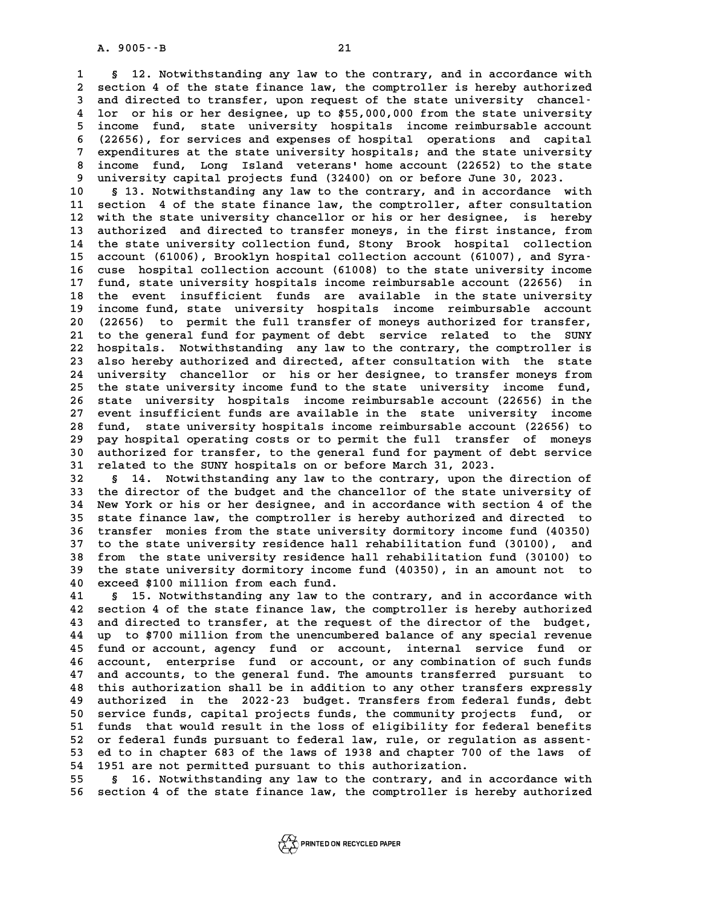§ 12. Notwithstanding any law to the contrary, and in accordance with section 4 of the state finance law, the comptroller is hereby authorized and directed to transfer, upon request of the state university chancellor or his or her designee, up to $55,000,000 from the state university income fund, state university hospitals income reimbursable account (22656), for services and expenses of hospital operations and capital expenditures at the state university hospitals; and the state university income fund, Long Island veterans' home account (22652) to the state university capital projects fund (32400) on or before June 30, 2023.

§ 13. Notwithstanding any law to the contrary, and in accordance with section 4 of the state finance law, the comptroller, after consultation with the state university chancellor or his or her designee, is hereby authorized and directed to transfer moneys, in the first instance, from the state university collection fund, Stony Brook hospital collection account (61006), Brooklyn hospital collection account (61007), and Syracuse hospital collection account (61008) to the state university income fund, state university hospitals income reimbursable account (22656) in the event insufficient funds are available in the state university income fund, state university hospitals income reimbursable account (22656) to permit the full transfer of moneys authorized for transfer, to the general fund for payment of debt service related to the SUNY hospitals. Notwithstanding any law to the contrary, the comptroller is also hereby authorized and directed, after consultation with the state university chancellor or his or her designee, to transfer moneys from the state university income fund to the state university income fund, state university hospitals income reimbursable account (22656) in the event insufficient funds are available in the state university income fund, state university hospitals income reimbursable account (22656) to pay hospital operating costs or to permit the full transfer of moneys authorized for transfer, to the general fund for payment of debt service related to the SUNY hospitals on or before March 31, 2023.

§ 14. Notwithstanding any law to the contrary, upon the direction of the director of the budget and the chancellor of the state university of New York or his or her designee, and in accordance with section 4 of the state finance law, the comptroller is hereby authorized and directed to transfer monies from the state university dormitory income fund (40350) to the state university residence hall rehabilitation fund (30100), and from the state university residence hall rehabilitation fund (30100) to the state university dormitory income fund (40350), in an amount not to exceed $100 million from each fund.

§ 15. Notwithstanding any law to the contrary, and in accordance with section 4 of the state finance law, the comptroller is hereby authorized and directed to transfer, at the request of the director of the budget, up to $700 million from the unencumbered balance of any special revenue fund or account, agency fund or account, internal service fund or account, enterprise fund or account, or any combination of such funds and accounts, to the general fund. The amounts transferred pursuant to this authorization shall be in addition to any other transfers expressly authorized in the 2022-23 budget. Transfers from federal funds, debt service funds, capital projects funds, the community projects fund, or funds that would result in the loss of eligibility for federal benefits or federal funds pursuant to federal law, rule, or regulation as assented to in chapter 683 of the laws of 1938 and chapter 700 of the laws of 1951 are not permitted pursuant to this authorization.

§ 16. Notwithstanding any law to the contrary, and in accordance with section 4 of the state finance law, the comptroller is hereby authorized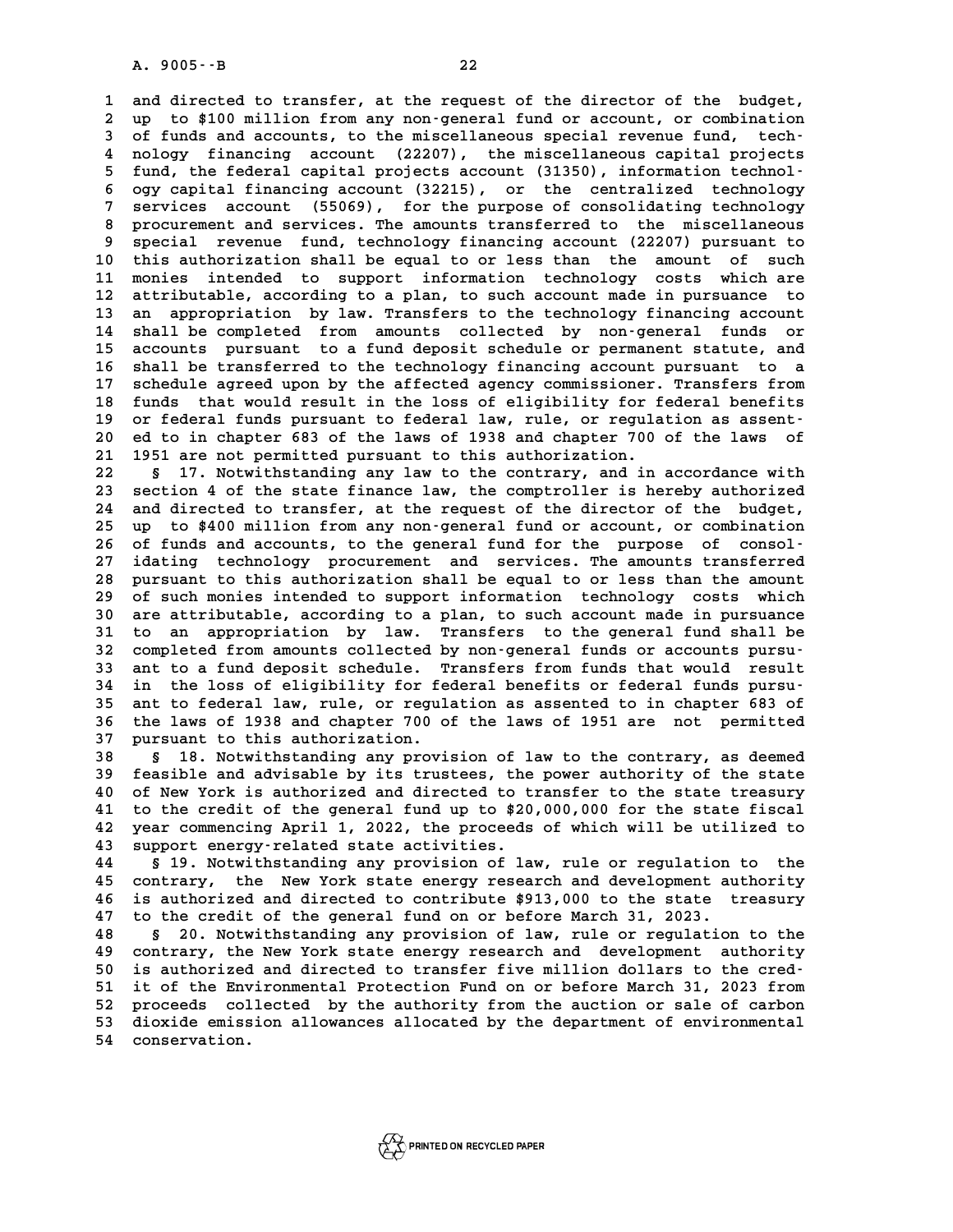and directed to transfer, at the request of the director of the budget, up to $100 million from any non-general fund or account, or combination of funds and accounts, to the miscellaneous special revenue fund, technology financing account (22207), the miscellaneous capital projects fund, the federal capital projects account (31350), information technology capital financing account (32215), or the centralized technology services account (55069), for the purpose of consolidating technology procurement and services. The amounts transferred to the miscellaneous special revenue fund, technology financing account (22207) pursuant to this authorization shall be equal to or less than the amount of such monies intended to support information technology costs which are attributable, according to a plan, to such account made in pursuance to an appropriation by law. Transfers to the technology financing account shall be completed from amounts collected by non-general funds or accounts pursuant to a fund deposit schedule or permanent statute, and shall be transferred to the technology financing account pursuant to a schedule agreed upon by the affected agency commissioner. Transfers from funds that would result in the loss of eligibility for federal benefits or federal funds pursuant to federal law, rule, or regulation as assented to in chapter 683 of the laws of 1938 and chapter 700 of the laws of 1951 are not permitted pursuant to this authorization.

§ 17. Notwithstanding any law to the contrary, and in accordance with section 4 of the state finance law, the comptroller is hereby authorized and directed to transfer, at the request of the director of the budget, up to $400 million from any non-general fund or account, or combination of funds and accounts, to the general fund for the purpose of consolidating technology procurement and services. The amounts transferred pursuant to this authorization shall be equal to or less than the amount of such monies intended to support information technology costs which are attributable, according to a plan, to such account made in pursuance to an appropriation by law. Transfers to the general fund shall be completed from amounts collected by non-general funds or accounts pursuant to a fund deposit schedule. Transfers from funds that would result in the loss of eligibility for federal benefits or federal funds pursuant to federal law, rule, or regulation as assented to in chapter 683 of the laws of 1938 and chapter 700 of the laws of 1951 are not permitted pursuant to this authorization.

§ 18. Notwithstanding any provision of law to the contrary, as deemed feasible and advisable by its trustees, the power authority of the state of New York is authorized and directed to transfer to the state treasury to the credit of the general fund up to $20,000,000 for the state fiscal year commencing April 1, 2022, the proceeds of which will be utilized to support energy-related state activities.

§ 19. Notwithstanding any provision of law, rule or regulation to the contrary, the New York state energy research and development authority is authorized and directed to contribute $913,000 to the state treasury to the credit of the general fund on or before March 31, 2023.

§ 20. Notwithstanding any provision of law, rule or regulation to the contrary, the New York state energy research and development authority is authorized and directed to transfer five million dollars to the credit of the Environmental Protection Fund on or before March 31, 2023 from proceeds collected by the authority from the auction or sale of carbon dioxide emission allowances allocated by the department of environmental conservation.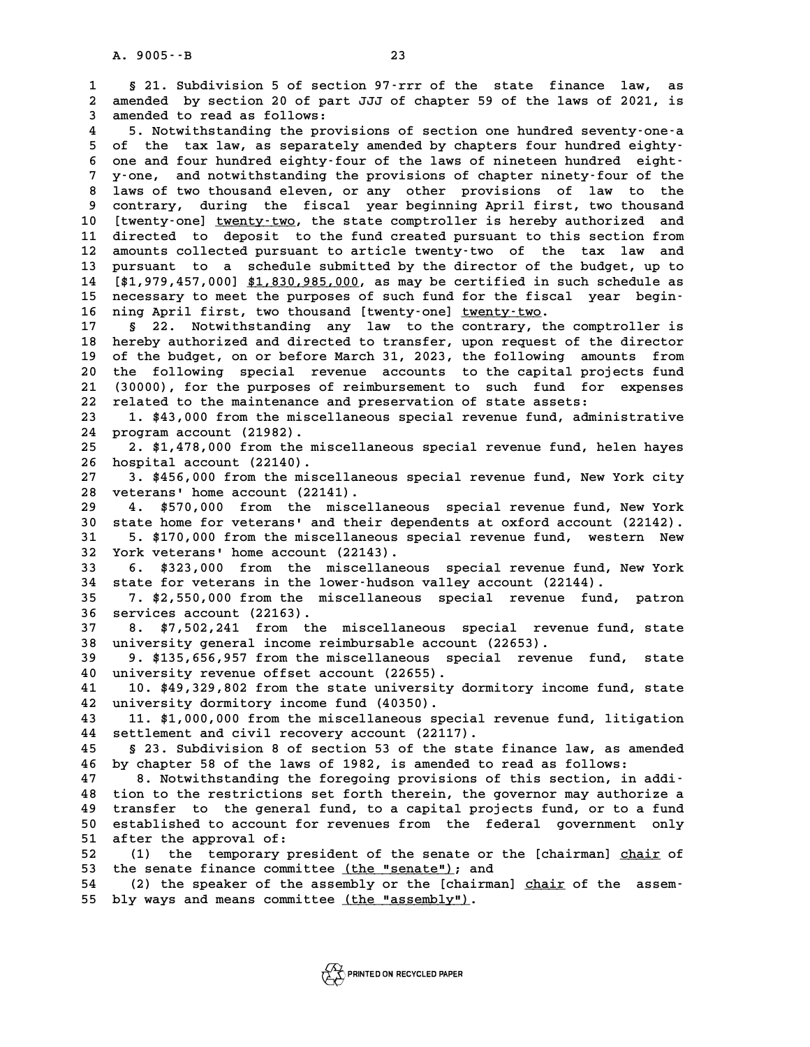§ 21. Subdivision 5 of section 97-rrr of the state finance law, as amended by section 20 of part JJJ of chapter 59 of the laws of 2021, is amended to read as follows:

5. Notwithstanding the provisions of section one hundred seventy-one-a of the tax law, as separately amended by chapters four hundred eighty-one and four hundred eighty-four of the laws of nineteen hundred eighty-one, and notwithstanding the provisions of chapter ninety-four of the laws of two thousand eleven, or any other provisions of law to the contrary, during the fiscal year beginning April first, two thousand [twenty-one] twenty-two, the state comptroller is hereby authorized and directed to deposit to the fund created pursuant to this section from amounts collected pursuant to article twenty-two of the tax law and pursuant to a schedule submitted by the director of the budget, up to [$1,979,457,000] $1,830,985,000, as may be certified in such schedule as necessary to meet the purposes of such fund for the fiscal year beginning April first, two thousand [twenty-one] twenty-two.

§ 22. Notwithstanding any law to the contrary, the comptroller is hereby authorized and directed to transfer, upon request of the director of the budget, on or before March 31, 2023, the following amounts from the following special revenue accounts to the capital projects fund (30000), for the purposes of reimbursement to such fund for expenses related to the maintenance and preservation of state assets:

1. $43,000 from the miscellaneous special revenue fund, administrative program account (21982).

2. $1,478,000 from the miscellaneous special revenue fund, helen hayes hospital account (22140).

3. $456,000 from the miscellaneous special revenue fund, New York city veterans' home account (22141).

4. $570,000 from the miscellaneous special revenue fund, New York state home for veterans' and their dependents at oxford account (22142).

5. $170,000 from the miscellaneous special revenue fund, western New York veterans' home account (22143).

6. $323,000 from the miscellaneous special revenue fund, New York state for veterans in the lower-hudson valley account (22144).

7. $2,550,000 from the miscellaneous special revenue fund, patron services account (22163).

8. $7,502,241 from the miscellaneous special revenue fund, state university general income reimbursable account (22653).

9. $135,656,957 from the miscellaneous special revenue fund, state university revenue offset account (22655).

10. $49,329,802 from the state university dormitory income fund, state university dormitory income fund (40350).

11. $1,000,000 from the miscellaneous special revenue fund, litigation settlement and civil recovery account (22117).

§ 23. Subdivision 8 of section 53 of the state finance law, as amended by chapter 58 of the laws of 1982, is amended to read as follows:

8. Notwithstanding the foregoing provisions of this section, in addition to the restrictions set forth therein, the governor may authorize a transfer to the general fund, to a capital projects fund, or to a fund established to account for revenues from the federal government only after the approval of:

(1) the temporary president of the senate or the [chairman] chair of the senate finance committee (the "senate"); and

(2) the speaker of the assembly or the [chairman] chair of the assembly ways and means committee (the "assembly").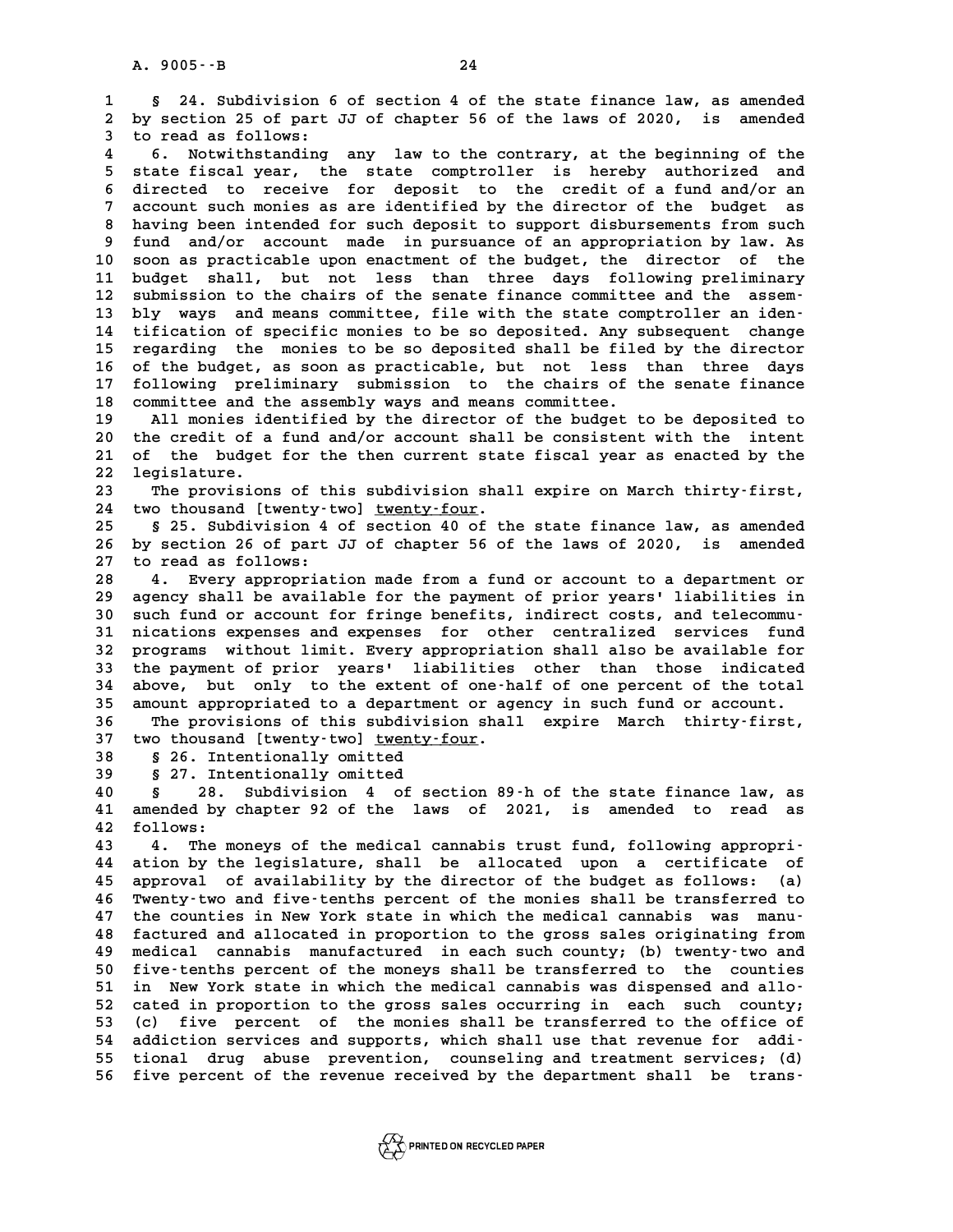§ 24. Subdivision 6 of section 4 of the state finance law, as amended by section 25 of part JJ of chapter 56 of the laws of 2020, is amended to read as follows:

6. Notwithstanding any law to the contrary, at the beginning of the state fiscal year, the state comptroller is hereby authorized and directed to receive for deposit to the credit of a fund and/or an account such monies as are identified by the director of the budget as having been intended for such deposit to support disbursements from such fund and/or account made in pursuance of an appropriation by law. As soon as practicable upon enactment of the budget, the director of the budget shall, but not less than three days following preliminary submission to the chairs of the senate finance committee and the assembly ways and means committee, file with the state comptroller an identification of specific monies to be so deposited. Any subsequent change regarding the monies to be so deposited shall be filed by the director of the budget, as soon as practicable, but not less than three days following preliminary submission to the chairs of the senate finance committee and the assembly ways and means committee.

All monies identified by the director of the budget to be deposited to the credit of a fund and/or account shall be consistent with the intent of the budget for the then current state fiscal year as enacted by the legislature.

The provisions of this subdivision shall expire on March thirty-first, two thousand [twenty-two] twenty-four.

§ 25. Subdivision 4 of section 40 of the state finance law, as amended by section 26 of part JJ of chapter 56 of the laws of 2020, is amended to read as follows:

4. Every appropriation made from a fund or account to a department or agency shall be available for the payment of prior years' liabilities in such fund or account for fringe benefits, indirect costs, and telecommunications expenses and expenses for other centralized services fund programs without limit. Every appropriation shall also be available for the payment of prior years' liabilities other than those indicated above, but only to the extent of one-half of one percent of the total amount appropriated to a department or agency in such fund or account.

The provisions of this subdivision shall expire March thirty-first, two thousand [twenty-two] twenty-four.

§ 26. Intentionally omitted

§ 27. Intentionally omitted

§ 28. Subdivision 4 of section 89-h of the state finance law, as amended by chapter 92 of the laws of 2021, is amended to read as follows:

4. The moneys of the medical cannabis trust fund, following appropriation by the legislature, shall be allocated upon a certificate of approval of availability by the director of the budget as follows: (a) Twenty-two and five-tenths percent of the monies shall be transferred to the counties in New York state in which the medical cannabis was manufactured and allocated in proportion to the gross sales originating from medical cannabis manufactured in each such county; (b) twenty-two and five-tenths percent of the moneys shall be transferred to the counties in New York state in which the medical cannabis was dispensed and allocated in proportion to the gross sales occurring in each such county; (c) five percent of the monies shall be transferred to the office of addiction services and supports, which shall use that revenue for additional drug abuse prevention, counseling and treatment services; (d) five percent of the revenue received by the department shall be trans-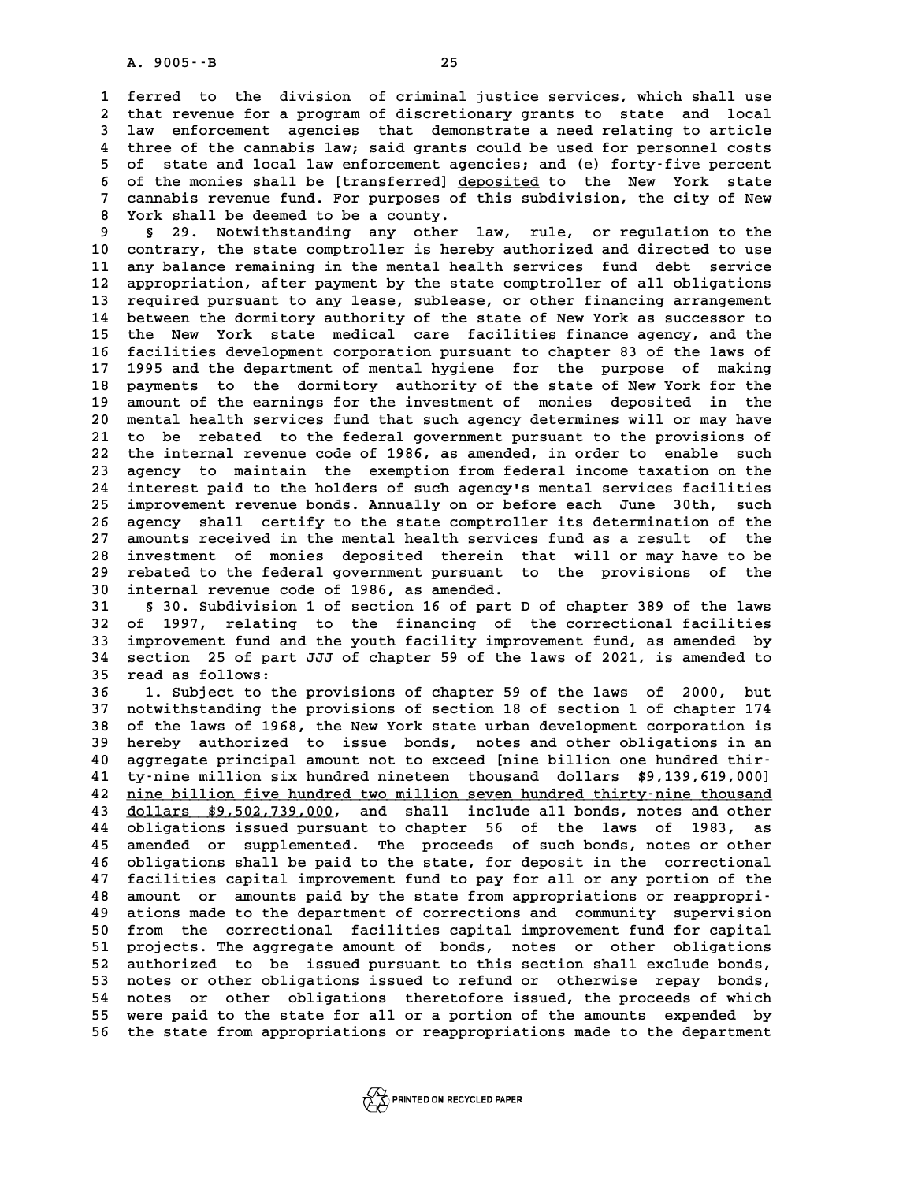ferred to the division of criminal justice services, which shall use that revenue for a program of discretionary grants to state and local law enforcement agencies that demonstrate a need relating to article three of the cannabis law; said grants could be used for personnel costs of state and local law enforcement agencies; and (e) forty-five percent of the monies shall be [transferred] deposited to the New York state cannabis revenue fund. For purposes of this subdivision, the city of New York shall be deemed to be a county.

§ 29. Notwithstanding any other law, rule, or regulation to the contrary, the state comptroller is hereby authorized and directed to use any balance remaining in the mental health services fund debt service appropriation, after payment by the state comptroller of all obligations required pursuant to any lease, sublease, or other financing arrangement between the dormitory authority of the state of New York as successor to the New York state medical care facilities finance agency, and the facilities development corporation pursuant to chapter 83 of the laws of 1995 and the department of mental hygiene for the purpose of making payments to the dormitory authority of the state of New York for the amount of the earnings for the investment of monies deposited in the mental health services fund that such agency determines will or may have to be rebated to the federal government pursuant to the provisions of the internal revenue code of 1986, as amended, in order to enable such agency to maintain the exemption from federal income taxation on the interest paid to the holders of such agency's mental services facilities improvement revenue bonds. Annually on or before each June 30th, such agency shall certify to the state comptroller its determination of the amounts received in the mental health services fund as a result of the investment of monies deposited therein that will or may have to be rebated to the federal government pursuant to the provisions of the internal revenue code of 1986, as amended.

§ 30. Subdivision 1 of section 16 of part D of chapter 389 of the laws of 1997, relating to the financing of the correctional facilities improvement fund and the youth facility improvement fund, as amended by section 25 of part JJJ of chapter 59 of the laws of 2021, is amended to read as follows:

1. Subject to the provisions of chapter 59 of the laws of 2000, but notwithstanding the provisions of section 18 of section 1 of chapter 174 of the laws of 1968, the New York state urban development corporation is hereby authorized to issue bonds, notes and other obligations in an aggregate principal amount not to exceed [nine billion one hundred thirty-nine million six hundred nineteen thousand dollars $9,139,619,000] nine billion five hundred two million seven hundred thirty-nine thousand dollars $9,502,739,000, and shall include all bonds, notes and other obligations issued pursuant to chapter 56 of the laws of 1983, as amended or supplemented. The proceeds of such bonds, notes or other obligations shall be paid to the state, for deposit in the correctional facilities capital improvement fund to pay for all or any portion of the amount or amounts paid by the state from appropriations or reappropriations made to the department of corrections and community supervision from the correctional facilities capital improvement fund for capital projects. The aggregate amount of bonds, notes or other obligations authorized to be issued pursuant to this section shall exclude bonds, notes or other obligations issued to refund or otherwise repay bonds, notes or other obligations theretofore issued, the proceeds of which were paid to the state for all or a portion of the amounts expended by the state from appropriations or reappropriations made to the department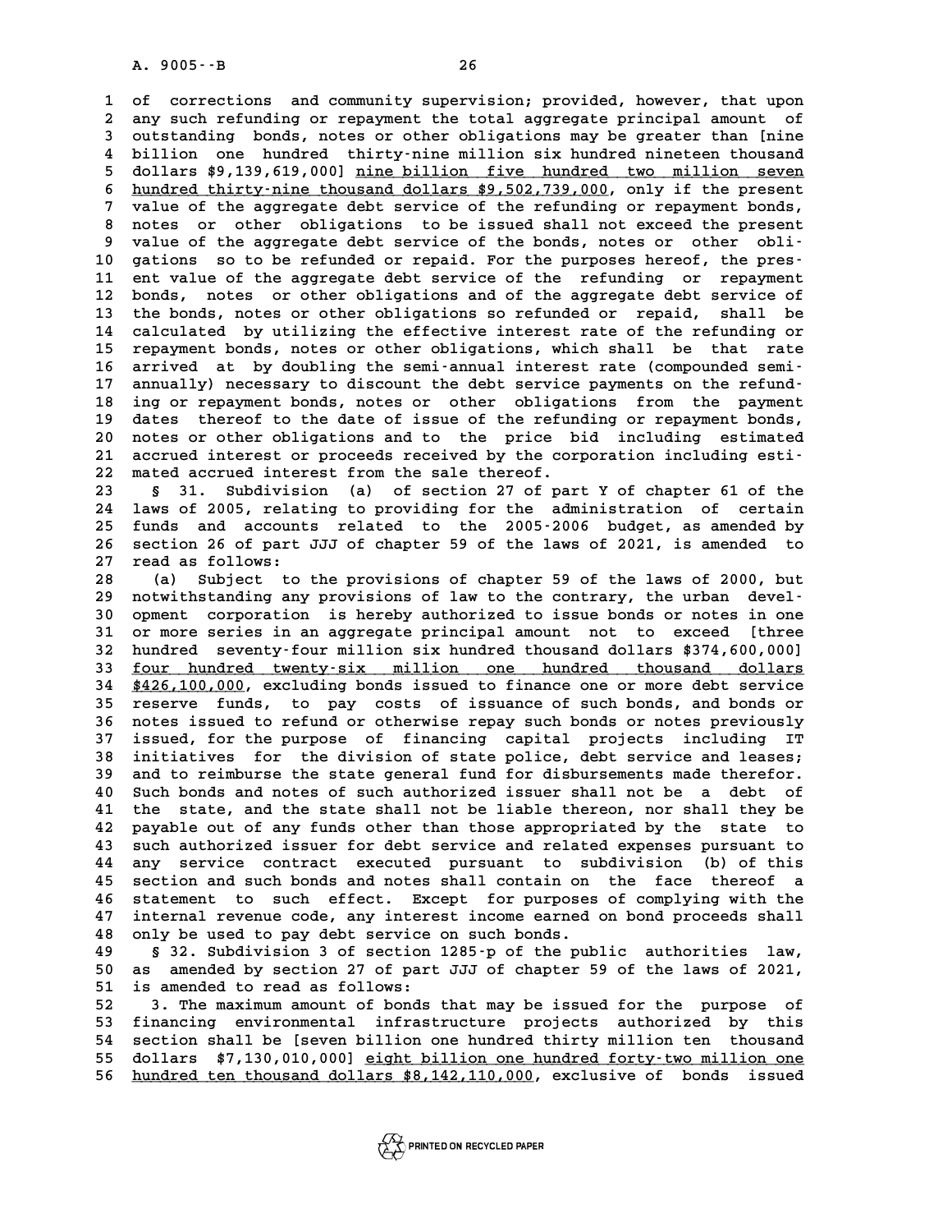of corrections and community supervision; provided, however, that upon any such refunding or repayment the total aggregate principal amount of outstanding bonds, notes or other obligations may be greater than [nine billion one hundred thirty-nine million six hundred nineteen thousand dollars $9,139,619,000] nine billion five hundred two million seven hundred thirty-nine thousand dollars $9,502,739,000, only if the present value of the aggregate debt service of the refunding or repayment bonds, notes or other obligations to be issued shall not exceed the present value of the aggregate debt service of the bonds, notes or other obligations so to be refunded or repaid. For the purposes hereof, the present value of the aggregate debt service of the refunding or repayment bonds, notes or other obligations and of the aggregate debt service of the bonds, notes or other obligations so refunded or repaid, shall be calculated by utilizing the effective interest rate of the refunding or repayment bonds, notes or other obligations, which shall be that rate arrived at by doubling the semi-annual interest rate (compounded semi-annually) necessary to discount the debt service payments on the refunding or repayment bonds, notes or other obligations from the payment dates thereof to the date of issue of the refunding or repayment bonds, notes or other obligations and to the price bid including estimated accrued interest or proceeds received by the corporation including estimated accrued interest from the sale thereof.

§ 31. Subdivision (a) of section 27 of part Y of chapter 61 of the laws of 2005, relating to providing for the administration of certain funds and accounts related to the 2005-2006 budget, as amended by section 26 of part JJJ of chapter 59 of the laws of 2021, is amended to read as follows:

(a) Subject to the provisions of chapter 59 of the laws of 2000, but notwithstanding any provisions of law to the contrary, the urban development corporation is hereby authorized to issue bonds or notes in one or more series in an aggregate principal amount not to exceed [three hundred seventy-four million six hundred thousand dollars $374,600,000] four hundred twenty-six million one hundred thousand dollars $426,100,000, excluding bonds issued to finance one or more debt service reserve funds, to pay costs of issuance of such bonds, and bonds or notes issued to refund or otherwise repay such bonds or notes previously issued, for the purpose of financing capital projects including IT initiatives for the division of state police, debt service and leases; and to reimburse the state general fund for disbursements made therefor. Such bonds and notes of such authorized issuer shall not be a debt of the state, and the state shall not be liable thereon, nor shall they be payable out of any funds other than those appropriated by the state to such authorized issuer for debt service and related expenses pursuant to any service contract executed pursuant to subdivision (b) of this section and such bonds and notes shall contain on the face thereof a statement to such effect. Except for purposes of complying with the internal revenue code, any interest income earned on bond proceeds shall only be used to pay debt service on such bonds.

§ 32. Subdivision 3 of section 1285-p of the public authorities law, as amended by section 27 of part JJJ of chapter 59 of the laws of 2021, is amended to read as follows:

3. The maximum amount of bonds that may be issued for the purpose of financing environmental infrastructure projects authorized by this section shall be [seven billion one hundred thirty million ten thousand dollars $7,130,010,000] eight billion one hundred forty-two million one hundred ten thousand dollars $8,142,110,000, exclusive of bonds issued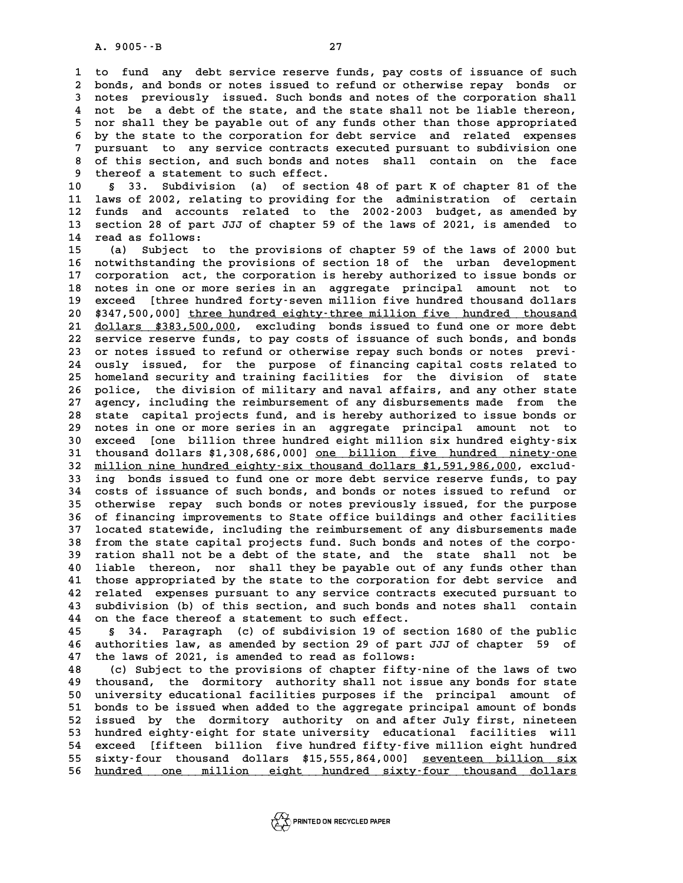to fund any debt service reserve funds, pay costs of issuance of such bonds, and bonds or notes issued to refund or otherwise repay bonds or notes previously issued. Such bonds and notes of the corporation shall not be a debt of the state, and the state shall not be liable thereon, nor shall they be payable out of any funds other than those appropriated by the state to the corporation for debt service and related expenses pursuant to any service contracts executed pursuant to subdivision one of this section, and such bonds and notes shall contain on the face thereof a statement to such effect.

§ 33. Subdivision (a) of section 48 of part K of chapter 81 of the laws of 2002, relating to providing for the administration of certain funds and accounts related to the 2002-2003 budget, as amended by section 28 of part JJJ of chapter 59 of the laws of 2021, is amended to read as follows:

(a) Subject to the provisions of chapter 59 of the laws of 2000 but notwithstanding the provisions of section 18 of the urban development corporation act, the corporation is hereby authorized to issue bonds or notes in one or more series in an aggregate principal amount not to exceed [three hundred forty-seven million five hundred thousand dollars $347,500,000] <u>three hundred eighty-three million five hundred thousand dollars $383,500,000</u>, excluding bonds issued to fund one or more debt service reserve funds, to pay costs of issuance of such bonds, and bonds or notes issued to refund or otherwise repay such bonds or notes previously issued, for the purpose of financing capital costs related to homeland security and training facilities for the division of state police, the division of military and naval affairs, and any other state agency, including the reimbursement of any disbursements made from the state capital projects fund, and is hereby authorized to issue bonds or notes in one or more series in an aggregate principal amount not to exceed [one billion three hundred eight million six hundred eighty-six thousand dollars $1,308,686,000] <u>one billion five hundred ninety-one million nine hundred eighty-six thousand dollars $1,591,986,000</u>, excluding bonds issued to fund one or more debt service reserve funds, to pay costs of issuance of such bonds, and bonds or notes issued to refund or otherwise repay such bonds or notes previously issued, for the purpose of financing improvements to State office buildings and other facilities located statewide, including the reimbursement of any disbursements made from the state capital projects fund. Such bonds and notes of the corporation shall not be a debt of the state, and the state shall not be liable thereon, nor shall they be payable out of any funds other than those appropriated by the state to the corporation for debt service and related expenses pursuant to any service contracts executed pursuant to subdivision (b) of this section, and such bonds and notes shall contain on the face thereof a statement to such effect.

§ 34. Paragraph (c) of subdivision 19 of section 1680 of the public authorities law, as amended by section 29 of part JJJ of chapter 59 of the laws of 2021, is amended to read as follows:

(c) Subject to the provisions of chapter fifty-nine of the laws of two thousand, the dormitory authority shall not issue any bonds for state university educational facilities purposes if the principal amount of bonds to be issued when added to the aggregate principal amount of bonds issued by the dormitory authority on and after July first, nineteen hundred eighty-eight for state university educational facilities will exceed [fifteen billion five hundred fifty-five million eight hundred sixty-four thousand dollars $15,555,864,000] <u>seventeen billion six hundred one million eight hundred sixty-four thousand dollars</u>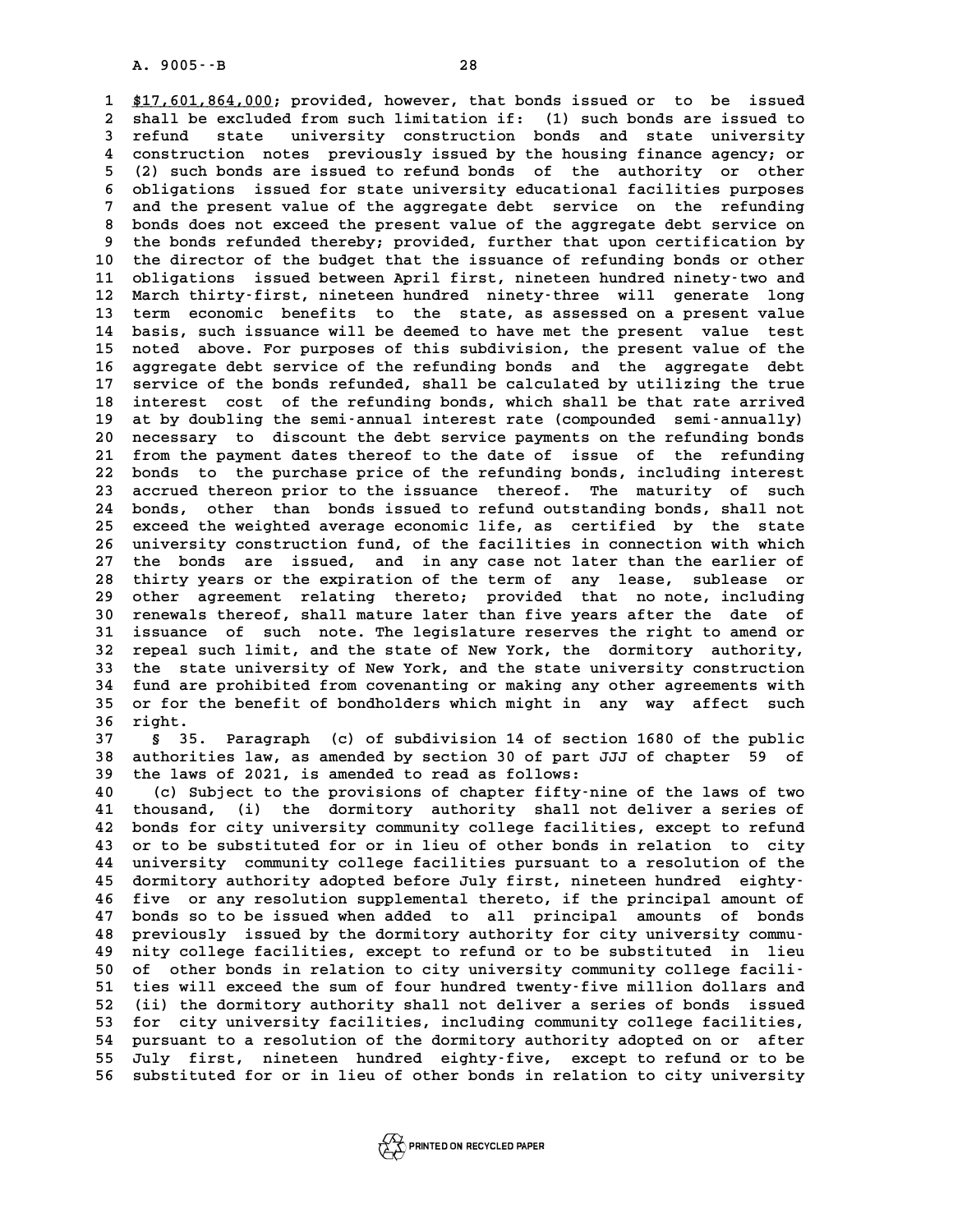$17,601,864,000; provided, however, that bonds issued or to be issued shall be excluded from such limitation if: (1) such bonds are issued to refund state university construction bonds and state university construction notes previously issued by the housing finance agency; or (2) such bonds are issued to refund bonds of the authority or other obligations issued for state university educational facilities purposes and the present value of the aggregate debt service on the refunding bonds does not exceed the present value of the aggregate debt service on the bonds refunded thereby; provided, further that upon certification by the director of the budget that the issuance of refunding bonds or other obligations issued between April first, nineteen hundred ninety-two and March thirty-first, nineteen hundred ninety-three will generate long term economic benefits to the state, as assessed on a present value basis, such issuance will be deemed to have met the present value test noted above. For purposes of this subdivision, the present value of the aggregate debt service of the refunding bonds and the aggregate debt service of the bonds refunded, shall be calculated by utilizing the true interest cost of the refunding bonds, which shall be that rate arrived at by doubling the semi-annual interest rate (compounded semi-annually) necessary to discount the debt service payments on the refunding bonds from the payment dates thereof to the date of issue of the refunding bonds to the purchase price of the refunding bonds, including interest accrued thereon prior to the issuance thereof. The maturity of such bonds, other than bonds issued to refund outstanding bonds, shall not exceed the weighted average economic life, as certified by the state university construction fund, of the facilities in connection with which the bonds are issued, and in any case not later than the earlier of thirty years or the expiration of the term of any lease, sublease or other agreement relating thereto; provided that no note, including renewals thereof, shall mature later than five years after the date of issuance of such note. The legislature reserves the right to amend or repeal such limit, and the state of New York, the dormitory authority, the state university of New York, and the state university construction fund are prohibited from covenanting or making any other agreements with or for the benefit of bondholders which might in any way affect such right.

§ 35. Paragraph (c) of subdivision 14 of section 1680 of the public authorities law, as amended by section 30 of part JJJ of chapter 59 of the laws of 2021, is amended to read as follows:

(c) Subject to the provisions of chapter fifty-nine of the laws of two thousand, (i) the dormitory authority shall not deliver a series of bonds for city university community college facilities, except to refund or to be substituted for or in lieu of other bonds in relation to city university community college facilities pursuant to a resolution of the dormitory authority adopted before July first, nineteen hundred eighty-five or any resolution supplemental thereto, if the principal amount of bonds so to be issued when added to all principal amounts of bonds previously issued by the dormitory authority for city university community college facilities, except to refund or to be substituted in lieu of other bonds in relation to city university community college facilities will exceed the sum of four hundred twenty-five million dollars and (ii) the dormitory authority shall not deliver a series of bonds issued for city university facilities, including community college facilities, pursuant to a resolution of the dormitory authority adopted on or after July first, nineteen hundred eighty-five, except to refund or to be substituted for or in lieu of other bonds in relation to city university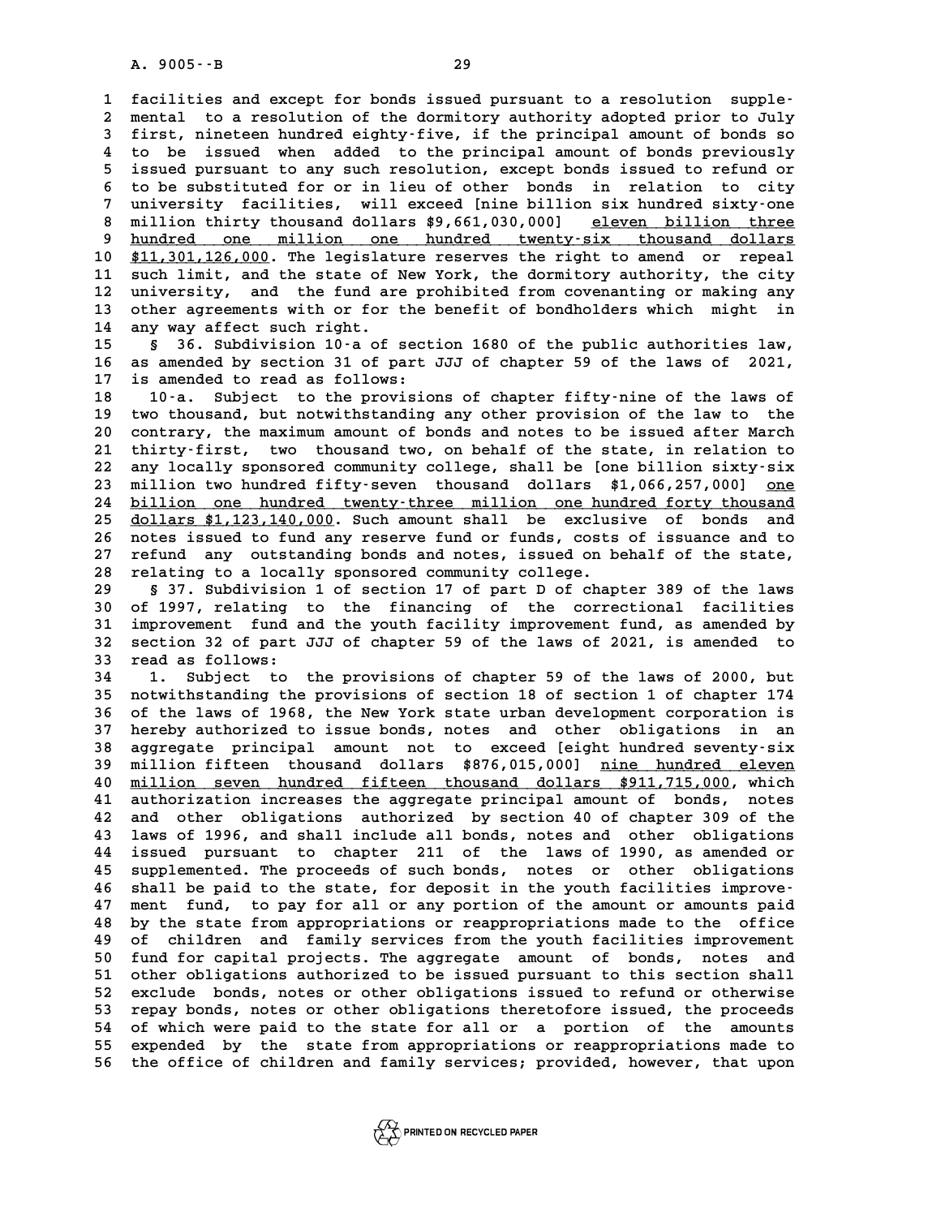facilities and except for bonds issued pursuant to a resolution supplemental to a resolution of the dormitory authority adopted prior to July first, nineteen hundred eighty-five, if the principal amount of bonds so to be issued when added to the principal amount of bonds previously issued pursuant to any such resolution, except bonds issued to refund or to be substituted for or in lieu of other bonds in relation to city university facilities, will exceed [nine billion six hundred sixty-one million thirty thousand dollars $9,661,030,000] eleven billion three hundred one million one hundred twenty-six thousand dollars $11,301,126,000. The legislature reserves the right to amend or repeal such limit, and the state of New York, the dormitory authority, the city university, and the fund are prohibited from covenanting or making any other agreements with or for the benefit of bondholders which might in any way affect such right.

§ 36. Subdivision 10-a of section 1680 of the public authorities law, as amended by section 31 of part JJJ of chapter 59 of the laws of 2021, is amended to read as follows:

10-a. Subject to the provisions of chapter fifty-nine of the laws of two thousand, but notwithstanding any other provision of the law to the contrary, the maximum amount of bonds and notes to be issued after March thirty-first, two thousand two, on behalf of the state, in relation to any locally sponsored community college, shall be [one billion sixty-six million two hundred fifty-seven thousand dollars $1,066,257,000] one billion one hundred twenty-three million one hundred forty thousand dollars $1,123,140,000. Such amount shall be exclusive of bonds and notes issued to fund any reserve fund or funds, costs of issuance and to refund any outstanding bonds and notes, issued on behalf of the state, relating to a locally sponsored community college.

§ 37. Subdivision 1 of section 17 of part D of chapter 389 of the laws of 1997, relating to the financing of the correctional facilities improvement fund and the youth facility improvement fund, as amended by section 32 of part JJJ of chapter 59 of the laws of 2021, is amended to read as follows:

1. Subject to the provisions of chapter 59 of the laws of 2000, but notwithstanding the provisions of section 18 of section 1 of chapter 174 of the laws of 1968, the New York state urban development corporation is hereby authorized to issue bonds, notes and other obligations in an aggregate principal amount not to exceed [eight hundred seventy-six million fifteen thousand dollars $876,015,000] nine hundred eleven million seven hundred fifteen thousand dollars $911,715,000, which authorization increases the aggregate principal amount of bonds, notes and other obligations authorized by section 40 of chapter 309 of the laws of 1996, and shall include all bonds, notes and other obligations issued pursuant to chapter 211 of the laws of 1990, as amended or supplemented. The proceeds of such bonds, notes or other obligations shall be paid to the state, for deposit in the youth facilities improvement fund, to pay for all or any portion of the amount or amounts paid by the state from appropriations or reappropriations made to the office of children and family services from the youth facilities improvement fund for capital projects. The aggregate amount of bonds, notes and other obligations authorized to be issued pursuant to this section shall exclude bonds, notes or other obligations issued to refund or otherwise repay bonds, notes or other obligations theretofore issued, the proceeds of which were paid to the state for all or a portion of the amounts expended by the state from appropriations or reappropriations made to the office of children and family services; provided, however, that upon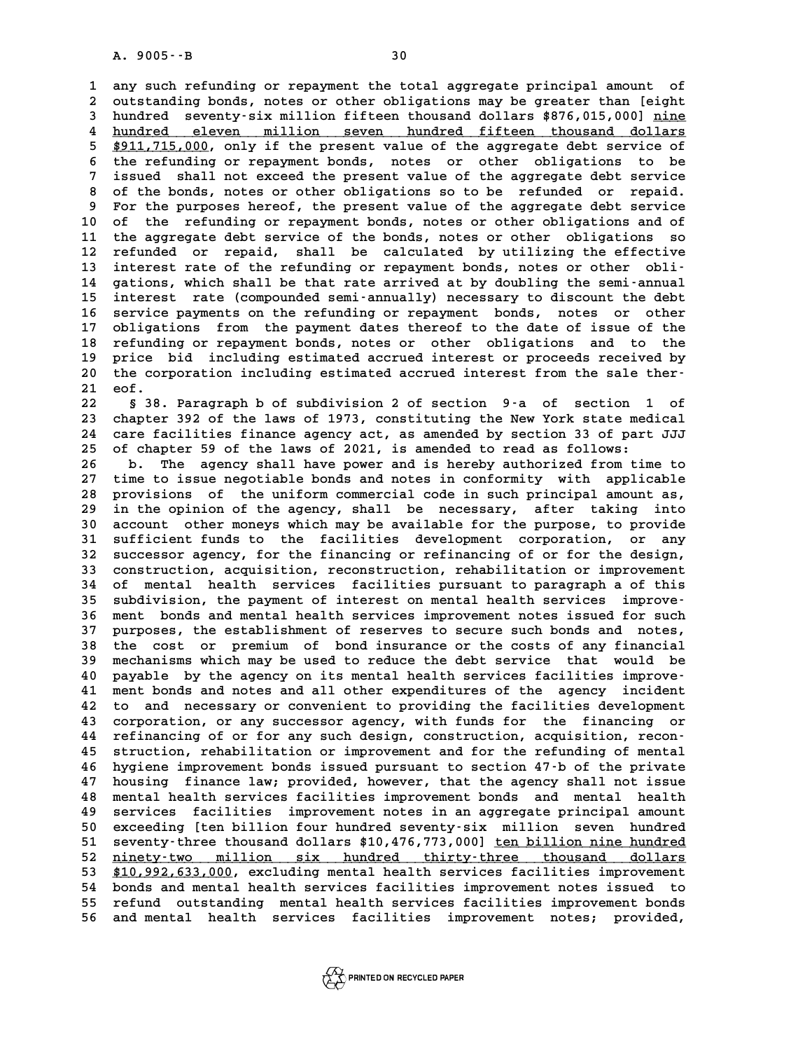any such refunding or repayment the total aggregate principal amount of outstanding bonds, notes or other obligations may be greater than [eight hundred seventy-six million fifteen thousand dollars $876,015,000] nine hundred eleven million seven hundred fifteen thousand dollars $911,715,000, only if the present value of the aggregate debt service of the refunding or repayment bonds, notes or other obligations to be issued shall not exceed the present value of the aggregate debt service of the bonds, notes or other obligations so to be refunded or repaid. For the purposes hereof, the present value of the aggregate debt service of the refunding or repayment bonds, notes or other obligations and of the aggregate debt service of the bonds, notes or other obligations so refunded or repaid, shall be calculated by utilizing the effective interest rate of the refunding or repayment bonds, notes or other obligations, which shall be that rate arrived at by doubling the semi-annual interest rate (compounded semi-annually) necessary to discount the debt service payments on the refunding or repayment bonds, notes or other obligations from the payment dates thereof to the date of issue of the refunding or repayment bonds, notes or other obligations and to the price bid including estimated accrued interest or proceeds received by the corporation including estimated accrued interest from the sale thereof.

§ 38. Paragraph b of subdivision 2 of section 9-a of section 1 of chapter 392 of the laws of 1973, constituting the New York state medical care facilities finance agency act, as amended by section 33 of part JJJ of chapter 59 of the laws of 2021, is amended to read as follows:

b. The agency shall have power and is hereby authorized from time to time to issue negotiable bonds and notes in conformity with applicable provisions of the uniform commercial code in such principal amount as, in the opinion of the agency, shall be necessary, after taking into account other moneys which may be available for the purpose, to provide sufficient funds to the facilities development corporation, or any successor agency, for the financing or refinancing of or for the design, construction, acquisition, reconstruction, rehabilitation or improvement of mental health services facilities pursuant to paragraph a of this subdivision, the payment of interest on mental health services improvement bonds and mental health services improvement notes issued for such purposes, the establishment of reserves to secure such bonds and notes, the cost or premium of bond insurance or the costs of any financial mechanisms which may be used to reduce the debt service that would be payable by the agency on its mental health services facilities improvement bonds and notes and all other expenditures of the agency incident to and necessary or convenient to providing the facilities development corporation, or any successor agency, with funds for the financing or refinancing of or for any such design, construction, acquisition, reconstruction, rehabilitation or improvement and for the refunding of mental hygiene improvement bonds issued pursuant to section 47-b of the private housing finance law; provided, however, that the agency shall not issue mental health services facilities improvement bonds and mental health services facilities improvement notes in an aggregate principal amount exceeding [ten billion four hundred seventy-six million seven hundred seventy-three thousand dollars $10,476,773,000] ten billion nine hundred ninety-two million six hundred thirty-three thousand dollars $10,992,633,000, excluding mental health services facilities improvement bonds and mental health services facilities improvement notes issued to refund outstanding mental health services facilities improvement bonds and mental health services facilities improvement notes; provided,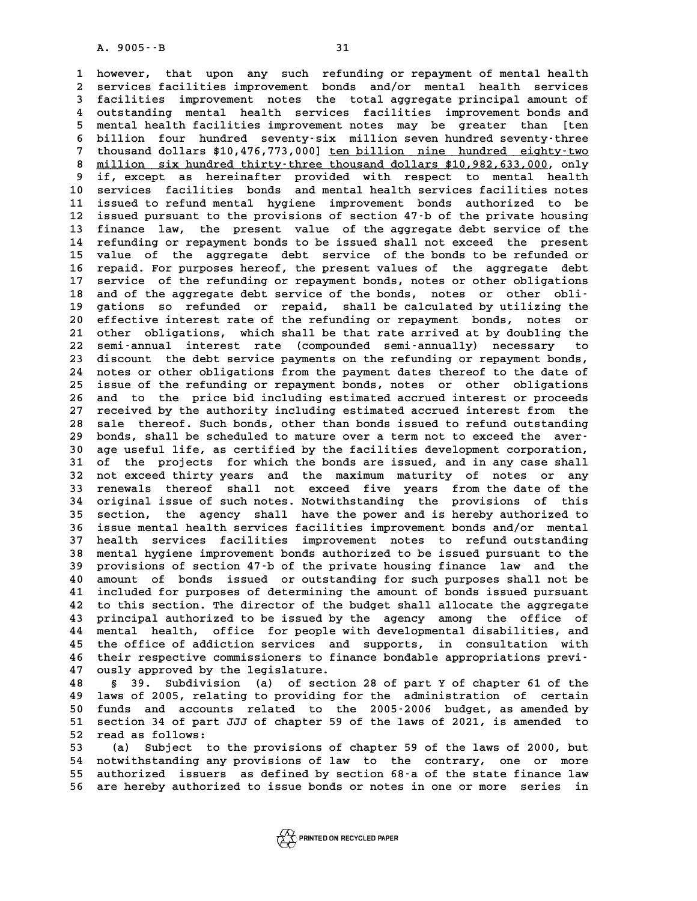however, that upon any such refunding or repayment of mental health services facilities improvement bonds and/or mental health services facilities improvement notes the total aggregate principal amount of outstanding mental health services facilities improvement bonds and mental health facilities improvement notes may be greater than [ten billion four hundred seventy-six million seven hundred seventy-three thousand dollars $10,476,773,000] ten billion nine hundred eighty-two million six hundred thirty-three thousand dollars $10,982,633,000, only if, except as hereinafter provided with respect to mental health services facilities bonds and mental health services facilities notes issued to refund mental hygiene improvement bonds authorized to be issued pursuant to the provisions of section 47-b of the private housing finance law, the present value of the aggregate debt service of the refunding or repayment bonds to be issued shall not exceed the present value of the aggregate debt service of the bonds to be refunded or repaid. For purposes hereof, the present values of the aggregate debt service of the refunding or repayment bonds, notes or other obligations and of the aggregate debt service of the bonds, notes or other obligations so refunded or repaid, shall be calculated by utilizing the effective interest rate of the refunding or repayment bonds, notes or other obligations, which shall be that rate arrived at by doubling the semi-annual interest rate (compounded semi-annually) necessary to discount the debt service payments on the refunding or repayment bonds, notes or other obligations from the payment dates thereof to the date of issue of the refunding or repayment bonds, notes or other obligations and to the price bid including estimated accrued interest or proceeds received by the authority including estimated accrued interest from the sale thereof. Such bonds, other than bonds issued to refund outstanding bonds, shall be scheduled to mature over a term not to exceed the average useful life, as certified by the facilities development corporation, of the projects for which the bonds are issued, and in any case shall not exceed thirty years and the maximum maturity of notes or any renewals thereof shall not exceed five years from the date of the original issue of such notes. Notwithstanding the provisions of this section, the agency shall have the power and is hereby authorized to issue mental health services facilities improvement bonds and/or mental health services facilities improvement notes to refund outstanding mental hygiene improvement bonds authorized to be issued pursuant to the provisions of section 47-b of the private housing finance law and the amount of bonds issued or outstanding for such purposes shall not be included for purposes of determining the amount of bonds issued pursuant to this section. The director of the budget shall allocate the aggregate principal authorized to be issued by the agency among the office of mental health, office for people with developmental disabilities, and the office of addiction services and supports, in consultation with their respective commissioners to finance bondable appropriations previously approved by the legislature.

§ 39. Subdivision (a) of section 28 of part Y of chapter 61 of the laws of 2005, relating to providing for the administration of certain funds and accounts related to the 2005-2006 budget, as amended by section 34 of part JJJ of chapter 59 of the laws of 2021, is amended to read as follows:

(a) Subject to the provisions of chapter 59 of the laws of 2000, but notwithstanding any provisions of law to the contrary, one or more authorized issuers as defined by section 68-a of the state finance law are hereby authorized to issue bonds or notes in one or more series in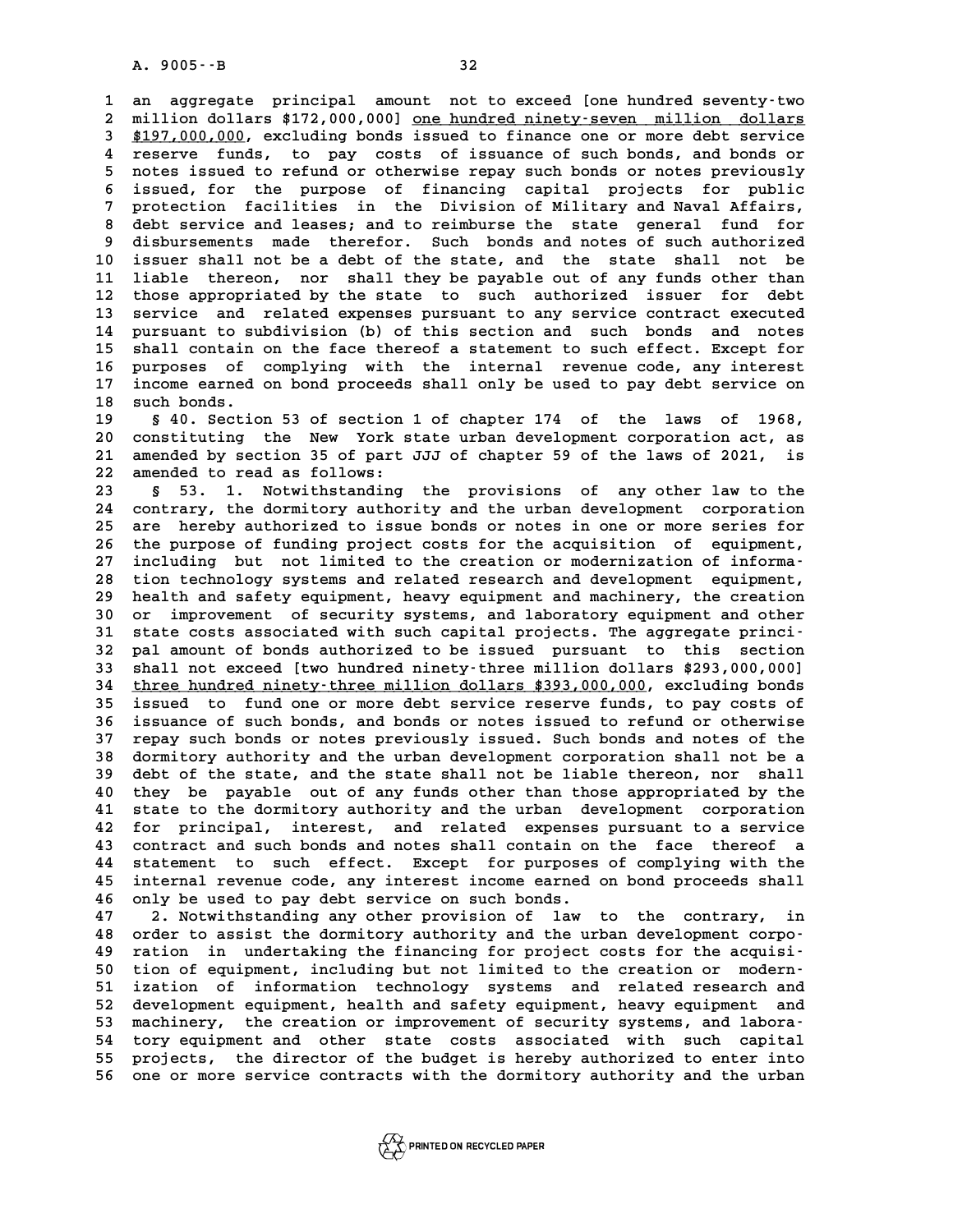an aggregate principal amount not to exceed [one hundred seventy-two million dollars $172,000,000] one hundred ninety-seven million dollars $197,000,000, excluding bonds issued to finance one or more debt service reserve funds, to pay costs of issuance of such bonds, and bonds or notes issued to refund or otherwise repay such bonds or notes previously issued, for the purpose of financing capital projects for public protection facilities in the Division of Military and Naval Affairs, debt service and leases; and to reimburse the state general fund for disbursements made therefor. Such bonds and notes of such authorized issuer shall not be a debt of the state, and the state shall not be liable thereon, nor shall they be payable out of any funds other than those appropriated by the state to such authorized issuer for debt service and related expenses pursuant to any service contract executed pursuant to subdivision (b) of this section and such bonds and notes shall contain on the face thereof a statement to such effect. Except for purposes of complying with the internal revenue code, any interest income earned on bond proceeds shall only be used to pay debt service on such bonds.

§ 40. Section 53 of section 1 of chapter 174 of the laws of 1968, constituting the New York state urban development corporation act, as amended by section 35 of part JJJ of chapter 59 of the laws of 2021, is amended to read as follows:

§ 53. 1. Notwithstanding the provisions of any other law to the contrary, the dormitory authority and the urban development corporation are hereby authorized to issue bonds or notes in one or more series for the purpose of funding project costs for the acquisition of equipment, including but not limited to the creation or modernization of information technology systems and related research and development equipment, health and safety equipment, heavy equipment and machinery, the creation or improvement of security systems, and laboratory equipment and other state costs associated with such capital projects. The aggregate principal amount of bonds authorized to be issued pursuant to this section shall not exceed [two hundred ninety-three million dollars $293,000,000] three hundred ninety-three million dollars $393,000,000, excluding bonds issued to fund one or more debt service reserve funds, to pay costs of issuance of such bonds, and bonds or notes issued to refund or otherwise repay such bonds or notes previously issued. Such bonds and notes of the dormitory authority and the urban development corporation shall not be a debt of the state, and the state shall not be liable thereon, nor shall they be payable out of any funds other than those appropriated by the state to the dormitory authority and the urban development corporation for principal, interest, and related expenses pursuant to a service contract and such bonds and notes shall contain on the face thereof a statement to such effect. Except for purposes of complying with the internal revenue code, any interest income earned on bond proceeds shall only be used to pay debt service on such bonds.

2. Notwithstanding any other provision of law to the contrary, in order to assist the dormitory authority and the urban development corporation in undertaking the financing for project costs for the acquisition of equipment, including but not limited to the creation or modernization of information technology systems and related research and development equipment, health and safety equipment, heavy equipment and machinery, the creation or improvement of security systems, and laboratory equipment and other state costs associated with such capital projects, the director of the budget is hereby authorized to enter into one or more service contracts with the dormitory authority and the urban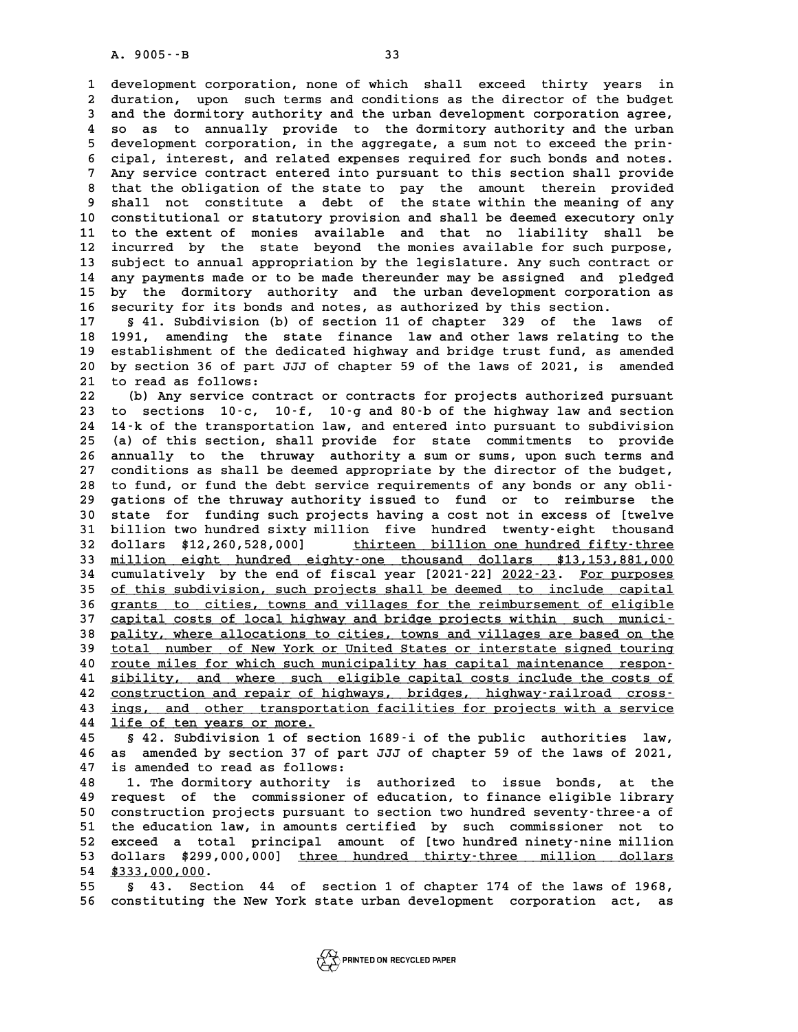development corporation, none of which shall exceed thirty years in duration, upon such terms and conditions as the director of the budget and the dormitory authority and the urban development corporation agree, so as to annually provide to the dormitory authority and the urban development corporation, in the aggregate, a sum not to exceed the principal, interest, and related expenses required for such bonds and notes. Any service contract entered into pursuant to this section shall provide that the obligation of the state to pay the amount therein provided shall not constitute a debt of the state within the meaning of any constitutional or statutory provision and shall be deemed executory only to the extent of monies available and that no liability shall be incurred by the state beyond the monies available for such purpose, subject to annual appropriation by the legislature. Any such contract or any payments made or to be made thereunder may be assigned and pledged by the dormitory authority and the urban development corporation as security for its bonds and notes, as authorized by this section.

§ 41. Subdivision (b) of section 11 of chapter 329 of the laws of 1991, amending the state finance law and other laws relating to the establishment of the dedicated highway and bridge trust fund, as amended by section 36 of part JJJ of chapter 59 of the laws of 2021, is amended to read as follows:

(b) Any service contract or contracts for projects authorized pursuant to sections 10-c, 10-f, 10-g and 80-b of the highway law and section 14-k of the transportation law, and entered into pursuant to subdivision (a) of this section, shall provide for state commitments to provide annually to the thruway authority a sum or sums, upon such terms and conditions as shall be deemed appropriate by the director of the budget, to fund, or fund the debt service requirements of any bonds or any obligations of the thruway authority issued to fund or to reimburse the state for funding such projects having a cost not in excess of [twelve billion two hundred sixty million five hundred twenty-eight thousand dollars $12,260,528,000] <u>thirteen billion one hundred fifty-three million eight hundred eighty-one thousand dollars $13,153,881,000</u> cumulatively by the end of fiscal year [2021-22] <u>2022-23</u>. <u>For purposes of this subdivision, such projects shall be deemed to include capital grants to cities, towns and villages for the reimbursement of eligible capital costs of local highway and bridge projects within such municipality, where allocations to cities, towns and villages are based on the total number of New York or United States or interstate signed touring route miles for which such municipality has capital maintenance responsibility, and where such eligible capital costs include the costs of construction and repair of highways, bridges, highway-railroad crossings, and other transportation facilities for projects with a service life of ten years or more.</u>

§ 42. Subdivision 1 of section 1689-i of the public authorities law, as amended by section 37 of part JJJ of chapter 59 of the laws of 2021, is amended to read as follows:

1. The dormitory authority is authorized to issue bonds, at the request of the commissioner of education, to finance eligible library construction projects pursuant to section two hundred seventy-three-a of the education law, in amounts certified by such commissioner not to exceed a total principal amount of [two hundred ninety-nine million dollars $299,000,000] <u>three hundred thirty-three million dollars $333,000,000</u>.

§ 43. Section 44 of section 1 of chapter 174 of the laws of 1968, constituting the New York state urban development corporation act, as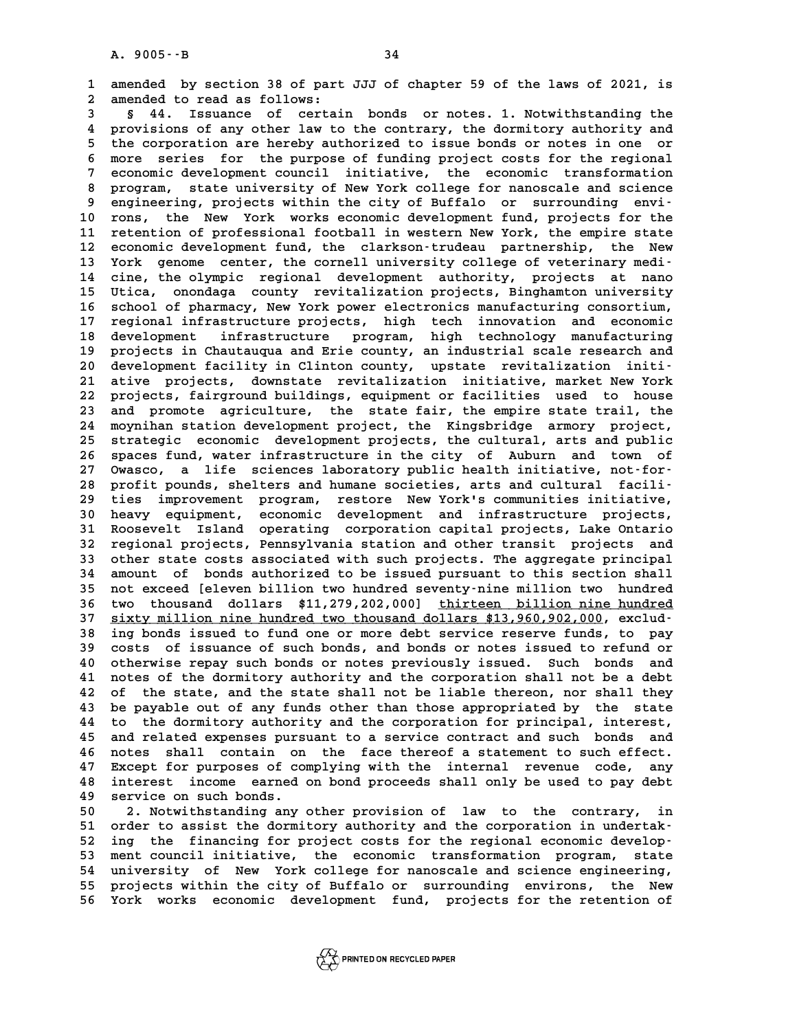amended by section 38 of part JJJ of chapter 59 of the laws of 2021, is amended to read as follows:

§ 44. Issuance of certain bonds or notes. 1. Notwithstanding the provisions of any other law to the contrary, the dormitory authority and the corporation are hereby authorized to issue bonds or notes in one or more series for the purpose of funding project costs for the regional economic development council initiative, the economic transformation program, state university of New York college for nanoscale and science engineering, projects within the city of Buffalo or surrounding environs, the New York works economic development fund, projects for the retention of professional football in western New York, the empire state economic development fund, the clarkson-trudeau partnership, the New York genome center, the cornell university college of veterinary medicine, the olympic regional development authority, projects at nano Utica, onondaga county revitalization projects, Binghamton university school of pharmacy, New York power electronics manufacturing consortium, regional infrastructure projects, high tech innovation and economic development infrastructure program, high technology manufacturing projects in Chautauqua and Erie county, an industrial scale research and development facility in Clinton county, upstate revitalization initiative projects, downstate revitalization initiative, market New York projects, fairground buildings, equipment or facilities used to house and promote agriculture, the state fair, the empire state trail, the moynihan station development project, the Kingsbridge armory project, strategic economic development projects, the cultural, arts and public spaces fund, water infrastructure in the city of Auburn and town of Owasco, a life sciences laboratory public health initiative, not-for-profit pounds, shelters and humane societies, arts and cultural facilities improvement program, restore New York's communities initiative, heavy equipment, economic development and infrastructure projects, Roosevelt Island operating corporation capital projects, Lake Ontario regional projects, Pennsylvania station and other transit projects and other state costs associated with such projects. The aggregate principal amount of bonds authorized to be issued pursuant to this section shall not exceed [eleven billion two hundred seventy-nine million two hundred two thousand dollars $11,279,202,000] <u>thirteen billion nine hundred sixty million nine hundred two thousand dollars $13,960,902,000</u>, excluding bonds issued to fund one or more debt service reserve funds, to pay costs of issuance of such bonds, and bonds or notes issued to refund or otherwise repay such bonds or notes previously issued. Such bonds and notes of the dormitory authority and the corporation shall not be a debt of the state, and the state shall not be liable thereon, nor shall they be payable out of any funds other than those appropriated by the state to the dormitory authority and the corporation for principal, interest, and related expenses pursuant to a service contract and such bonds and notes shall contain on the face thereof a statement to such effect. Except for purposes of complying with the internal revenue code, any interest income earned on bond proceeds shall only be used to pay debt service on such bonds.

2. Notwithstanding any other provision of law to the contrary, in order to assist the dormitory authority and the corporation in undertaking the financing for project costs for the regional economic development council initiative, the economic transformation program, state university of New York college for nanoscale and science engineering, projects within the city of Buffalo or surrounding environs, the New York works economic development fund, projects for the retention of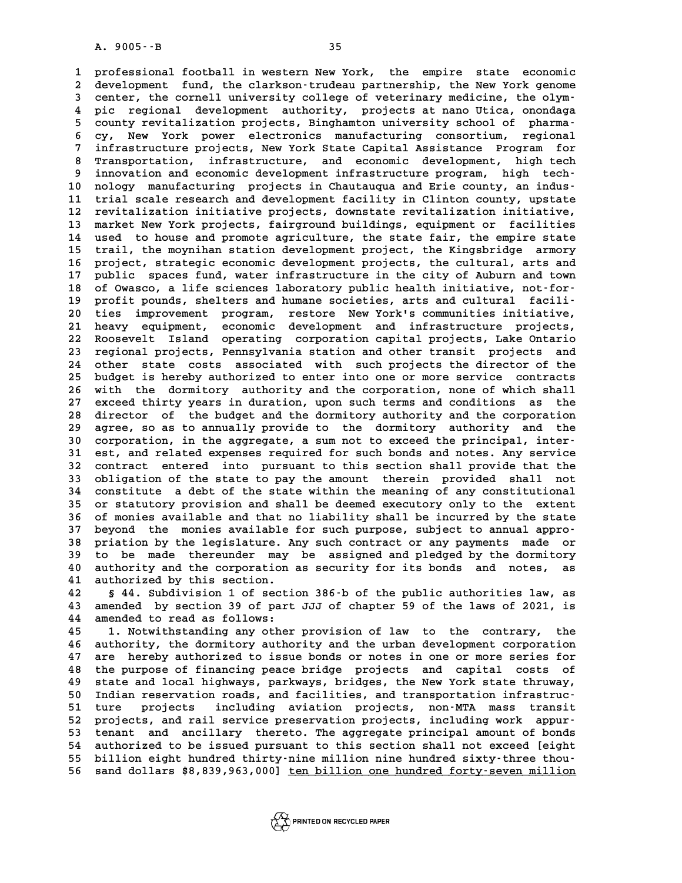professional football in western New York, the empire state economic development fund, the clarkson-trudeau partnership, the New York genome center, the cornell university college of veterinary medicine, the olympic regional development authority, projects at nano Utica, onondaga county revitalization projects, Binghamton university school of pharmacy, New York power electronics manufacturing consortium, regional infrastructure projects, New York State Capital Assistance Program for Transportation, infrastructure, and economic development, high tech innovation and economic development infrastructure program, high technology manufacturing projects in Chautauqua and Erie county, an industrial scale research and development facility in Clinton county, upstate revitalization initiative projects, downstate revitalization initiative, market New York projects, fairground buildings, equipment or facilities used to house and promote agriculture, the state fair, the empire state trail, the moynihan station development project, the Kingsbridge armory project, strategic economic development projects, the cultural, arts and public spaces fund, water infrastructure in the city of Auburn and town of Owasco, a life sciences laboratory public health initiative, not-for-profit pounds, shelters and humane societies, arts and cultural facilities improvement program, restore New York's communities initiative, heavy equipment, economic development and infrastructure projects, Roosevelt Island operating corporation capital projects, Lake Ontario regional projects, Pennsylvania station and other transit projects and other state costs associated with such projects the director of the budget is hereby authorized to enter into one or more service contracts with the dormitory authority and the corporation, none of which shall exceed thirty years in duration, upon such terms and conditions as the director of the budget and the dormitory authority and the corporation agree, so as to annually provide to the dormitory authority and the corporation, in the aggregate, a sum not to exceed the principal, interest, and related expenses required for such bonds and notes. Any service contract entered into pursuant to this section shall provide that the obligation of the state to pay the amount therein provided shall not constitute a debt of the state within the meaning of any constitutional or statutory provision and shall be deemed executory only to the extent of monies available and that no liability shall be incurred by the state beyond the monies available for such purpose, subject to annual appropriation by the legislature. Any such contract or any payments made or to be made thereunder may be assigned and pledged by the dormitory authority and the corporation as security for its bonds and notes, as authorized by this section.

§ 44. Subdivision 1 of section 386-b of the public authorities law, as amended by section 39 of part JJJ of chapter 59 of the laws of 2021, is amended to read as follows:

1. Notwithstanding any other provision of law to the contrary, the authority, the dormitory authority and the urban development corporation are hereby authorized to issue bonds or notes in one or more series for the purpose of financing peace bridge projects and capital costs of state and local highways, parkways, bridges, the New York state thruway, Indian reservation roads, and facilities, and transportation infrastructure projects including aviation projects, non-MTA mass transit projects, and rail service preservation projects, including work appurtenant and ancillary thereto. The aggregate principal amount of bonds authorized to be issued pursuant to this section shall not exceed [eight billion eight hundred thirty-nine million nine hundred sixty-three thousand dollars $8,839,963,000] <u>ten billion one hundred forty-seven million</u>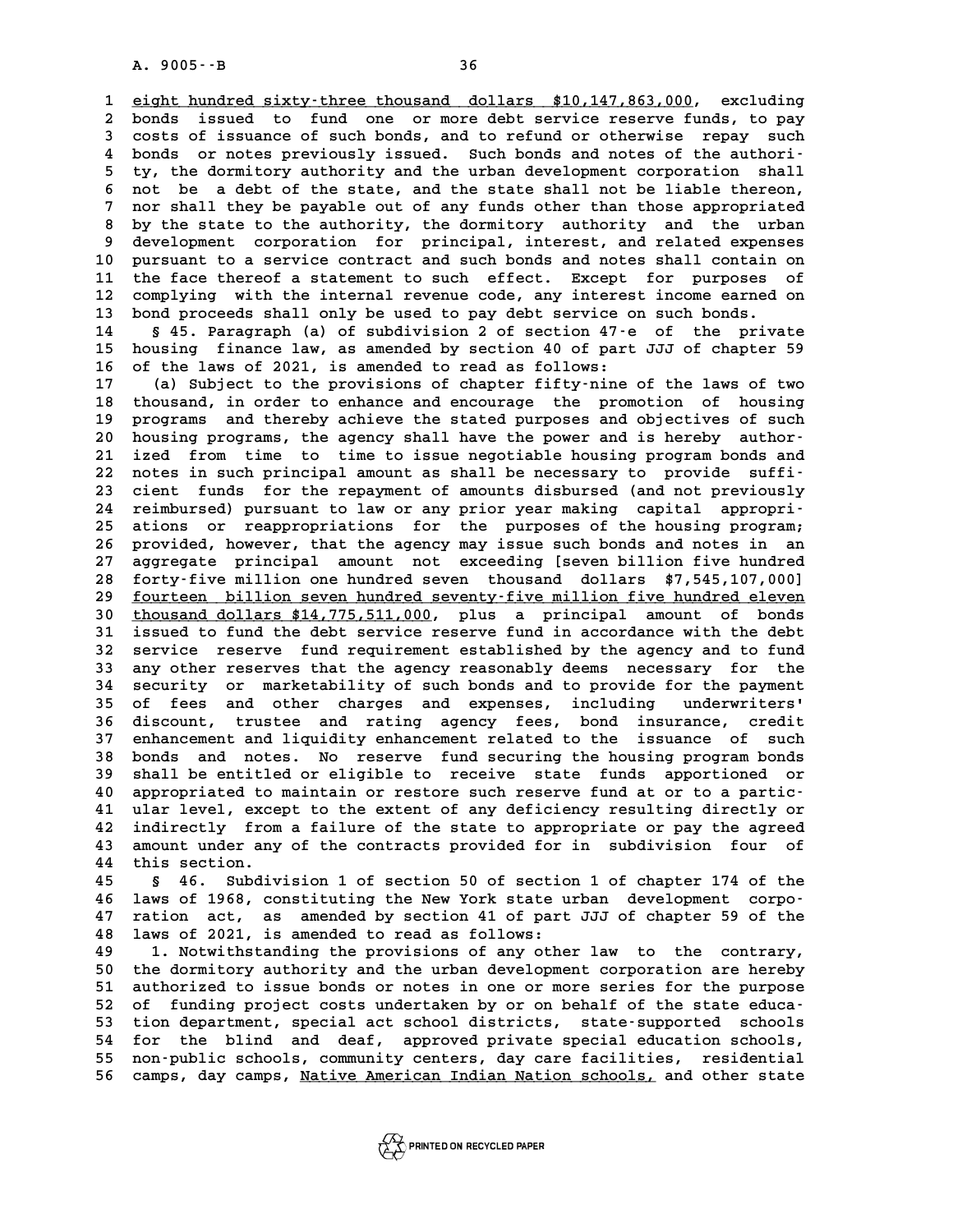eight hundred sixty-three thousand dollars $10,147,863,000, excluding bonds issued to fund one or more debt service reserve funds, to pay costs of issuance of such bonds, and to refund or otherwise repay such bonds or notes previously issued. Such bonds and notes of the authority, the dormitory authority and the urban development corporation shall not be a debt of the state, and the state shall not be liable thereon, nor shall they be payable out of any funds other than those appropriated by the state to the authority, the dormitory authority and the urban development corporation for principal, interest, and related expenses pursuant to a service contract and such bonds and notes shall contain on the face thereof a statement to such effect. Except for purposes of complying with the internal revenue code, any interest income earned on bond proceeds shall only be used to pay debt service on such bonds.

§ 45. Paragraph (a) of subdivision 2 of section 47-e of the private housing finance law, as amended by section 40 of part JJJ of chapter 59 of the laws of 2021, is amended to read as follows:

(a) Subject to the provisions of chapter fifty-nine of the laws of two thousand, in order to enhance and encourage the promotion of housing programs and thereby achieve the stated purposes and objectives of such housing programs, the agency shall have the power and is hereby authorized from time to time to issue negotiable housing program bonds and notes in such principal amount as shall be necessary to provide sufficient funds for the repayment of amounts disbursed (and not previously reimbursed) pursuant to law or any prior year making capital appropriations or reappropriations for the purposes of the housing program; provided, however, that the agency may issue such bonds and notes in an aggregate principal amount not exceeding [seven billion five hundred forty-five million one hundred seven thousand dollars $7,545,107,000] fourteen billion seven hundred seventy-five million five hundred eleven thousand dollars $14,775,511,000, plus a principal amount of bonds issued to fund the debt service reserve fund in accordance with the debt service reserve fund requirement established by the agency and to fund any other reserves that the agency reasonably deems necessary for the security or marketability of such bonds and to provide for the payment of fees and other charges and expenses, including underwriters' discount, trustee and rating agency fees, bond insurance, credit enhancement and liquidity enhancement related to the issuance of such bonds and notes. No reserve fund securing the housing program bonds shall be entitled or eligible to receive state funds apportioned or appropriated to maintain or restore such reserve fund at or to a particular level, except to the extent of any deficiency resulting directly or indirectly from a failure of the state to appropriate or pay the agreed amount under any of the contracts provided for in subdivision four of this section.

§ 46. Subdivision 1 of section 50 of section 1 of chapter 174 of the laws of 1968, constituting the New York state urban development corporation act, as amended by section 41 of part JJJ of chapter 59 of the laws of 2021, is amended to read as follows:

1. Notwithstanding the provisions of any other law to the contrary, the dormitory authority and the urban development corporation are hereby authorized to issue bonds or notes in one or more series for the purpose of funding project costs undertaken by or on behalf of the state education department, special act school districts, state-supported schools for the blind and deaf, approved private special education schools, non-public schools, community centers, day care facilities, residential camps, day camps, Native American Indian Nation schools, and other state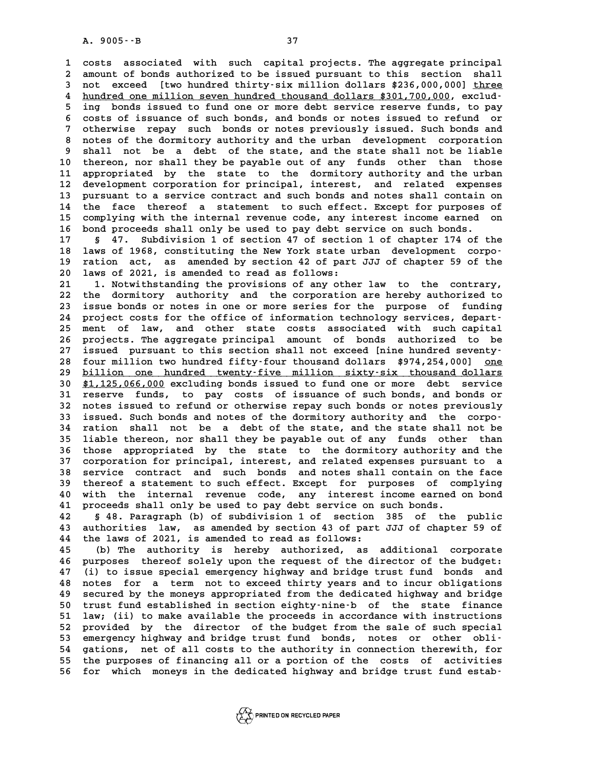costs associated with such capital projects. The aggregate principal amount of bonds authorized to be issued pursuant to this section shall not exceed [two hundred thirty-six million dollars $236,000,000] <u>three hundred one million seven hundred thousand dollars $301,700,000</u>, excluding bonds issued to fund one or more debt service reserve funds, to pay costs of issuance of such bonds, and bonds or notes issued to refund or otherwise repay such bonds or notes previously issued. Such bonds and notes of the dormitory authority and the urban development corporation shall not be a debt of the state, and the state shall not be liable thereon, nor shall they be payable out of any funds other than those appropriated by the state to the dormitory authority and the urban development corporation for principal, interest, and related expenses pursuant to a service contract and such bonds and notes shall contain on the face thereof a statement to such effect. Except for purposes of complying with the internal revenue code, any interest income earned on bond proceeds shall only be used to pay debt service on such bonds.

§ 47. Subdivision 1 of section 47 of section 1 of chapter 174 of the laws of 1968, constituting the New York state urban development corporation act, as amended by section 42 of part JJJ of chapter 59 of the laws of 2021, is amended to read as follows:

1. Notwithstanding the provisions of any other law to the contrary, the dormitory authority and the corporation are hereby authorized to issue bonds or notes in one or more series for the purpose of funding project costs for the office of information technology services, department of law, and other state costs associated with such capital projects. The aggregate principal amount of bonds authorized to be issued pursuant to this section shall not exceed [nine hundred seventy-four million two hundred fifty-four thousand dollars $974,254,000] <u>one billion one hundred twenty-five million sixty-six thousand dollars $1,125,066,000</u> excluding bonds issued to fund one or more debt service reserve funds, to pay costs of issuance of such bonds, and bonds or notes issued to refund or otherwise repay such bonds or notes previously issued. Such bonds and notes of the dormitory authority and the corporation shall not be a debt of the state, and the state shall not be liable thereon, nor shall they be payable out of any funds other than those appropriated by the state to the dormitory authority and the corporation for principal, interest, and related expenses pursuant to a service contract and such bonds and notes shall contain on the face thereof a statement to such effect. Except for purposes of complying with the internal revenue code, any interest income earned on bond proceeds shall only be used to pay debt service on such bonds.

§ 48. Paragraph (b) of subdivision 1 of section 385 of the public authorities law, as amended by section 43 of part JJJ of chapter 59 of the laws of 2021, is amended to read as follows:

(b) The authority is hereby authorized, as additional corporate purposes thereof solely upon the request of the director of the budget: (i) to issue special emergency highway and bridge trust fund bonds and notes for a term not to exceed thirty years and to incur obligations secured by the moneys appropriated from the dedicated highway and bridge trust fund established in section eighty-nine-b of the state finance law; (ii) to make available the proceeds in accordance with instructions provided by the director of the budget from the sale of such special emergency highway and bridge trust fund bonds, notes or other obligations, net of all costs to the authority in connection therewith, for the purposes of financing all or a portion of the costs of activities for which moneys in the dedicated highway and bridge trust fund estab-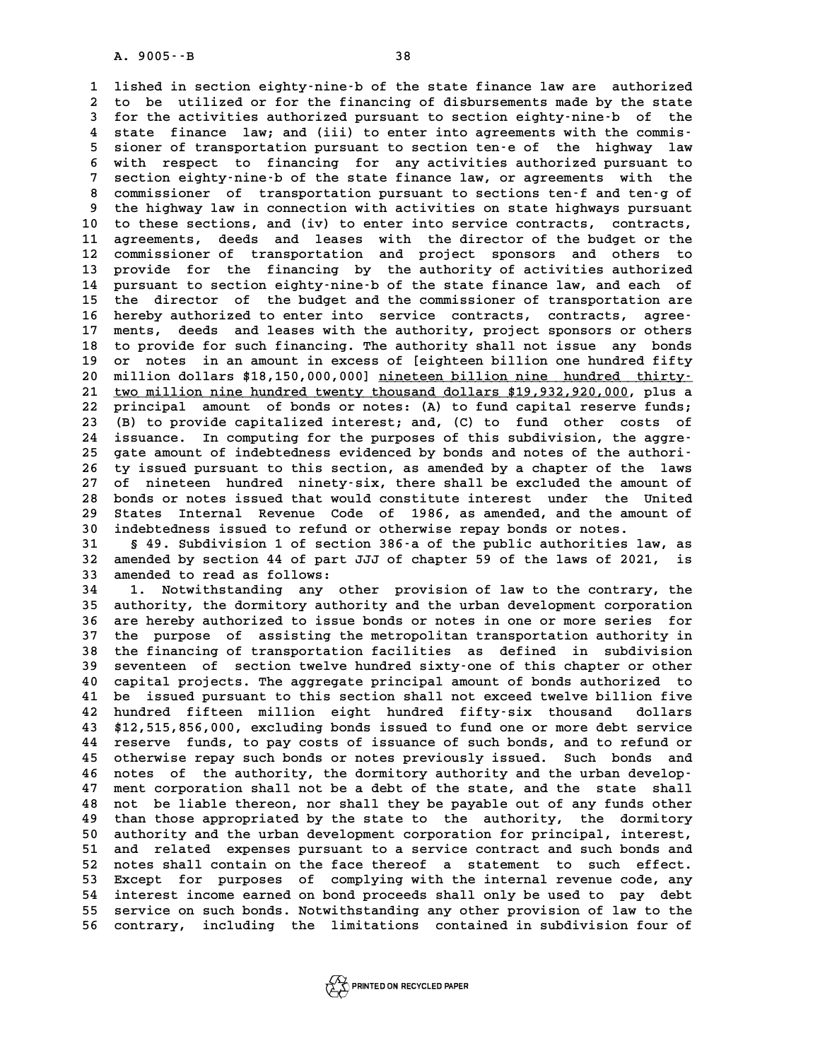lished in section eighty-nine-b of the state finance law are authorized to be utilized or for the financing of disbursements made by the state for the activities authorized pursuant to section eighty-nine-b of the state finance law; and (iii) to enter into agreements with the commissioner of transportation pursuant to section ten-e of the highway law with respect to financing for any activities authorized pursuant to section eighty-nine-b of the state finance law, or agreements with the commissioner of transportation pursuant to sections ten-f and ten-g of the highway law in connection with activities on state highways pursuant to these sections, and (iv) to enter into service contracts, contracts, agreements, deeds and leases with the director of the budget or the commissioner of transportation and project sponsors and others to provide for the financing by the authority of activities authorized pursuant to section eighty-nine-b of the state finance law, and each of the director of the budget and the commissioner of transportation are hereby authorized to enter into service contracts, contracts, agreements, deeds and leases with the authority, project sponsors or others to provide for such financing. The authority shall not issue any bonds or notes in an amount in excess of [eighteen billion one hundred fifty million dollars $18,150,000,000] <u>nineteen billion nine hundred thirty-two million nine hundred twenty thousand dollars $19,932,920,000</u>, plus a principal amount of bonds or notes: (A) to fund capital reserve funds; (B) to provide capitalized interest; and, (C) to fund other costs of issuance. In computing for the purposes of this subdivision, the aggregate amount of indebtedness evidenced by bonds and notes of the authority issued pursuant to this section, as amended by a chapter of the laws of nineteen hundred ninety-six, there shall be excluded the amount of bonds or notes issued that would constitute interest under the United States Internal Revenue Code of 1986, as amended, and the amount of indebtedness issued to refund or otherwise repay bonds or notes.

§ 49. Subdivision 1 of section 386-a of the public authorities law, as amended by section 44 of part JJJ of chapter 59 of the laws of 2021, is amended to read as follows:

1. Notwithstanding any other provision of law to the contrary, the authority, the dormitory authority and the urban development corporation are hereby authorized to issue bonds or notes in one or more series for the purpose of assisting the metropolitan transportation authority in the financing of transportation facilities as defined in subdivision seventeen of section twelve hundred sixty-one of this chapter or other capital projects. The aggregate principal amount of bonds authorized to be issued pursuant to this section shall not exceed twelve billion five hundred fifteen million eight hundred fifty-six thousand dollars $12,515,856,000, excluding bonds issued to fund one or more debt service reserve funds, to pay costs of issuance of such bonds, and to refund or otherwise repay such bonds or notes previously issued. Such bonds and notes of the authority, the dormitory authority and the urban development corporation shall not be a debt of the state, and the state shall not be liable thereon, nor shall they be payable out of any funds other than those appropriated by the state to the authority, the dormitory authority and the urban development corporation for principal, interest, and related expenses pursuant to a service contract and such bonds and notes shall contain on the face thereof a statement to such effect. Except for purposes of complying with the internal revenue code, any interest income earned on bond proceeds shall only be used to pay debt service on such bonds. Notwithstanding any other provision of law to the contrary, including the limitations contained in subdivision four of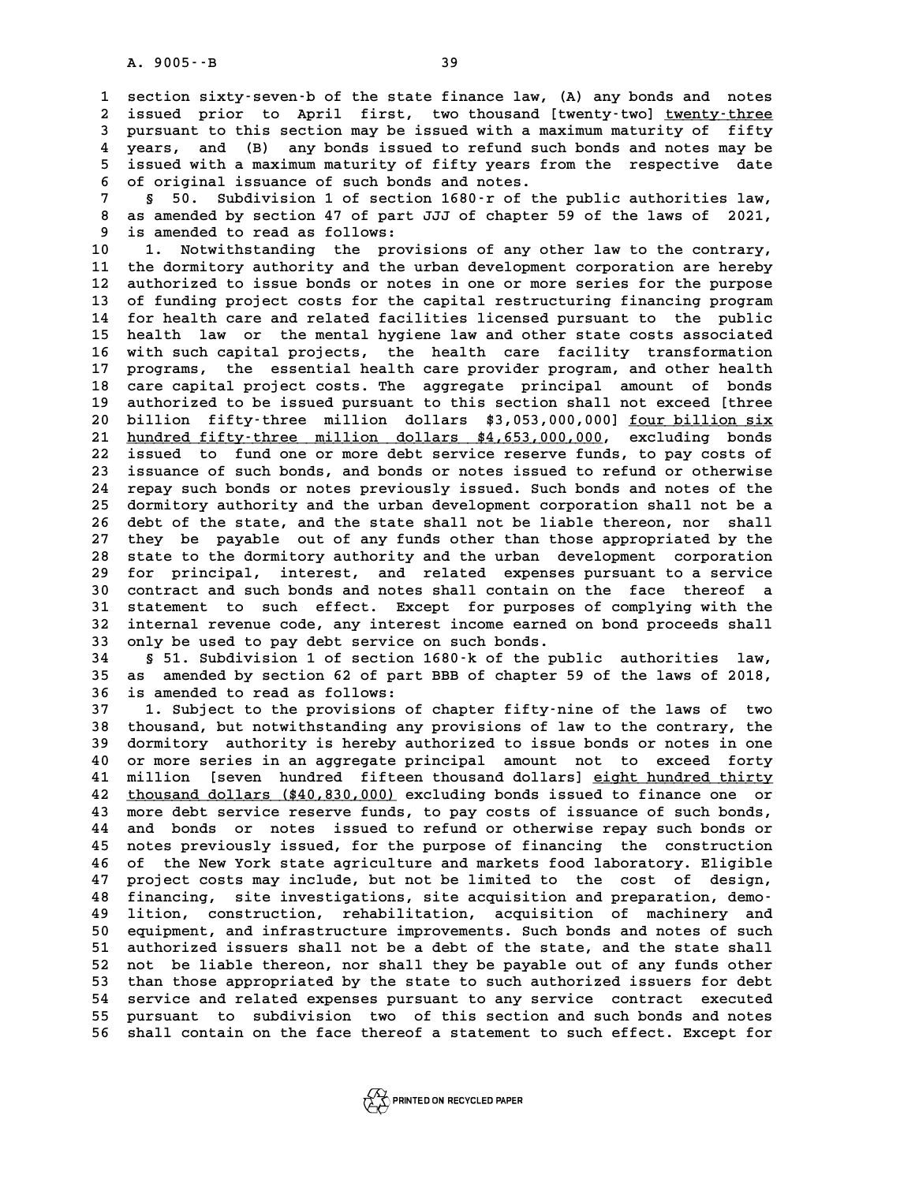section sixty-seven-b of the state finance law, (A) any bonds and notes issued prior to April first, two thousand [twenty-two] twenty-three pursuant to this section may be issued with a maximum maturity of fifty years, and (B) any bonds issued to refund such bonds and notes may be issued with a maximum maturity of fifty years from the respective date of original issuance of such bonds and notes.

§ 50. Subdivision 1 of section 1680-r of the public authorities law, as amended by section 47 of part JJJ of chapter 59 of the laws of 2021, is amended to read as follows:

1. Notwithstanding the provisions of any other law to the contrary, the dormitory authority and the urban development corporation are hereby authorized to issue bonds or notes in one or more series for the purpose of funding project costs for the capital restructuring financing program for health care and related facilities licensed pursuant to the public health law or the mental hygiene law and other state costs associated with such capital projects, the health care facility transformation programs, the essential health care provider program, and other health care capital project costs. The aggregate principal amount of bonds authorized to be issued pursuant to this section shall not exceed [three billion fifty-three million dollars $3,053,000,000] four billion six hundred fifty-three million dollars $4,653,000,000, excluding bonds issued to fund one or more debt service reserve funds, to pay costs of issuance of such bonds, and bonds or notes issued to refund or otherwise repay such bonds or notes previously issued. Such bonds and notes of the dormitory authority and the urban development corporation shall not be a debt of the state, and the state shall not be liable thereon, nor shall they be payable out of any funds other than those appropriated by the state to the dormitory authority and the urban development corporation for principal, interest, and related expenses pursuant to a service contract and such bonds and notes shall contain on the face thereof a statement to such effect. Except for purposes of complying with the internal revenue code, any interest income earned on bond proceeds shall only be used to pay debt service on such bonds.

§ 51. Subdivision 1 of section 1680-k of the public authorities law, as amended by section 62 of part BBB of chapter 59 of the laws of 2018, is amended to read as follows:

1. Subject to the provisions of chapter fifty-nine of the laws of two thousand, but notwithstanding any provisions of law to the contrary, the dormitory authority is hereby authorized to issue bonds or notes in one or more series in an aggregate principal amount not to exceed forty million [seven hundred fifteen thousand dollars] eight hundred thirty thousand dollars ($40,830,000) excluding bonds issued to finance one or more debt service reserve funds, to pay costs of issuance of such bonds, and bonds or notes issued to refund or otherwise repay such bonds or notes previously issued, for the purpose of financing the construction of the New York state agriculture and markets food laboratory. Eligible project costs may include, but not be limited to the cost of design, financing, site investigations, site acquisition and preparation, demolition, construction, rehabilitation, acquisition of machinery and equipment, and infrastructure improvements. Such bonds and notes of such authorized issuers shall not be a debt of the state, and the state shall not be liable thereon, nor shall they be payable out of any funds other than those appropriated by the state to such authorized issuers for debt service and related expenses pursuant to any service contract executed pursuant to subdivision two of this section and such bonds and notes shall contain on the face thereof a statement to such effect. Except for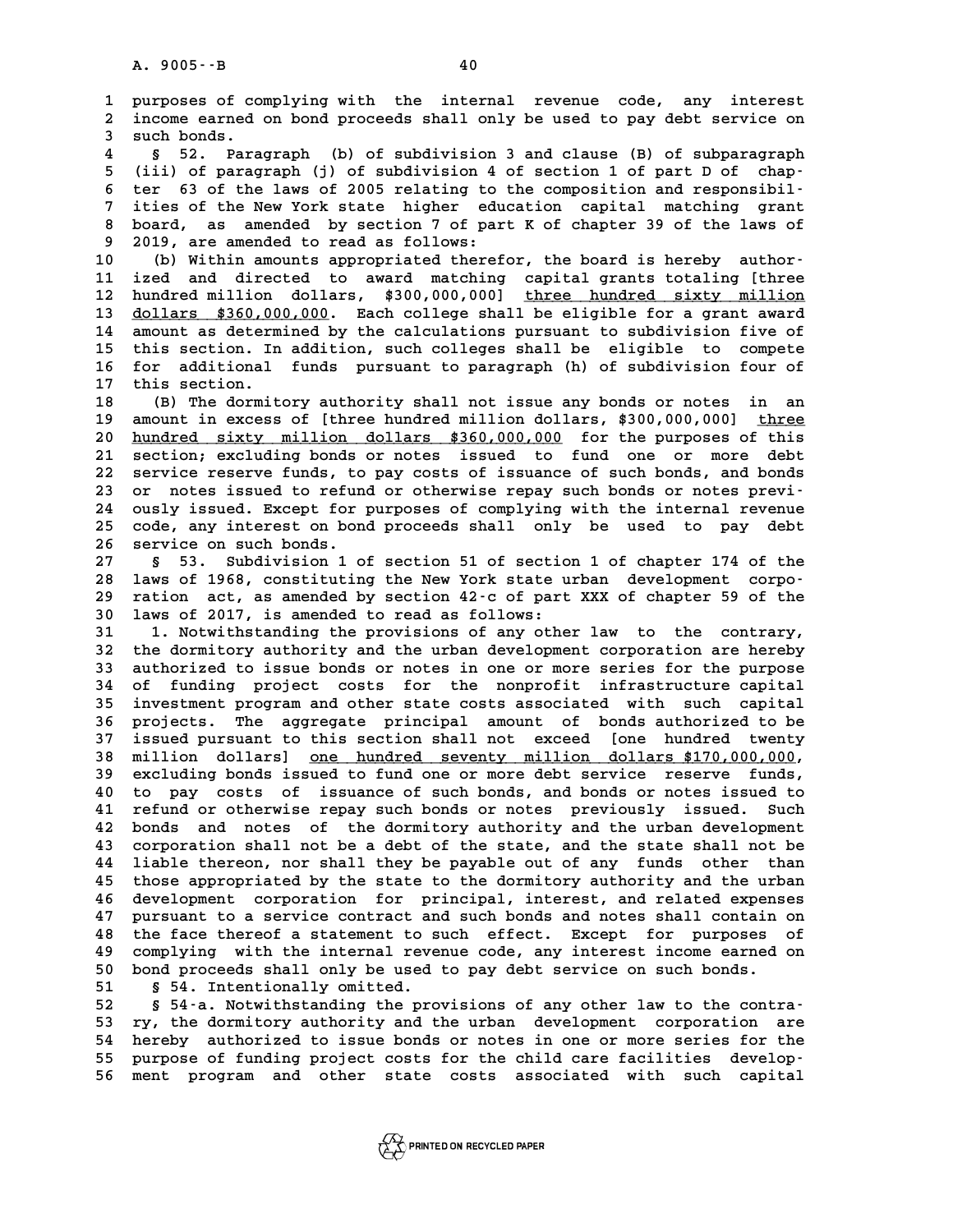purposes of complying with the internal revenue code, any interest income earned on bond proceeds shall only be used to pay debt service on such bonds.

§ 52. Paragraph (b) of subdivision 3 and clause (B) of subparagraph (iii) of paragraph (j) of subdivision 4 of section 1 of part D of chapter 63 of the laws of 2005 relating to the composition and responsibilities of the New York state higher education capital matching grant board, as amended by section 7 of part K of chapter 39 of the laws of 2019, are amended to read as follows:

(b) Within amounts appropriated therefor, the board is hereby authorized and directed to award matching capital grants totaling [three hundred million dollars, $300,000,000] <u>three hundred sixty million dollars $360,000,000</u>. Each college shall be eligible for a grant award amount as determined by the calculations pursuant to subdivision five of this section. In addition, such colleges shall be eligible to compete for additional funds pursuant to paragraph (h) of subdivision four of this section.

(B) The dormitory authority shall not issue any bonds or notes in an amount in excess of [three hundred million dollars, $300,000,000] <u>three hundred sixty million dollars $360,000,000</u> for the purposes of this section; excluding bonds or notes issued to fund one or more debt service reserve funds, to pay costs of issuance of such bonds, and bonds or notes issued to refund or otherwise repay such bonds or notes previously issued. Except for purposes of complying with the internal revenue code, any interest on bond proceeds shall only be used to pay debt service on such bonds.

§ 53. Subdivision 1 of section 51 of section 1 of chapter 174 of the laws of 1968, constituting the New York state urban development corporation act, as amended by section 42-c of part XXX of chapter 59 of the laws of 2017, is amended to read as follows:

1. Notwithstanding the provisions of any other law to the contrary, the dormitory authority and the urban development corporation are hereby authorized to issue bonds or notes in one or more series for the purpose of funding project costs for the nonprofit infrastructure capital investment program and other state costs associated with such capital projects. The aggregate principal amount of bonds authorized to be issued pursuant to this section shall not exceed [one hundred twenty million dollars] <u>one hundred seventy million dollars $170,000,000</u>, excluding bonds issued to fund one or more debt service reserve funds, to pay costs of issuance of such bonds, and bonds or notes issued to refund or otherwise repay such bonds or notes previously issued. Such bonds and notes of the dormitory authority and the urban development corporation shall not be a debt of the state, and the state shall not be liable thereon, nor shall they be payable out of any funds other than those appropriated by the state to the dormitory authority and the urban development corporation for principal, interest, and related expenses pursuant to a service contract and such bonds and notes shall contain on the face thereof a statement to such effect. Except for purposes of complying with the internal revenue code, any interest income earned on bond proceeds shall only be used to pay debt service on such bonds.

§ 54. Intentionally omitted.

§ 54-a. Notwithstanding the provisions of any other law to the contrary, the dormitory authority and the urban development corporation are hereby authorized to issue bonds or notes in one or more series for the purpose of funding project costs for the child care facilities development program and other state costs associated with such capital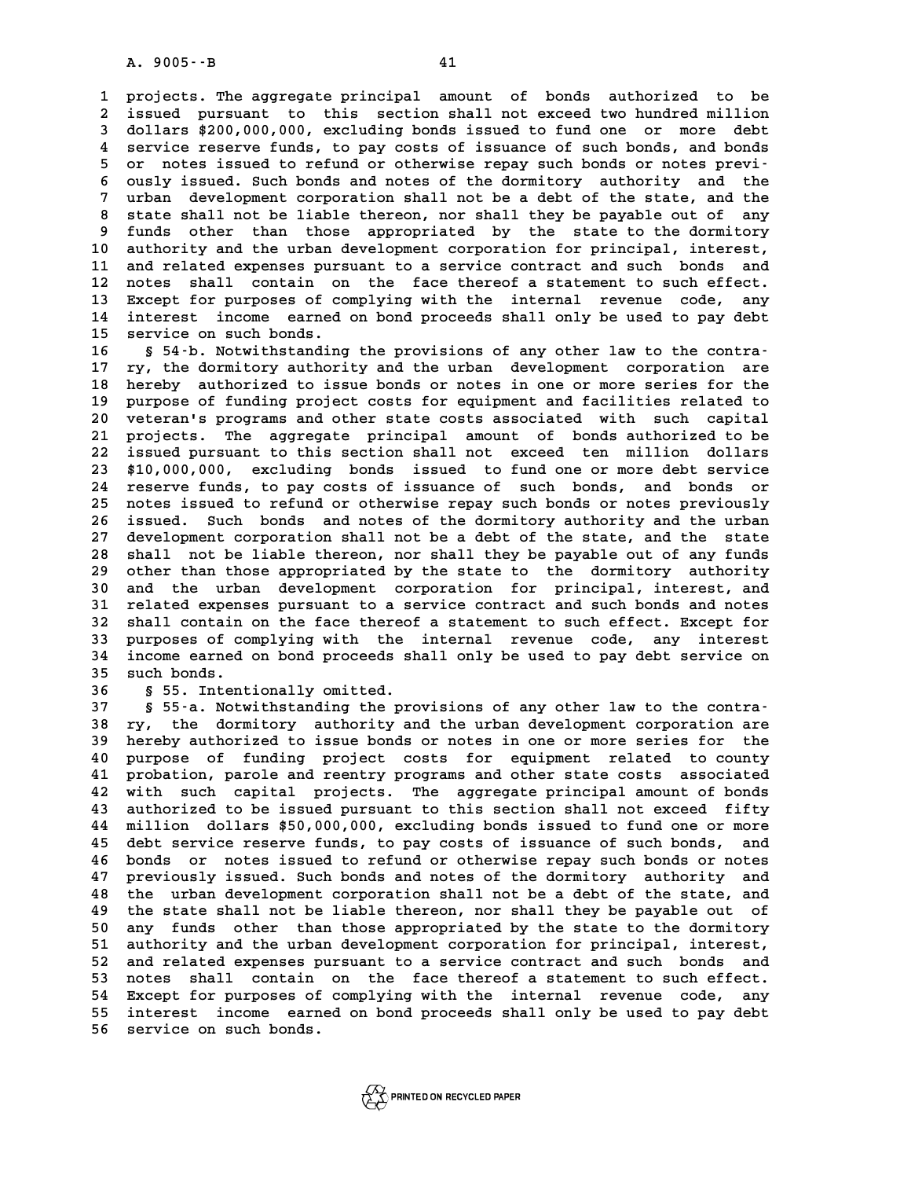projects. The aggregate principal amount of bonds authorized to be issued pursuant to this section shall not exceed two hundred million dollars $200,000,000, excluding bonds issued to fund one or more debt service reserve funds, to pay costs of issuance of such bonds, and bonds or notes issued to refund or otherwise repay such bonds or notes previously issued. Such bonds and notes of the dormitory authority and the urban development corporation shall not be a debt of the state, and the state shall not be liable thereon, nor shall they be payable out of any funds other than those appropriated by the state to the dormitory authority and the urban development corporation for principal, interest, and related expenses pursuant to a service contract and such bonds and notes shall contain on the face thereof a statement to such effect. Except for purposes of complying with the internal revenue code, any interest income earned on bond proceeds shall only be used to pay debt service on such bonds.

§ 54-b. Notwithstanding the provisions of any other law to the contrary, the dormitory authority and the urban development corporation are hereby authorized to issue bonds or notes in one or more series for the purpose of funding project costs for equipment and facilities related to veteran's programs and other state costs associated with such capital projects. The aggregate principal amount of bonds authorized to be issued pursuant to this section shall not exceed ten million dollars $10,000,000, excluding bonds issued to fund one or more debt service reserve funds, to pay costs of issuance of such bonds, and bonds or notes issued to refund or otherwise repay such bonds or notes previously issued. Such bonds and notes of the dormitory authority and the urban development corporation shall not be a debt of the state, and the state shall not be liable thereon, nor shall they be payable out of any funds other than those appropriated by the state to the dormitory authority and the urban development corporation for principal, interest, and related expenses pursuant to a service contract and such bonds and notes shall contain on the face thereof a statement to such effect. Except for purposes of complying with the internal revenue code, any interest income earned on bond proceeds shall only be used to pay debt service on such bonds.

§ 55. Intentionally omitted.

§ 55-a. Notwithstanding the provisions of any other law to the contrary, the dormitory authority and the urban development corporation are hereby authorized to issue bonds or notes in one or more series for the purpose of funding project costs for equipment related to county probation, parole and reentry programs and other state costs associated with such capital projects. The aggregate principal amount of bonds authorized to be issued pursuant to this section shall not exceed fifty million dollars $50,000,000, excluding bonds issued to fund one or more debt service reserve funds, to pay costs of issuance of such bonds, and bonds or notes issued to refund or otherwise repay such bonds or notes previously issued. Such bonds and notes of the dormitory authority and the urban development corporation shall not be a debt of the state, and the state shall not be liable thereon, nor shall they be payable out of any funds other than those appropriated by the state to the dormitory authority and the urban development corporation for principal, interest, and related expenses pursuant to a service contract and such bonds and notes shall contain on the face thereof a statement to such effect. Except for purposes of complying with the internal revenue code, any interest income earned on bond proceeds shall only be used to pay debt service on such bonds.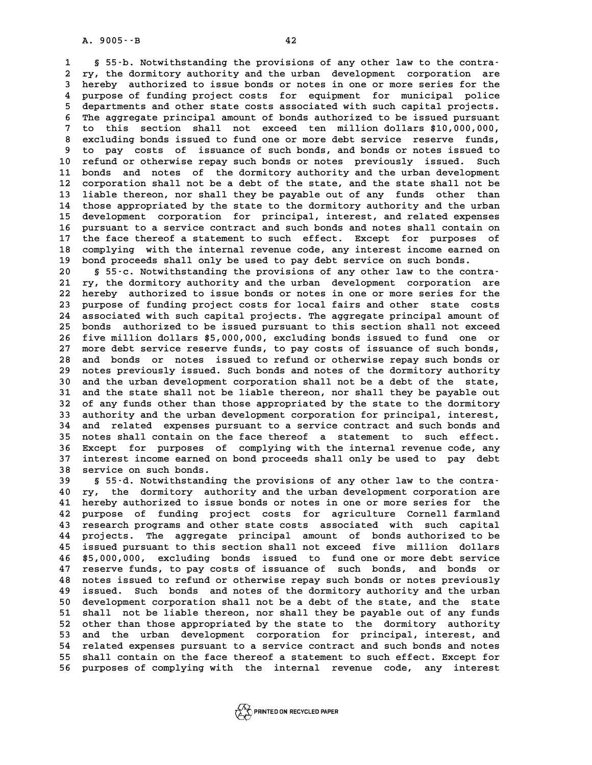§ 55-b. Notwithstanding the provisions of any other law to the contrary, the dormitory authority and the urban development corporation are hereby authorized to issue bonds or notes in one or more series for the purpose of funding project costs for equipment for municipal police departments and other state costs associated with such capital projects. The aggregate principal amount of bonds authorized to be issued pursuant to this section shall not exceed ten million dollars $10,000,000, excluding bonds issued to fund one or more debt service reserve funds, to pay costs of issuance of such bonds, and bonds or notes issued to refund or otherwise repay such bonds or notes previously issued. Such bonds and notes of the dormitory authority and the urban development corporation shall not be a debt of the state, and the state shall not be liable thereon, nor shall they be payable out of any funds other than those appropriated by the state to the dormitory authority and the urban development corporation for principal, interest, and related expenses pursuant to a service contract and such bonds and notes shall contain on the face thereof a statement to such effect. Except for purposes of complying with the internal revenue code, any interest income earned on bond proceeds shall only be used to pay debt service on such bonds.

§ 55-c. Notwithstanding the provisions of any other law to the contrary, the dormitory authority and the urban development corporation are hereby authorized to issue bonds or notes in one or more series for the purpose of funding project costs for local fairs and other state costs associated with such capital projects. The aggregate principal amount of bonds authorized to be issued pursuant to this section shall not exceed five million dollars $5,000,000, excluding bonds issued to fund one or more debt service reserve funds, to pay costs of issuance of such bonds, and bonds or notes issued to refund or otherwise repay such bonds or notes previously issued. Such bonds and notes of the dormitory authority and the urban development corporation shall not be a debt of the state, and the state shall not be liable thereon, nor shall they be payable out of any funds other than those appropriated by the state to the dormitory authority and the urban development corporation for principal, interest, and related expenses pursuant to a service contract and such bonds and notes shall contain on the face thereof a statement to such effect. Except for purposes of complying with the internal revenue code, any interest income earned on bond proceeds shall only be used to pay debt service on such bonds.

§ 55-d. Notwithstanding the provisions of any other law to the contrary, the dormitory authority and the urban development corporation are hereby authorized to issue bonds or notes in one or more series for the purpose of funding project costs for agriculture Cornell farmland research programs and other state costs associated with such capital projects. The aggregate principal amount of bonds authorized to be issued pursuant to this section shall not exceed five million dollars $5,000,000, excluding bonds issued to fund one or more debt service reserve funds, to pay costs of issuance of such bonds, and bonds or notes issued to refund or otherwise repay such bonds or notes previously issued. Such bonds and notes of the dormitory authority and the urban development corporation shall not be a debt of the state, and the state shall not be liable thereon, nor shall they be payable out of any funds other than those appropriated by the state to the dormitory authority and the urban development corporation for principal, interest, and related expenses pursuant to a service contract and such bonds and notes shall contain on the face thereof a statement to such effect. Except for purposes of complying with the internal revenue code, any interest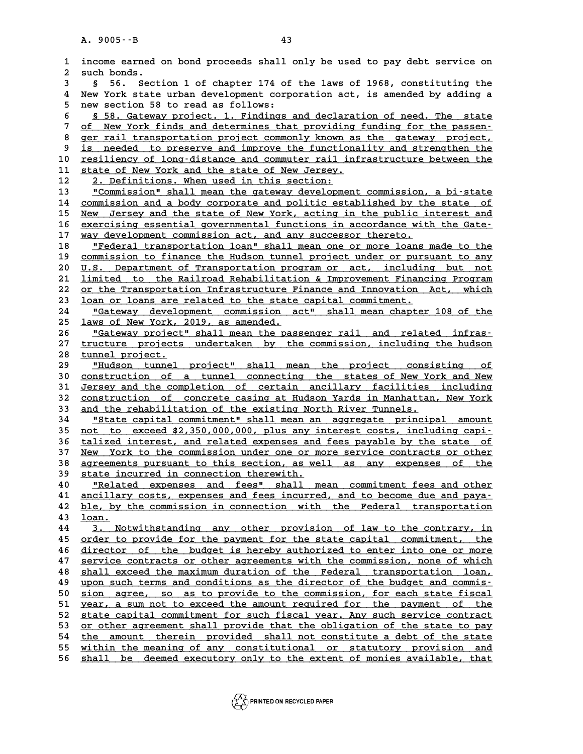income earned on bond proceeds shall only be used to pay debt service on such bonds.

§ 56. Section 1 of chapter 174 of the laws of 1968, constituting the New York state urban development corporation act, is amended by adding a new section 58 to read as follows:

§ 58. Gateway project. 1. Findings and declaration of need. The state of New York finds and determines that providing funding for the passenger rail transportation project commonly known as the gateway project, is needed to preserve and improve the functionality and strengthen the resiliency of long-distance and commuter rail infrastructure between the state of New York and the state of New Jersey.

2. Definitions. When used in this section:

"Commission" shall mean the gateway development commission, a bi-state commission and a body corporate and politic established by the state of New Jersey and the state of New York, acting in the public interest and exercising essential governmental functions in accordance with the Gateway development commission act, and any successor thereto.

"Federal transportation loan" shall mean one or more loans made to the commission to finance the Hudson tunnel project under or pursuant to any U.S. Department of Transportation program or act, including but not limited to the Railroad Rehabilitation & Improvement Financing Program or the Transportation Infrastructure Finance and Innovation Act, which loan or loans are related to the state capital commitment.

"Gateway development commission act" shall mean chapter 108 of the laws of New York, 2019, as amended.

"Gateway project" shall mean the passenger rail and related infrastructure projects undertaken by the commission, including the hudson tunnel project.

"Hudson tunnel project" shall mean the project consisting of construction of a tunnel connecting the states of New York and New Jersey and the completion of certain ancillary facilities including construction of concrete casing at Hudson Yards in Manhattan, New York and the rehabilitation of the existing North River Tunnels.

"State capital commitment" shall mean an aggregate principal amount not to exceed $2,350,000,000, plus any interest costs, including capitalized interest, and related expenses and fees payable by the state of New York to the commission under one or more service contracts or other agreements pursuant to this section, as well as any expenses of the state incurred in connection therewith.

"Related expenses and fees" shall mean commitment fees and other ancillary costs, expenses and fees incurred, and to become due and payable, by the commission in connection with the Federal transportation loan.

3. Notwithstanding any other provision of law to the contrary, in order to provide for the payment for the state capital commitment, the director of the budget is hereby authorized to enter into one or more service contracts or other agreements with the commission, none of which shall exceed the maximum duration of the Federal transportation loan, upon such terms and conditions as the director of the budget and commission agree, so as to provide to the commission, for each state fiscal year, a sum not to exceed the amount required for the payment of the state capital commitment for such fiscal year. Any such service contract or other agreement shall provide that the obligation of the state to pay the amount therein provided shall not constitute a debt of the state within the meaning of any constitutional or statutory provision and shall be deemed executory only to the extent of monies available, that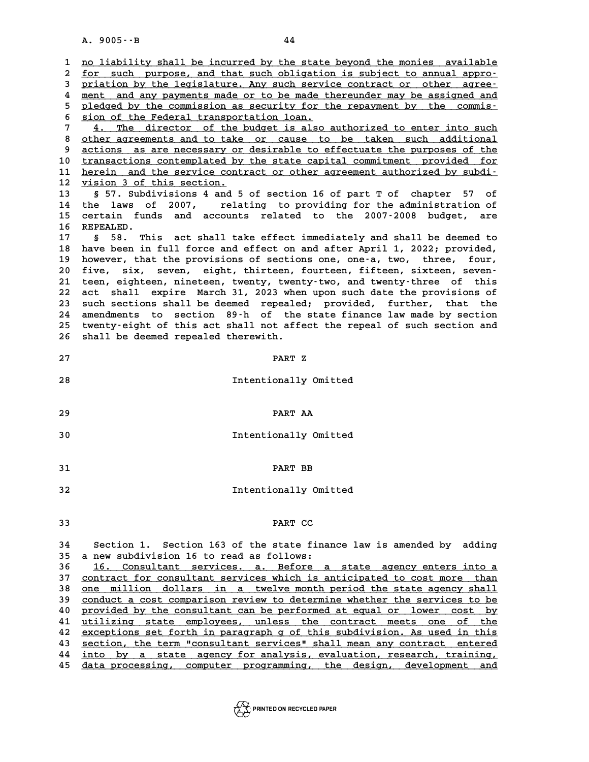no liability shall be incurred by the state beyond the monies available for such purpose, and that such obligation is subject to annual appropriation by the legislature. Any such service contract or other agreement and any payments made or to be made thereunder may be assigned and pledged by the commission as security for the repayment by the commission of the Federal transportation loan.

4. The director of the budget is also authorized to enter into such other agreements and to take or cause to be taken such additional actions as are necessary or desirable to effectuate the purposes of the transactions contemplated by the state capital commitment provided for herein and the service contract or other agreement authorized by subdivision 3 of this section.

§ 57. Subdivisions 4 and 5 of section 16 of part T of chapter 57 of the laws of 2007, relating to providing for the administration of certain funds and accounts related to the 2007-2008 budget, are REPEALED.

§ 58. This act shall take effect immediately and shall be deemed to have been in full force and effect on and after April 1, 2022; provided, however, that the provisions of sections one, one-a, two, three, four, five, six, seven, eight, thirteen, fourteen, fifteen, sixteen, seventeen, eighteen, nineteen, twenty, twenty-two, and twenty-three of this act shall expire March 31, 2023 when upon such date the provisions of such sections shall be deemed repealed; provided, further, that the amendments to section 89-h of the state finance law made by section twenty-eight of this act shall not affect the repeal of such section and shall be deemed repealed therewith.

## PART Z

Intentionally Omitted

## PART AA

Intentionally Omitted

## PART BB

Intentionally Omitted

## PART CC

Section 1. Section 163 of the state finance law is amended by adding a new subdivision 16 to read as follows:

16. Consultant services. a. Before a state agency enters into a contract for consultant services which is anticipated to cost more than one million dollars in a twelve month period the state agency shall conduct a cost comparison review to determine whether the services to be provided by the consultant can be performed at equal or lower cost by utilizing state employees, unless the contract meets one of the exceptions set forth in paragraph g of this subdivision. As used in this section, the term "consultant services" shall mean any contract entered into by a state agency for analysis, evaluation, research, training, data processing, computer programming, the design, development and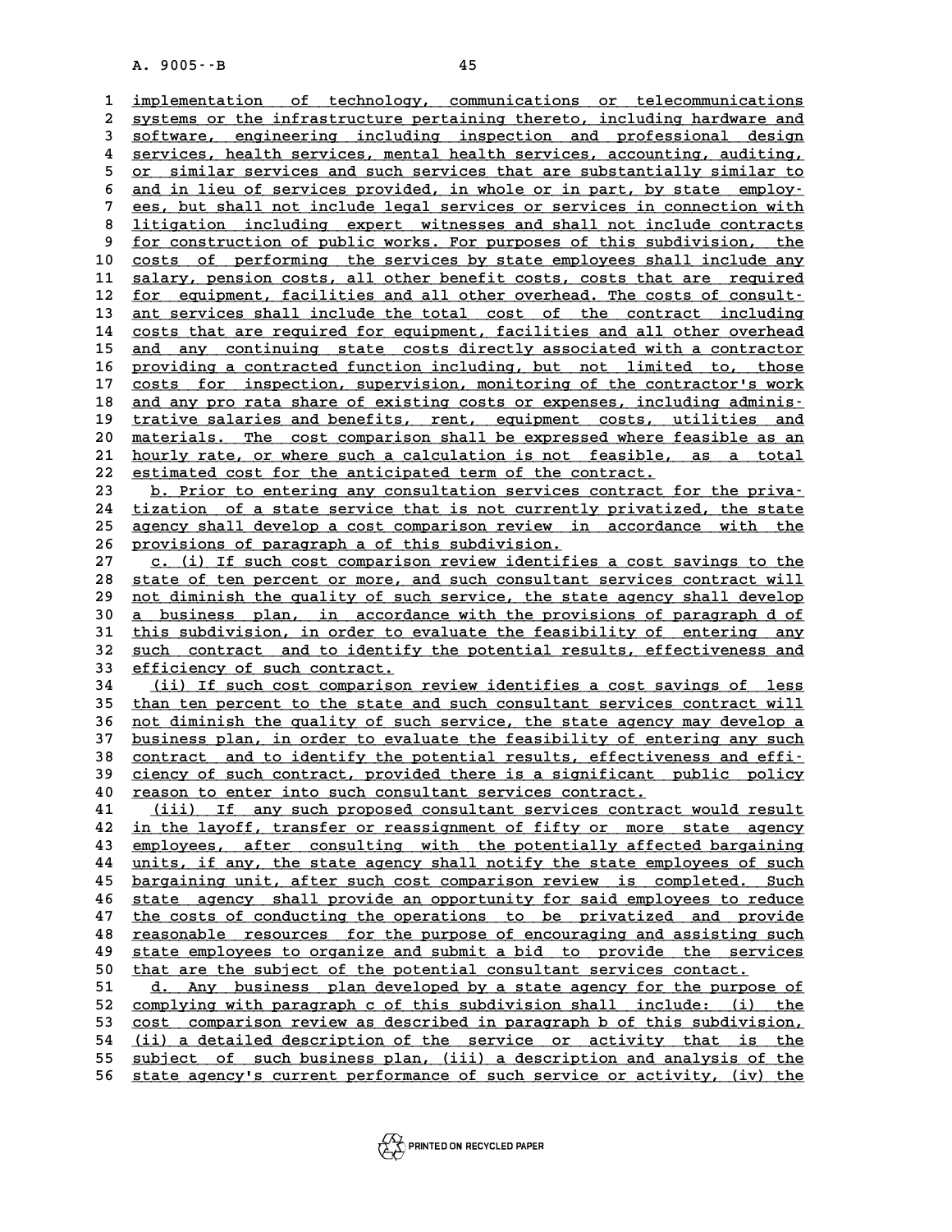implementation of technology, communications or telecommunications systems or the infrastructure pertaining thereto, including hardware and software, engineering including inspection and professional design services, health services, mental health services, accounting, auditing, or similar services and such services that are substantially similar to and in lieu of services provided, in whole or in part, by state employees, but shall not include legal services or services in connection with litigation including expert witnesses and shall not include contracts for construction of public works. For purposes of this subdivision, the costs of performing the services by state employees shall include any salary, pension costs, all other benefit costs, costs that are required for equipment, facilities and all other overhead. The costs of consultant services shall include the total cost of the contract including costs that are required for equipment, facilities and all other overhead and any continuing state costs directly associated with a contractor providing a contracted function including, but not limited to, those costs for inspection, supervision, monitoring of the contractor's work and any pro rata share of existing costs or expenses, including administrative salaries and benefits, rent, equipment costs, utilities and materials. The cost comparison shall be expressed where feasible as an hourly rate, or where such a calculation is not feasible, as a total estimated cost for the anticipated term of the contract.

b. Prior to entering any consultation services contract for the privatization of a state service that is not currently privatized, the state agency shall develop a cost comparison review in accordance with the provisions of paragraph a of this subdivision.

c. (i) If such cost comparison review identifies a cost savings to the state of ten percent or more, and such consultant services contract will not diminish the quality of such service, the state agency shall develop a business plan, in accordance with the provisions of paragraph d of this subdivision, in order to evaluate the feasibility of entering any such contract and to identify the potential results, effectiveness and efficiency of such contract.

(ii) If such cost comparison review identifies a cost savings of less than ten percent to the state and such consultant services contract will not diminish the quality of such service, the state agency may develop a business plan, in order to evaluate the feasibility of entering any such contract and to identify the potential results, effectiveness and efficiency of such contract, provided there is a significant public policy reason to enter into such consultant services contract.

(iii) If any such proposed consultant services contract would result in the layoff, transfer or reassignment of fifty or more state agency employees, after consulting with the potentially affected bargaining units, if any, the state agency shall notify the state employees of such bargaining unit, after such cost comparison review is completed. Such state agency shall provide an opportunity for said employees to reduce the costs of conducting the operations to be privatized and provide reasonable resources for the purpose of encouraging and assisting such state employees to organize and submit a bid to provide the services that are the subject of the potential consultant services contact.

d. Any business plan developed by a state agency for the purpose of complying with paragraph c of this subdivision shall include: (i) the cost comparison review as described in paragraph b of this subdivision, (ii) a detailed description of the service or activity that is the subject of such business plan, (iii) a description and analysis of the state agency's current performance of such service or activity, (iv) the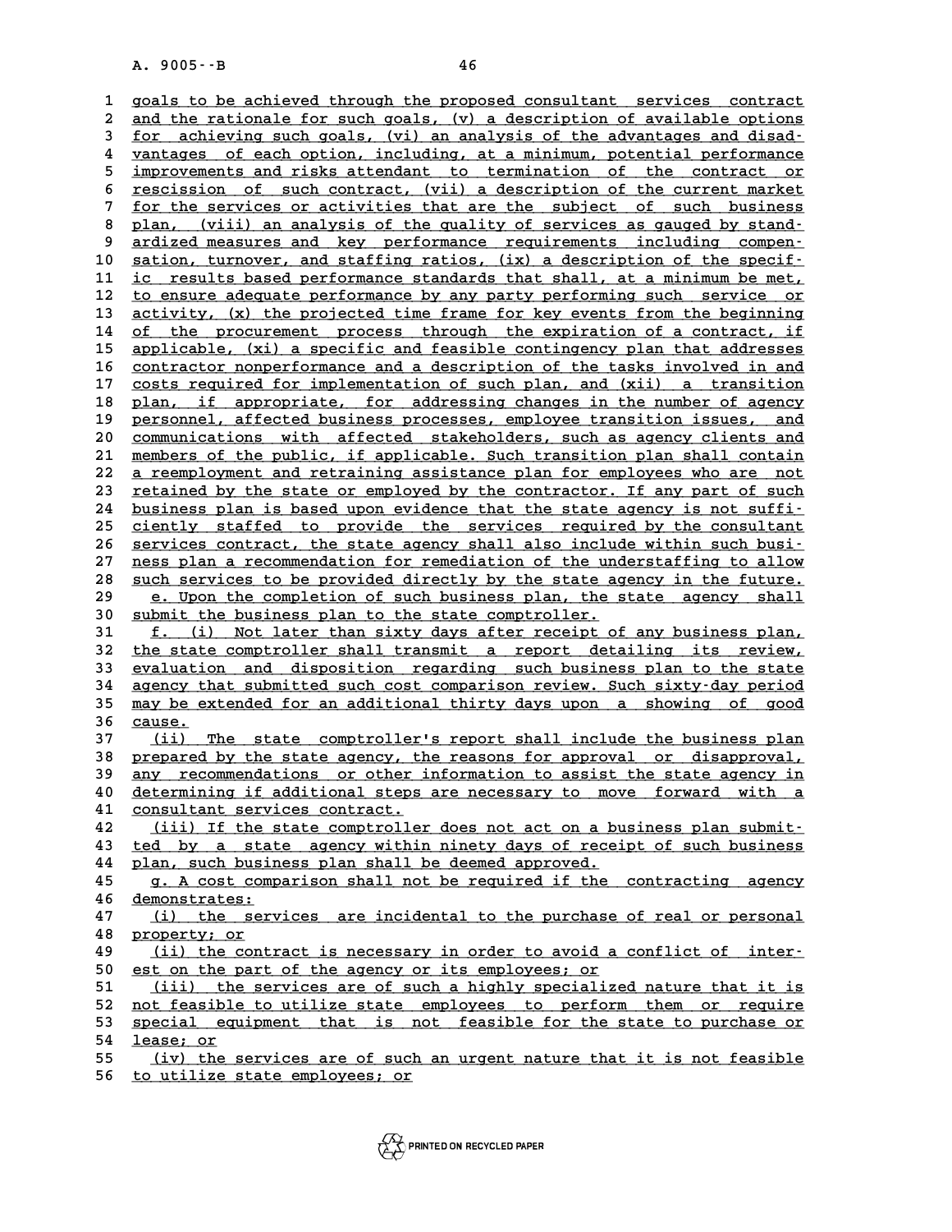goals to be achieved through the proposed consultant services contract and the rationale for such goals, (v) a description of available options for achieving such goals, (vi) an analysis of the advantages and disadvantages of each option, including, at a minimum, potential performance improvements and risks attendant to termination of the contract or rescission of such contract, (vii) a description of the current market for the services or activities that are the subject of such business plan, (viii) an analysis of the quality of services as gauged by standardized measures and key performance requirements including compensation, turnover, and staffing ratios, (ix) a description of the specific results based performance standards that shall, at a minimum be met, to ensure adequate performance by any party performing such service or activity, (x) the projected time frame for key events from the beginning of the procurement process through the expiration of a contract, if applicable, (xi) a specific and feasible contingency plan that addresses contractor nonperformance and a description of the tasks involved in and costs required for implementation of such plan, and (xii) a transition plan, if appropriate, for addressing changes in the number of agency personnel, affected business processes, employee transition issues, and communications with affected stakeholders, such as agency clients and members of the public, if applicable. Such transition plan shall contain a reemployment and retraining assistance plan for employees who are not retained by the state or employed by the contractor. If any part of such business plan is based upon evidence that the state agency is not sufficiently staffed to provide the services required by the consultant services contract, the state agency shall also include within such business plan a recommendation for remediation of the understaffing to allow such services to be provided directly by the state agency in the future.

e. Upon the completion of such business plan, the state agency shall submit the business plan to the state comptroller.

f. (i) Not later than sixty days after receipt of any business plan, the state comptroller shall transmit a report detailing its review, evaluation and disposition regarding such business plan to the state agency that submitted such cost comparison review. Such sixty-day period may be extended for an additional thirty days upon a showing of good cause.

(ii) The state comptroller's report shall include the business plan prepared by the state agency, the reasons for approval or disapproval, any recommendations or other information to assist the state agency in determining if additional steps are necessary to move forward with a consultant services contract.

(iii) If the state comptroller does not act on a business plan submitted by a state agency within ninety days of receipt of such business plan, such business plan shall be deemed approved.

g. A cost comparison shall not be required if the contracting agency demonstrates:

(i) the services are incidental to the purchase of real or personal property; or

(ii) the contract is necessary in order to avoid a conflict of interest on the part of the agency or its employees; or

(iii) the services are of such a highly specialized nature that it is not feasible to utilize state employees to perform them or require special equipment that is not feasible for the state to purchase or lease; or

(iv) the services are of such an urgent nature that it is not feasible to utilize state employees; or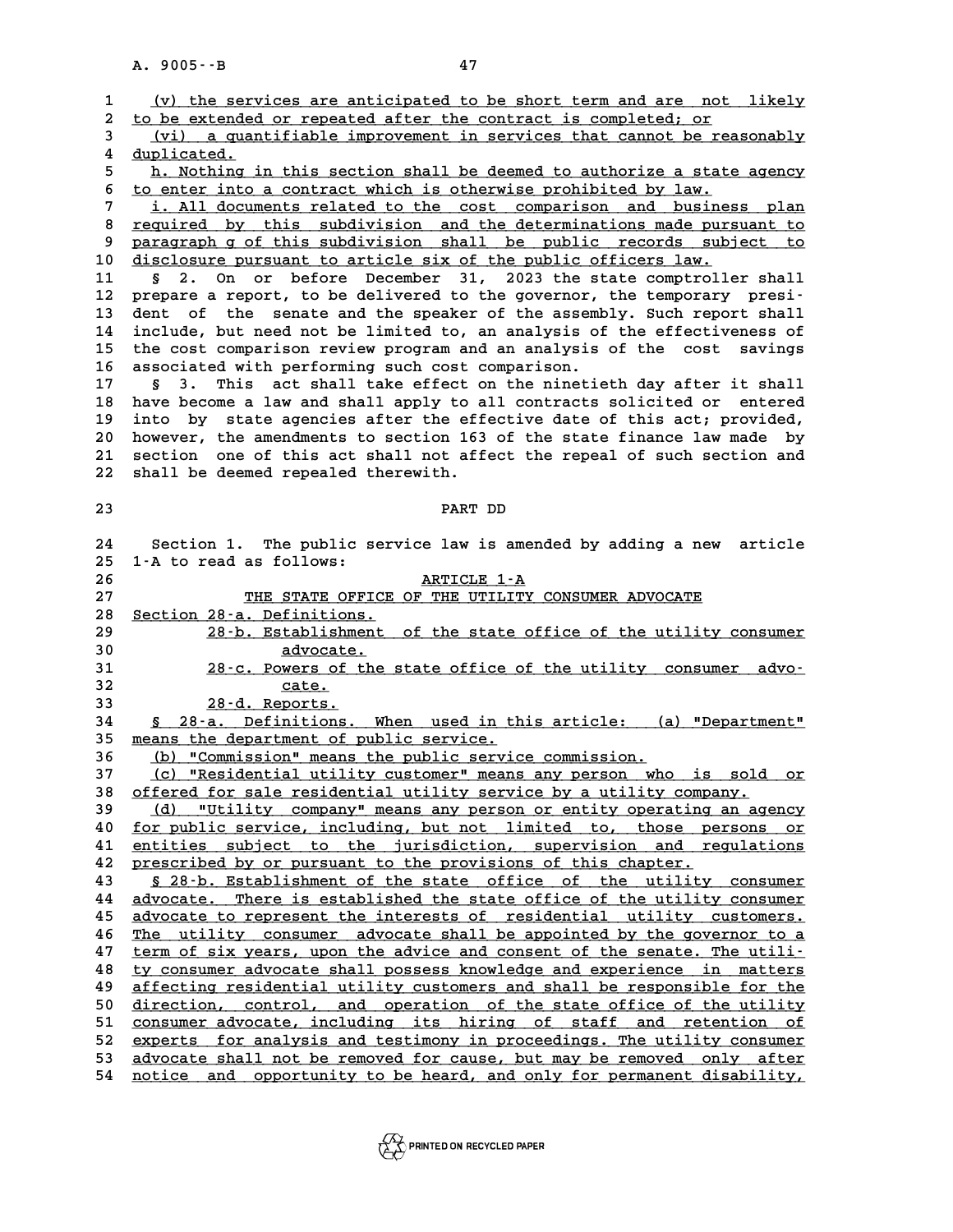(v) the services are anticipated to be short term and are not likely to be extended or repeated after the contract is completed; or

(vi) a quantifiable improvement in services that cannot be reasonably duplicated.

h. Nothing in this section shall be deemed to authorize a state agency to enter into a contract which is otherwise prohibited by law.

i. All documents related to the cost comparison and business plan required by this subdivision and the determinations made pursuant to paragraph g of this subdivision shall be public records subject to disclosure pursuant to article six of the public officers law.

§ 2. On or before December 31, 2023 the state comptroller shall prepare a report, to be delivered to the governor, the temporary president of the senate and the speaker of the assembly. Such report shall include, but need not be limited to, an analysis of the effectiveness of the cost comparison review program and an analysis of the cost savings associated with performing such cost comparison.

§ 3. This act shall take effect on the ninetieth day after it shall have become a law and shall apply to all contracts solicited or entered into by state agencies after the effective date of this act; provided, however, the amendments to section 163 of the state finance law made by section one of this act shall not affect the repeal of such section and shall be deemed repealed therewith.

## PART DD

Section 1. The public service law is amended by adding a new article 1-A to read as follows:

### ARTICLE 1-A
### THE STATE OFFICE OF THE UTILITY CONSUMER ADVOCATE

Section 28-a. Definitions.
28-b. Establishment of the state office of the utility consumer advocate.
28-c. Powers of the state office of the utility consumer advocate.
28-d. Reports.

§ 28-a. Definitions. When used in this article: (a) "Department" means the department of public service.

(b) "Commission" means the public service commission.

(c) "Residential utility customer" means any person who is sold or offered for sale residential utility service by a utility company.

(d) "Utility company" means any person or entity operating an agency for public service, including, but not limited to, those persons or entities subject to the jurisdiction, supervision and regulations prescribed by or pursuant to the provisions of this chapter.

§ 28-b. Establishment of the state office of the utility consumer advocate. There is established the state office of the utility consumer advocate to represent the interests of residential utility customers. The utility consumer advocate shall be appointed by the governor to a term of six years, upon the advice and consent of the senate. The utility consumer advocate shall possess knowledge and experience in matters affecting residential utility customers and shall be responsible for the direction, control, and operation of the state office of the utility consumer advocate, including its hiring of staff and retention of experts for analysis and testimony in proceedings. The utility consumer advocate shall not be removed for cause, but may be removed only after notice and opportunity to be heard, and only for permanent disability,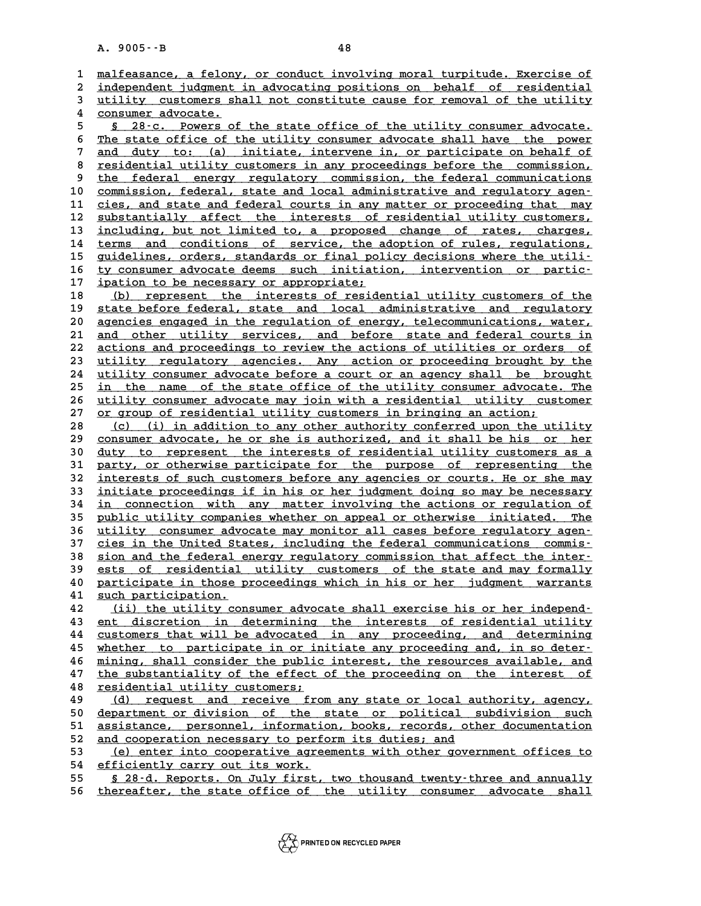malfeasance, a felony, or conduct involving moral turpitude. Exercise of independent judgment in advocating positions on behalf of residential utility customers shall not constitute cause for removal of the utility consumer advocate.

§ 28-c. Powers of the state office of the utility consumer advocate. The state office of the utility consumer advocate shall have the power and duty to: (a) initiate, intervene in, or participate on behalf of residential utility customers in any proceedings before the commission, the federal energy regulatory commission, the federal communications commission, federal, state and local administrative and regulatory agencies, and state and federal courts in any matter or proceeding that may substantially affect the interests of residential utility customers, including, but not limited to, a proposed change of rates, charges, terms and conditions of service, the adoption of rules, regulations, guidelines, orders, standards or final policy decisions where the utility consumer advocate deems such initiation, intervention or participation to be necessary or appropriate;

(b) represent the interests of residential utility customers of the state before federal, state and local administrative and regulatory agencies engaged in the regulation of energy, telecommunications, water, and other utility services, and before state and federal courts in actions and proceedings to review the actions of utilities or orders of utility regulatory agencies. Any action or proceeding brought by the utility consumer advocate before a court or an agency shall be brought in the name of the state office of the utility consumer advocate. The utility consumer advocate may join with a residential utility customer or group of residential utility customers in bringing an action;

(c) (i) in addition to any other authority conferred upon the utility consumer advocate, he or she is authorized, and it shall be his or her duty to represent the interests of residential utility customers as a party, or otherwise participate for the purpose of representing the interests of such customers before any agencies or courts. He or she may initiate proceedings if in his or her judgment doing so may be necessary in connection with any matter involving the actions or regulation of public utility companies whether on appeal or otherwise initiated. The utility consumer advocate may monitor all cases before regulatory agencies in the United States, including the federal communications commission and the federal energy regulatory commission that affect the interests of residential utility customers of the state and may formally participate in those proceedings which in his or her judgment warrants such participation.

(ii) the utility consumer advocate shall exercise his or her independent discretion in determining the interests of residential utility customers that will be advocated in any proceeding, and determining whether to participate in or initiate any proceeding and, in so determining, shall consider the public interest, the resources available, and the substantiality of the effect of the proceeding on the interest of residential utility customers;

(d) request and receive from any state or local authority, agency, department or division of the state or political subdivision such assistance, personnel, information, books, records, other documentation and cooperation necessary to perform its duties; and

(e) enter into cooperative agreements with other government offices to efficiently carry out its work.

§ 28-d. Reports. On July first, two thousand twenty-three and annually thereafter, the state office of the utility consumer advocate shall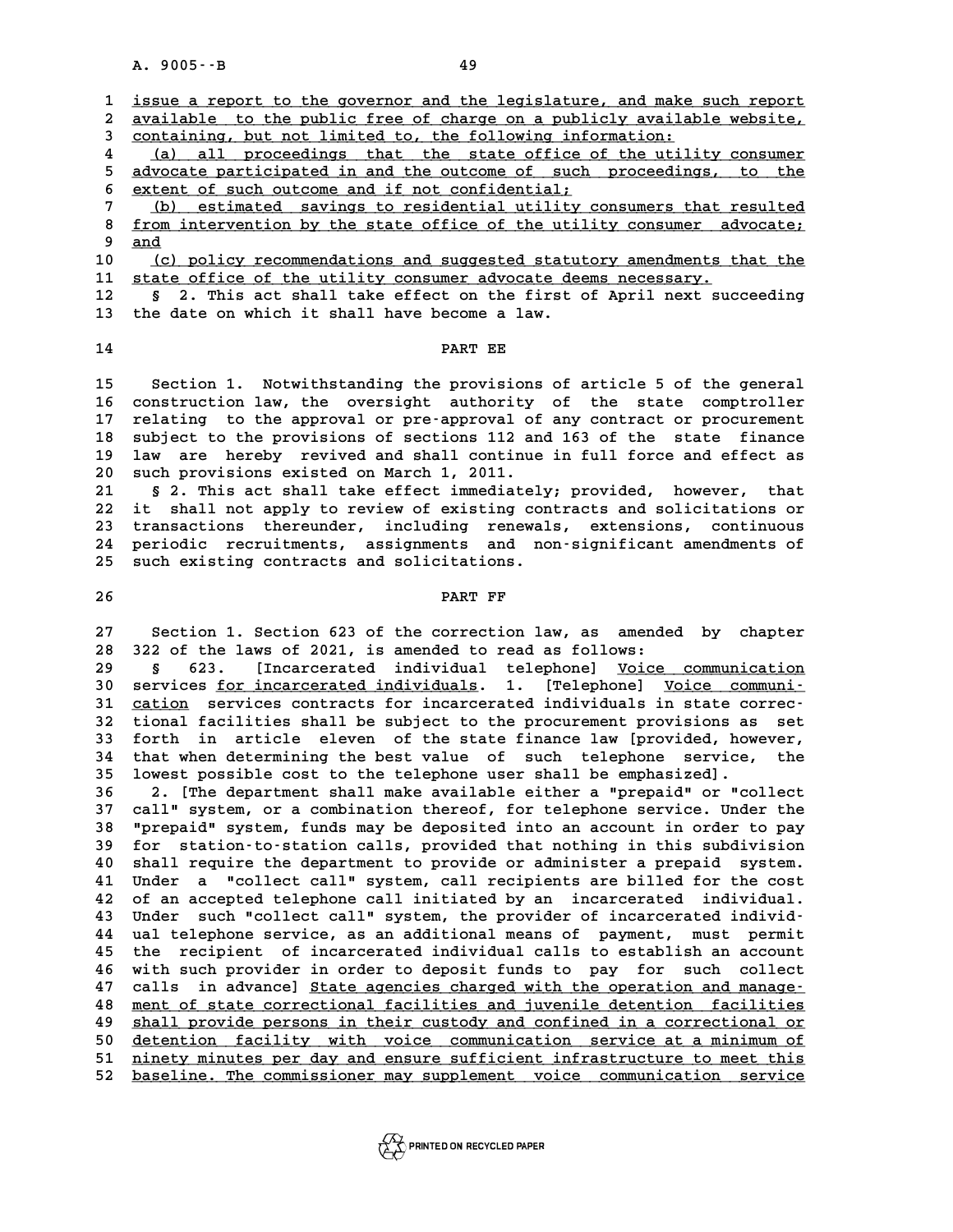issue a report to the governor and the legislature, and make such report available to the public free of charge on a publicly available website, containing, but not limited to, the following information:

(a) all proceedings that the state office of the utility consumer advocate participated in and the outcome of such proceedings, to the extent of such outcome and if not confidential;

(b) estimated savings to residential utility consumers that resulted from intervention by the state office of the utility consumer advocate; and

(c) policy recommendations and suggested statutory amendments that the state office of the utility consumer advocate deems necessary.

§ 2. This act shall take effect on the first of April next succeeding the date on which it shall have become a law.

## PART EE

Section 1. Notwithstanding the provisions of article 5 of the general construction law, the oversight authority of the state comptroller relating to the approval or pre-approval of any contract or procurement subject to the provisions of sections 112 and 163 of the state finance law are hereby revived and shall continue in full force and effect as such provisions existed on March 1, 2011.

§ 2. This act shall take effect immediately; provided, however, that it shall not apply to review of existing contracts and solicitations or transactions thereunder, including renewals, extensions, continuous periodic recruitments, assignments and non-significant amendments of such existing contracts and solicitations.

## PART FF

Section 1. Section 623 of the correction law, as amended by chapter 322 of the laws of 2021, is amended to read as follows:

§ 623. [Incarcerated individual telephone] Voice communication services for incarcerated individuals. 1. [Telephone] Voice communication services contracts for incarcerated individuals in state correctional facilities shall be subject to the procurement provisions as set forth in article eleven of the state finance law [provided, however, that when determining the best value of such telephone service, the lowest possible cost to the telephone user shall be emphasized].

2. [The department shall make available either a "prepaid" or "collect call" system, or a combination thereof, for telephone service. Under the "prepaid" system, funds may be deposited into an account in order to pay for station-to-station calls, provided that nothing in this subdivision shall require the department to provide or administer a prepaid system. Under a "collect call" system, call recipients are billed for the cost of an accepted telephone call initiated by an incarcerated individual. Under such "collect call" system, the provider of incarcerated individual telephone service, as an additional means of payment, must permit the recipient of incarcerated individual calls to establish an account with such provider in order to deposit funds to pay for such collect calls in advance] State agencies charged with the operation and management of state correctional facilities and juvenile detention facilities shall provide persons in their custody and confined in a correctional or detention facility with voice communication service at a minimum of ninety minutes per day and ensure sufficient infrastructure to meet this baseline. The commissioner may supplement voice communication service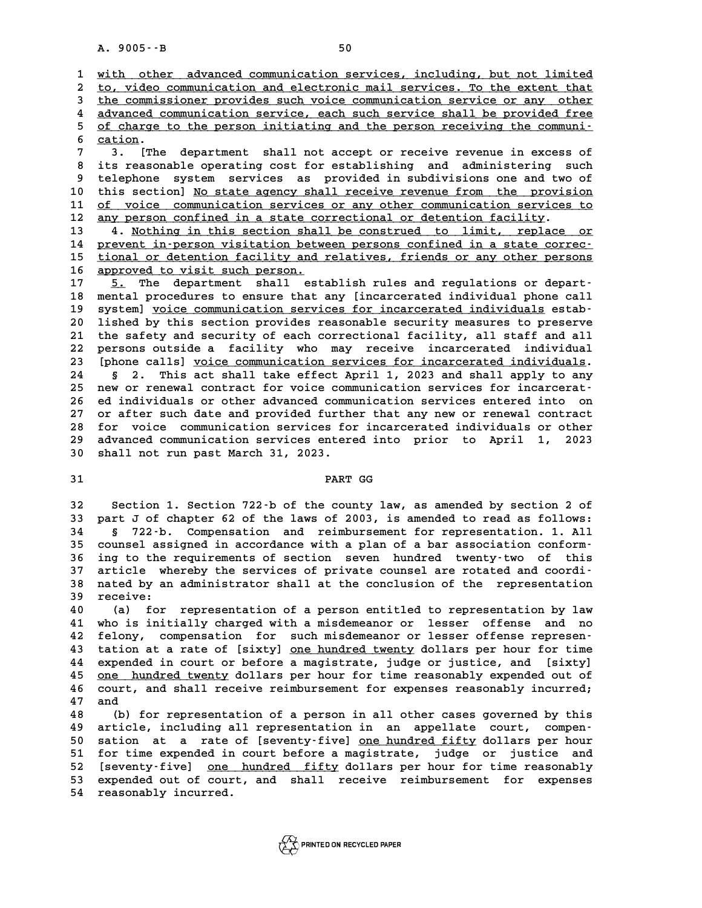with other advanced communication services, including, but not limited to, video communication and electronic mail services. To the extent that the commissioner provides such voice communication service or any other advanced communication service, each such service shall be provided free of charge to the person initiating and the person receiving the communication.

3. [The department shall not accept or receive revenue in excess of its reasonable operating cost for establishing and administering such telephone system services as provided in subdivisions one and two of this section] No state agency shall receive revenue from the provision of voice communication services or any other communication services to any person confined in a state correctional or detention facility.

4. Nothing in this section shall be construed to limit, replace or prevent in-person visitation between persons confined in a state correctional or detention facility and relatives, friends or any other persons approved to visit such person.

5. The department shall establish rules and regulations or departmental procedures to ensure that any [incarcerated individual phone call system] voice communication services for incarcerated individuals established by this section provides reasonable security measures to preserve the safety and security of each correctional facility, all staff and all persons outside a facility who may receive incarcerated individual [phone calls] voice communication services for incarcerated individuals.

§ 2. This act shall take effect April 1, 2023 and shall apply to any new or renewal contract for voice communication services for incarcerated individuals or other advanced communication services entered into on or after such date and provided further that any new or renewal contract for voice communication services for incarcerated individuals or other advanced communication services entered into prior to April 1, 2023 shall not run past March 31, 2023.

## PART GG

Section 1. Section 722-b of the county law, as amended by section 2 of part J of chapter 62 of the laws of 2003, is amended to read as follows:

§ 722-b. Compensation and reimbursement for representation. 1. All counsel assigned in accordance with a plan of a bar association conforming to the requirements of section seven hundred twenty-two of this article whereby the services of private counsel are rotated and coordinated by an administrator shall at the conclusion of the representation receive:

(a) for representation of a person entitled to representation by law who is initially charged with a misdemeanor or lesser offense and no felony, compensation for such misdemeanor or lesser offense representation at a rate of [sixty] one hundred twenty dollars per hour for time expended in court or before a magistrate, judge or justice, and [sixty] one hundred twenty dollars per hour for time reasonably expended out of court, and shall receive reimbursement for expenses reasonably incurred; and

(b) for representation of a person in all other cases governed by this article, including all representation in an appellate court, compensation at a rate of [seventy-five] one hundred fifty dollars per hour for time expended in court before a magistrate, judge or justice and [seventy-five] one hundred fifty dollars per hour for time reasonably expended out of court, and shall receive reimbursement for expenses reasonably incurred.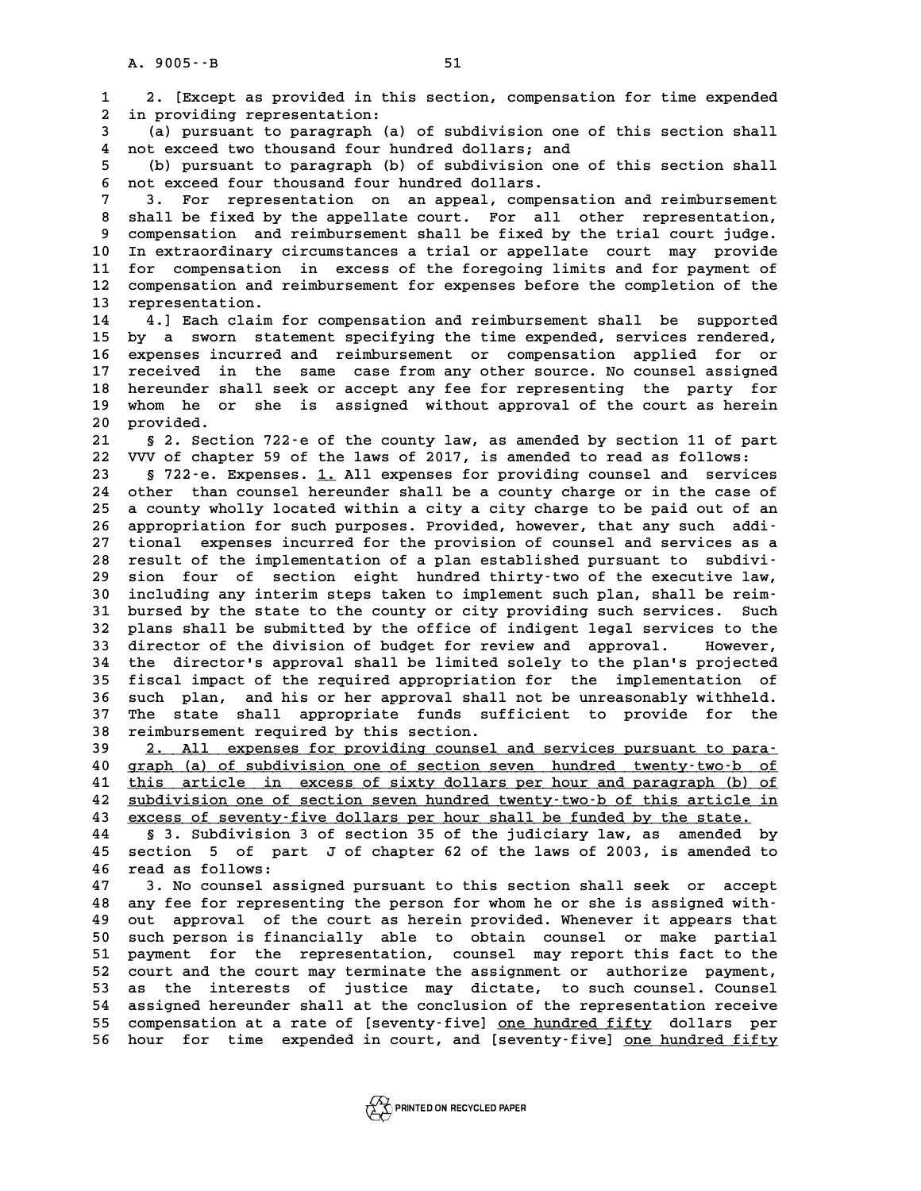2. [Except as provided in this section, compensation for time expended in providing representation:

(a) pursuant to paragraph (a) of subdivision one of this section shall not exceed two thousand four hundred dollars; and

(b) pursuant to paragraph (b) of subdivision one of this section shall not exceed four thousand four hundred dollars.

3. For representation on an appeal, compensation and reimbursement shall be fixed by the appellate court. For all other representation, compensation and reimbursement shall be fixed by the trial court judge. In extraordinary circumstances a trial or appellate court may provide for compensation in excess of the foregoing limits and for payment of compensation and reimbursement for expenses before the completion of the representation.

4.] Each claim for compensation and reimbursement shall be supported by a sworn statement specifying the time expended, services rendered, expenses incurred and reimbursement or compensation applied for or received in the same case from any other source. No counsel assigned hereunder shall seek or accept any fee for representing the party for whom he or she is assigned without approval of the court as herein provided.

§ 2. Section 722-e of the county law, as amended by section 11 of part VVV of chapter 59 of the laws of 2017, is amended to read as follows:

§ 722-e. Expenses. 1. All expenses for providing counsel and services other than counsel hereunder shall be a county charge or in the case of a county wholly located within a city a city charge to be paid out of an appropriation for such purposes. Provided, however, that any such additional expenses incurred for the provision of counsel and services as a result of the implementation of a plan established pursuant to subdivision four of section eight hundred thirty-two of the executive law, including any interim steps taken to implement such plan, shall be reimbursed by the state to the county or city providing such services. Such plans shall be submitted by the office of indigent legal services to the director of the division of budget for review and approval. However, the director's approval shall be limited solely to the plan's projected fiscal impact of the required appropriation for the implementation of such plan, and his or her approval shall not be unreasonably withheld. The state shall appropriate funds sufficient to provide for the reimbursement required by this section.

2. All expenses for providing counsel and services pursuant to paragraph (a) of subdivision one of section seven hundred twenty-two-b of this article in excess of sixty dollars per hour and paragraph (b) of subdivision one of section seven hundred twenty-two-b of this article in excess of seventy-five dollars per hour shall be funded by the state.

§ 3. Subdivision 3 of section 35 of the judiciary law, as amended by section 5 of part J of chapter 62 of the laws of 2003, is amended to read as follows:

3. No counsel assigned pursuant to this section shall seek or accept any fee for representing the person for whom he or she is assigned without approval of the court as herein provided. Whenever it appears that such person is financially able to obtain counsel or make partial payment for the representation, counsel may report this fact to the court and the court may terminate the assignment or authorize payment, as the interests of justice may dictate, to such counsel. Counsel assigned hereunder shall at the conclusion of the representation receive compensation at a rate of [seventy-five] one hundred fifty dollars per hour for time expended in court, and [seventy-five] one hundred fifty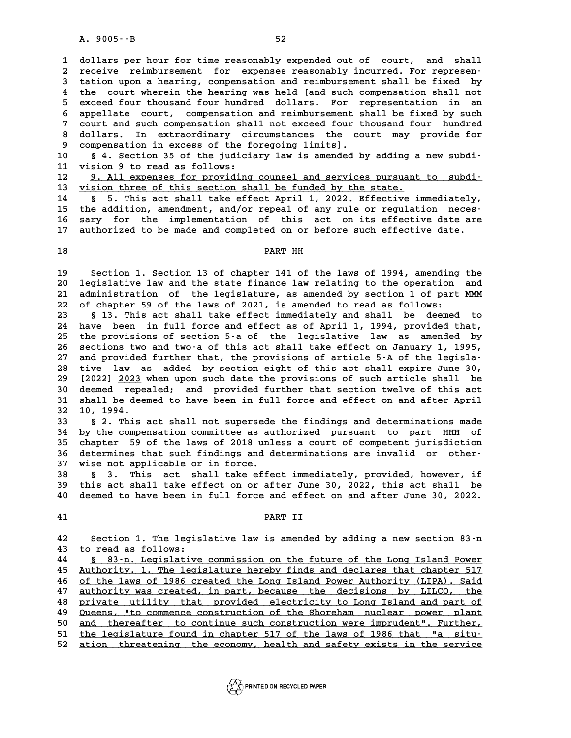dollars per hour for time reasonably expended out of court, and shall receive reimbursement for expenses reasonably incurred. For representation upon a hearing, compensation and reimbursement shall be fixed by the court wherein the hearing was held [and such compensation shall not exceed four thousand four hundred dollars. For representation in an appellate court, compensation and reimbursement shall be fixed by such court and such compensation shall not exceed four thousand four hundred dollars. In extraordinary circumstances the court may provide for compensation in excess of the foregoing limits].

§ 4. Section 35 of the judiciary law is amended by adding a new subdivision 9 to read as follows:

9. All expenses for providing counsel and services pursuant to subdivision three of this section shall be funded by the state.

§ 5. This act shall take effect April 1, 2022. Effective immediately, the addition, amendment, and/or repeal of any rule or regulation necessary for the implementation of this act on its effective date are authorized to be made and completed on or before such effective date.

PART HH

Section 1. Section 13 of chapter 141 of the laws of 1994, amending the legislative law and the state finance law relating to the operation and administration of the legislature, as amended by section 1 of part MMM of chapter 59 of the laws of 2021, is amended to read as follows:

§ 13. This act shall take effect immediately and shall be deemed to have been in full force and effect as of April 1, 1994, provided that, the provisions of section 5-a of the legislative law as amended by sections two and two-a of this act shall take effect on January 1, 1995, and provided further that, the provisions of article 5-A of the legislative law as added by section eight of this act shall expire June 30, [2022] 2023 when upon such date the provisions of such article shall be deemed repealed; and provided further that section twelve of this act shall be deemed to have been in full force and effect on and after April 10, 1994.

§ 2. This act shall not supersede the findings and determinations made by the compensation committee as authorized pursuant to part HHH of chapter 59 of the laws of 2018 unless a court of competent jurisdiction determines that such findings and determinations are invalid or otherwise not applicable or in force.

§ 3. This act shall take effect immediately, provided, however, if this act shall take effect on or after June 30, 2022, this act shall be deemed to have been in full force and effect on and after June 30, 2022.

PART II

Section 1. The legislative law is amended by adding a new section 83-n to read as follows:

§ 83-n. Legislative commission on the future of the Long Island Power Authority. 1. The legislature hereby finds and declares that chapter 517 of the laws of 1986 created the Long Island Power Authority (LIPA). Said authority was created, in part, because the decisions by LILCO, the private utility that provided electricity to Long Island and part of Queens, "to commence construction of the Shoreham nuclear power plant and thereafter to continue such construction were imprudent". Further, the legislature found in chapter 517 of the laws of 1986 that "a situation threatening the economy, health and safety exists in the service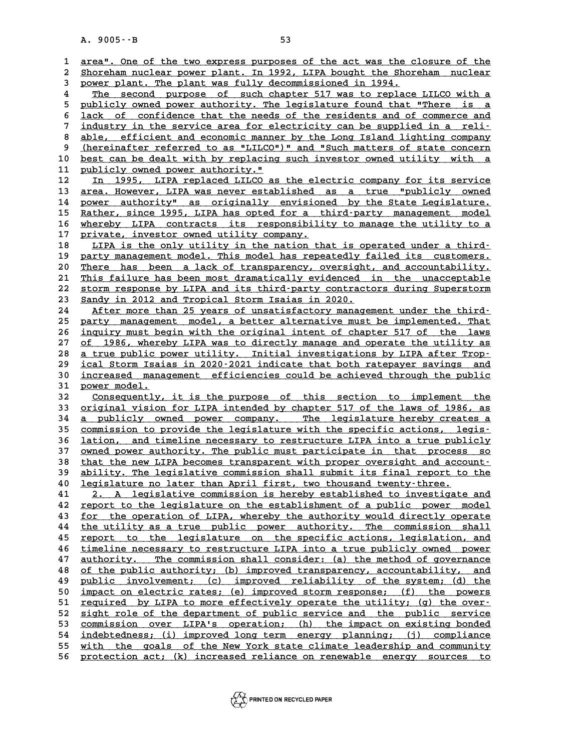area". One of the two express purposes of the act was the closure of the Shoreham nuclear power plant. In 1992, LIPA bought the Shoreham nuclear power plant. The plant was fully decommissioned in 1994.

The second purpose of such chapter 517 was to replace LILCO with a publicly owned power authority. The legislature found that "There is a lack of confidence that the needs of the residents and of commerce and industry in the service area for electricity can be supplied in a reliable, efficient and economic manner by the Long Island lighting company (hereinafter referred to as "LILCO")" and "Such matters of state concern best can be dealt with by replacing such investor owned utility with a publicly owned power authority."

In 1995, LIPA replaced LILCO as the electric company for its service area. However, LIPA was never established as a true "publicly owned power authority" as originally envisioned by the State Legislature. Rather, since 1995, LIPA has opted for a third-party management model whereby LIPA contracts its responsibility to manage the utility to a private, investor owned utility company.

LIPA is the only utility in the nation that is operated under a third-party management model. This model has repeatedly failed its customers. There has been a lack of transparency, oversight, and accountability. This failure has been most dramatically evidenced in the unacceptable storm response by LIPA and its third-party contractors during Superstorm Sandy in 2012 and Tropical Storm Isaias in 2020.

After more than 25 years of unsatisfactory management under the third-party management model, a better alternative must be implemented. That inquiry must begin with the original intent of chapter 517 of the laws of 1986, whereby LIPA was to directly manage and operate the utility as a true public power utility. Initial investigations by LIPA after Tropical Storm Isaias in 2020-2021 indicate that both ratepayer savings and increased management efficiencies could be achieved through the public power model.

Consequently, it is the purpose of this section to implement the original vision for LIPA intended by chapter 517 of the laws of 1986, as a publicly owned power company. The legislature hereby creates a commission to provide the legislature with the specific actions, legislation, and timeline necessary to restructure LIPA into a true publicly owned power authority. The public must participate in that process so that the new LIPA becomes transparent with proper oversight and accountability. The legislative commission shall submit its final report to the legislature no later than April first, two thousand twenty-three.

2. A legislative commission is hereby established to investigate and report to the legislature on the establishment of a public power model for the operation of LIPA, whereby the authority would directly operate the utility as a true public power authority. The commission shall report to the legislature on the specific actions, legislation, and timeline necessary to restructure LIPA into a true publicly owned power authority. The commission shall consider: (a) the method of governance of the public authority; (b) improved transparency, accountability, and public involvement; (c) improved reliability of the system; (d) the impact on electric rates; (e) improved storm response; (f) the powers required by LIPA to more effectively operate the utility; (g) the oversight role of the department of public service and the public service commission over LIPA's operation; (h) the impact on existing bonded indebtedness; (i) improved long term energy planning; (j) compliance with the goals of the New York state climate leadership and community protection act; (k) increased reliance on renewable energy sources to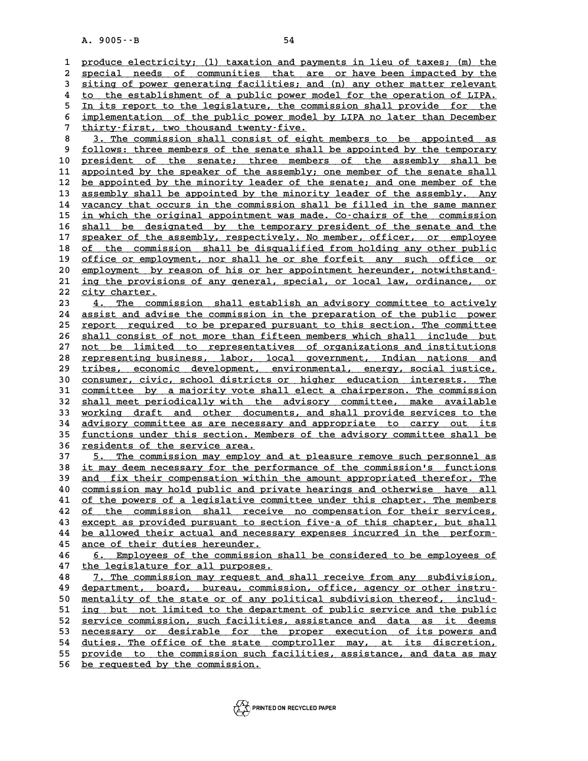produce electricity; (l) taxation and payments in lieu of taxes; (m) the special needs of communities that are or have been impacted by the siting of power generating facilities; and (n) any other matter relevant to the establishment of a public power model for the operation of LIPA. In its report to the legislature, the commission shall provide for the implementation of the public power model by LIPA no later than December thirty-first, two thousand twenty-five.

3. The commission shall consist of eight members to be appointed as follows: three members of the senate shall be appointed by the temporary president of the senate; three members of the assembly shall be appointed by the speaker of the assembly; one member of the senate shall be appointed by the minority leader of the senate; and one member of the assembly shall be appointed by the minority leader of the assembly. Any vacancy that occurs in the commission shall be filled in the same manner in which the original appointment was made. Co-chairs of the commission shall be designated by the temporary president of the senate and the speaker of the assembly, respectively. No member, officer, or employee of the commission shall be disqualified from holding any other public office or employment, nor shall he or she forfeit any such office or employment by reason of his or her appointment hereunder, notwithstanding the provisions of any general, special, or local law, ordinance, or city charter.

4. The commission shall establish an advisory committee to actively assist and advise the commission in the preparation of the public power report required to be prepared pursuant to this section. The committee shall consist of not more than fifteen members which shall include but not be limited to representatives of organizations and institutions representing business, labor, local government, Indian nations and tribes, economic development, environmental, energy, social justice, consumer, civic, school districts or higher education interests. The committee by a majority vote shall elect a chairperson. The commission shall meet periodically with the advisory committee, make available working draft and other documents, and shall provide services to the advisory committee as are necessary and appropriate to carry out its functions under this section. Members of the advisory committee shall be residents of the service area.

5. The commission may employ and at pleasure remove such personnel as it may deem necessary for the performance of the commission's functions and fix their compensation within the amount appropriated therefor. The commission may hold public and private hearings and otherwise have all of the powers of a legislative committee under this chapter. The members of the commission shall receive no compensation for their services, except as provided pursuant to section five-a of this chapter, but shall be allowed their actual and necessary expenses incurred in the performance of their duties hereunder.

6. Employees of the commission shall be considered to be employees of the legislature for all purposes.

7. The commission may request and shall receive from any subdivision, department, board, bureau, commission, office, agency or other instrumentality of the state or of any political subdivision thereof, including but not limited to the department of public service and the public service commission, such facilities, assistance and data as it deems necessary or desirable for the proper execution of its powers and duties. The office of the state comptroller may, at its discretion, provide to the commission such facilities, assistance, and data as may be requested by the commission.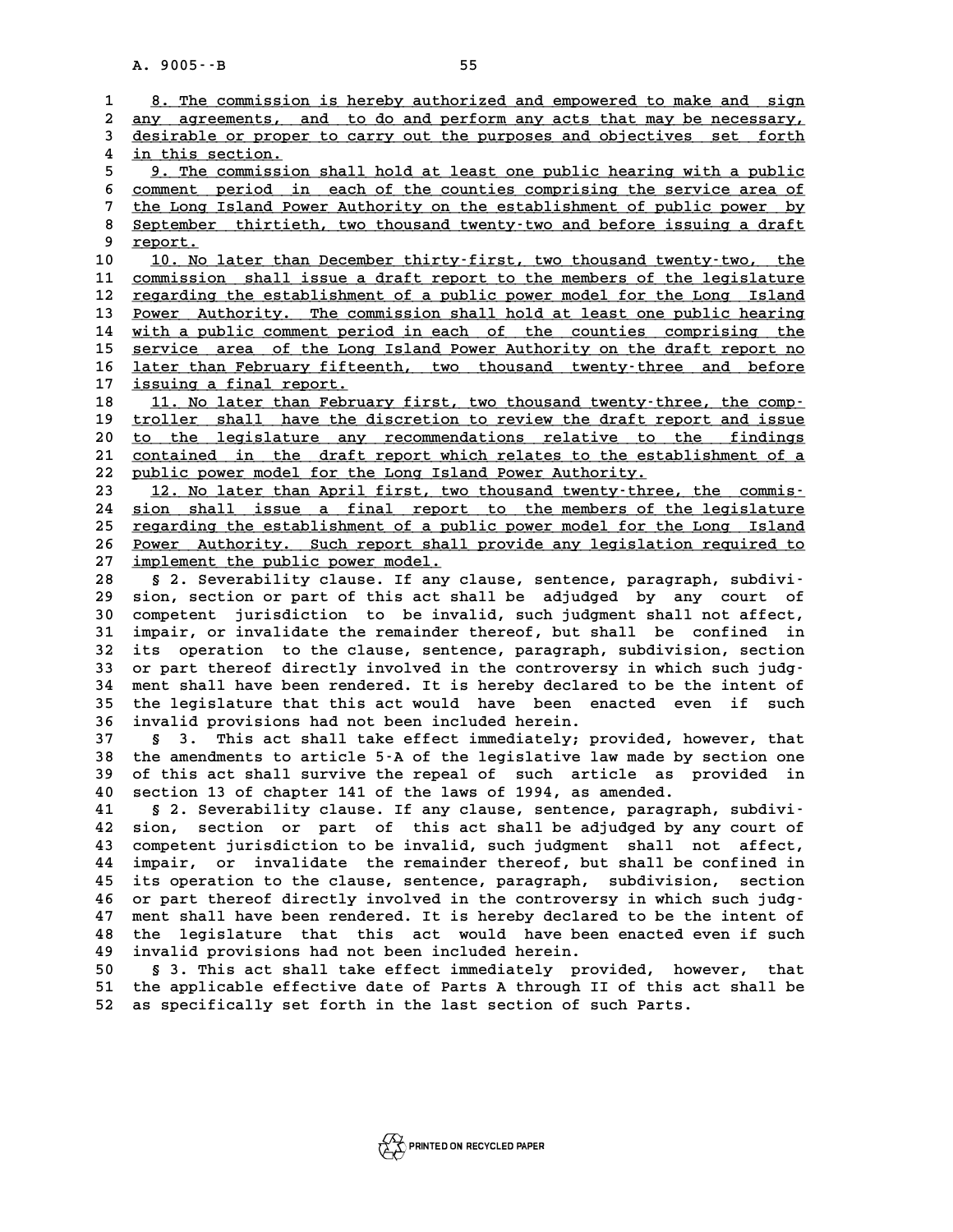8. The commission is hereby authorized and empowered to make and sign any agreements, and to do and perform any acts that may be necessary, desirable or proper to carry out the purposes and objectives set forth in this section.

9. The commission shall hold at least one public hearing with a public comment period in each of the counties comprising the service area of the Long Island Power Authority on the establishment of public power by September thirtieth, two thousand twenty-two and before issuing a draft report.

10. No later than December thirty-first, two thousand twenty-two, the commission shall issue a draft report to the members of the legislature regarding the establishment of a public power model for the Long Island Power Authority. The commission shall hold at least one public hearing with a public comment period in each of the counties comprising the service area of the Long Island Power Authority on the draft report no later than February fifteenth, two thousand twenty-three and before issuing a final report.

11. No later than February first, two thousand twenty-three, the comptroller shall have the discretion to review the draft report and issue to the legislature any recommendations relative to the findings contained in the draft report which relates to the establishment of a public power model for the Long Island Power Authority.

12. No later than April first, two thousand twenty-three, the commission shall issue a final report to the members of the legislature regarding the establishment of a public power model for the Long Island Power Authority. Such report shall provide any legislation required to implement the public power model.

§ 2. Severability clause. If any clause, sentence, paragraph, subdivision, section or part of this act shall be adjudged by any court of competent jurisdiction to be invalid, such judgment shall not affect, impair, or invalidate the remainder thereof, but shall be confined in its operation to the clause, sentence, paragraph, subdivision, section or part thereof directly involved in the controversy in which such judgment shall have been rendered. It is hereby declared to be the intent of the legislature that this act would have been enacted even if such invalid provisions had not been included herein.

§ 3. This act shall take effect immediately; provided, however, that the amendments to article 5-A of the legislative law made by section one of this act shall survive the repeal of such article as provided in section 13 of chapter 141 of the laws of 1994, as amended.

§ 2. Severability clause. If any clause, sentence, paragraph, subdivision, section or part of this act shall be adjudged by any court of competent jurisdiction to be invalid, such judgment shall not affect, impair, or invalidate the remainder thereof, but shall be confined in its operation to the clause, sentence, paragraph, subdivision, section or part thereof directly involved in the controversy in which such judgment shall have been rendered. It is hereby declared to be the intent of the legislature that this act would have been enacted even if such invalid provisions had not been included herein.

§ 3. This act shall take effect immediately provided, however, that the applicable effective date of Parts A through II of this act shall be as specifically set forth in the last section of such Parts.